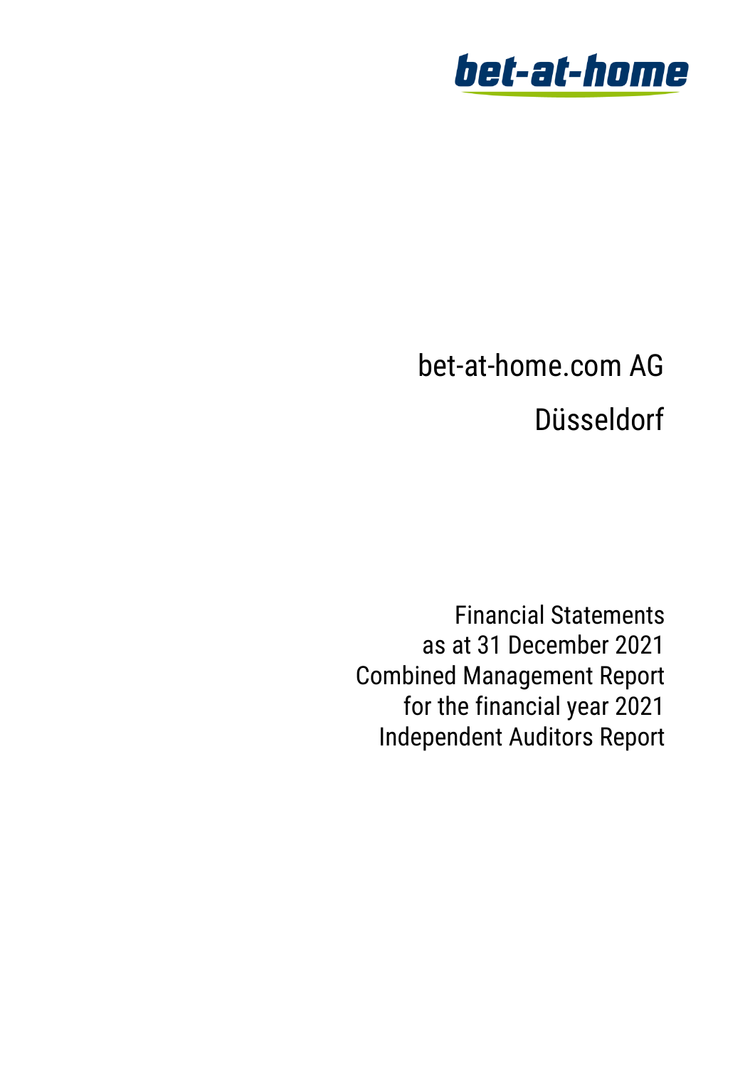bet-at-home

# bet-at-home.com AG

## Düsseldorf

Financial Statements
as at 31 December 2021
Combined Management Report
for the financial year 2021
Independent Auditors Report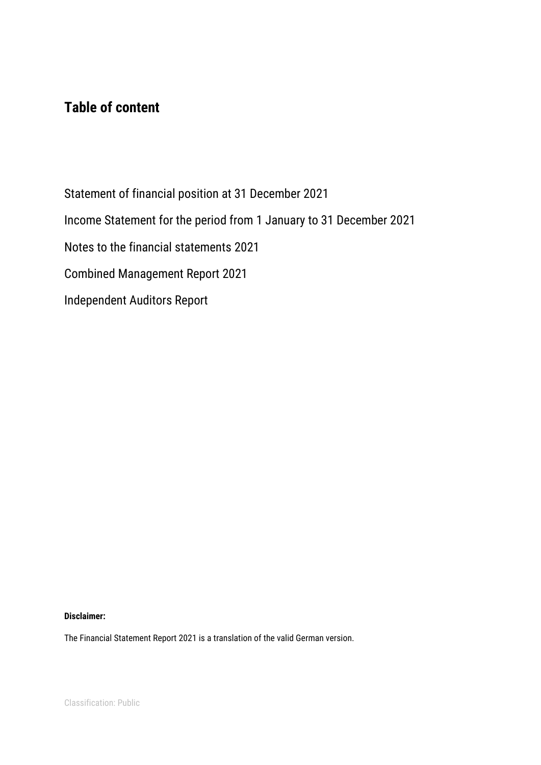# Table of content

Statement of financial position at 31 December 2021

Income Statement for the period from 1 January to 31 December 2021

Notes to the financial statements 2021

Combined Management Report 2021

Independent Auditors Report

**Disclaimer:**

The Financial Statement Report 2021 is a translation of the valid German version.

Classification: Public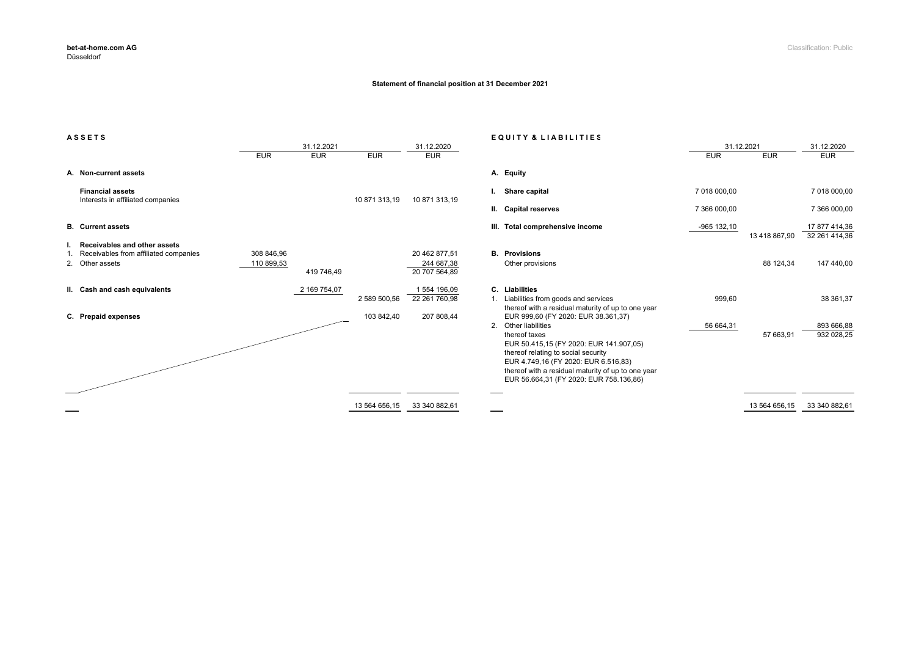**bet-at-home.com AG**
Düsseldorf

Classification: Public

### Statement of financial position at 31 December 2021

**A S S E T S**

| | 31.12.2021 | | | 31.12.2020 |
|---|---|---|---|---|
| | EUR | EUR | EUR | EUR |
| **A. Non-current assets** | | | | |
| **Financial assets** | | | | |
| Interests in affiliated companies | | | 10 871 313,19 | 10 871 313,19 |
| **B. Current assets** | | | | |
| **I. Receivables and other assets** | | | | |
| 1. Receivables from affiliated companies | 308 846,96 | | | 20 462 877,51 |
| 2. Other assets | 110 899,53 | | | 244 687,38 |
| | | 419 746,49 | | 20 707 564,89 |
| **II. Cash and cash equivalents** | | 2 169 754,07 | | 1 554 196,09 |
| | | | 2 589 500,56 | 22 261 760,98 |
| **C. Prepaid expenses** | | | 103 842,40 | 207 808,44 |
| | | | 13 564 656,15 | 33 340 882,61 |

**E Q U I T Y & L I A B I L I T I E S**

| | 31.12.2021 | | 31.12.2020 |
|---|---|---|---|
| | EUR | EUR | EUR |
| **A. Equity** | | | |
| **I. Share capital** | 7 018 000,00 | | 7 018 000,00 |
| **II. Capital reserves** | 7 366 000,00 | | 7 366 000,00 |
| **III. Total comprehensive income** | -965 132,10 | | 17 877 414,36 |
| | | 13 418 867,90 | 32 261 414,36 |
| **B. Provisions** | | | |
| Other provisions | | 88 124,34 | 147 440,00 |
| **C. Liabilities** | | | |
| 1. Liabilities from goods and services<br>thereof with a residual maturity of up to one year<br>EUR 999,60 (FY 2020: EUR 38.361,37) | 999,60 | | 38 361,37 |
| 2. Other liabilities | 56 664,31 | | 893 666,88 |
| thereof taxes<br>EUR 50.415,15 (FY 2020: EUR 141.907,05)<br>thereof relating to social security<br>EUR 4.749,16 (FY 2020: EUR 6.516,83)<br>thereof with a residual maturity of up to one year<br>EUR 56.664,31 (FY 2020: EUR 758.136,86) | | 57 663,91 | 932 028,25 |
| | | 13 564 656,15 | 33 340 882,61 |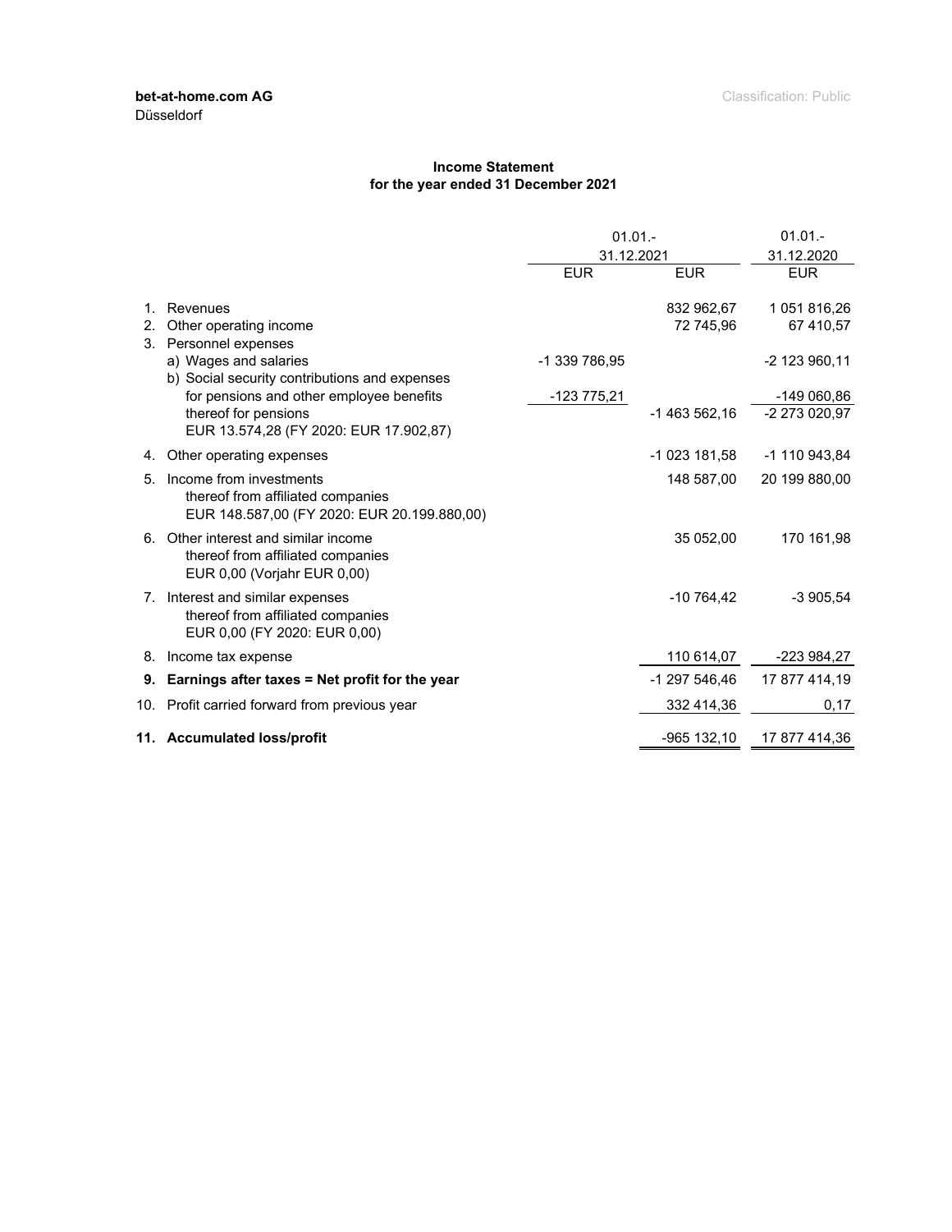**bet-at-home.com AG**
Düsseldorf

Classification: Public

## Income Statement
### for the year ended 31 December 2021

| | | 01.01.-31.12.2021 | | 01.01.-31.12.2020 |
|---|---|---|---|---|
| | | EUR | EUR | EUR |
| 1. | Revenues | | 832 962,67 | 1 051 816,26 |
| 2. | Other operating income | | 72 745,96 | 67 410,57 |
| 3. | Personnel expenses | | | |
| | a) Wages and salaries | -1 339 786,95 | | -2 123 960,11 |
| | b) Social security contributions and expenses for pensions and other employee benefits | -123 775,21 | | -149 060,86 |
| | thereof for pensions EUR 13.574,28 (FY 2020: EUR 17.902,87) | | -1 463 562,16 | -2 273 020,97 |
| 4. | Other operating expenses | | -1 023 181,58 | -1 110 943,84 |
| 5. | Income from investments thereof from affiliated companies EUR 148.587,00 (FY 2020: EUR 20.199.880,00) | | 148 587,00 | 20 199 880,00 |
| 6. | Other interest and similar income thereof from affiliated companies EUR 0,00 (Vorjahr EUR 0,00) | | 35 052,00 | 170 161,98 |
| 7. | Interest and similar expenses thereof from affiliated companies EUR 0,00 (FY 2020: EUR 0,00) | | -10 764,42 | -3 905,54 |
| 8. | Income tax expense | | 110 614,07 | -223 984,27 |
| **9.** | **Earnings after taxes = Net profit for the year** | | -1 297 546,46 | 17 877 414,19 |
| 10. | Profit carried forward from previous year | | 332 414,36 | 0,17 |
| **11.** | **Accumulated loss/profit** | | -965 132,10 | 17 877 414,36 |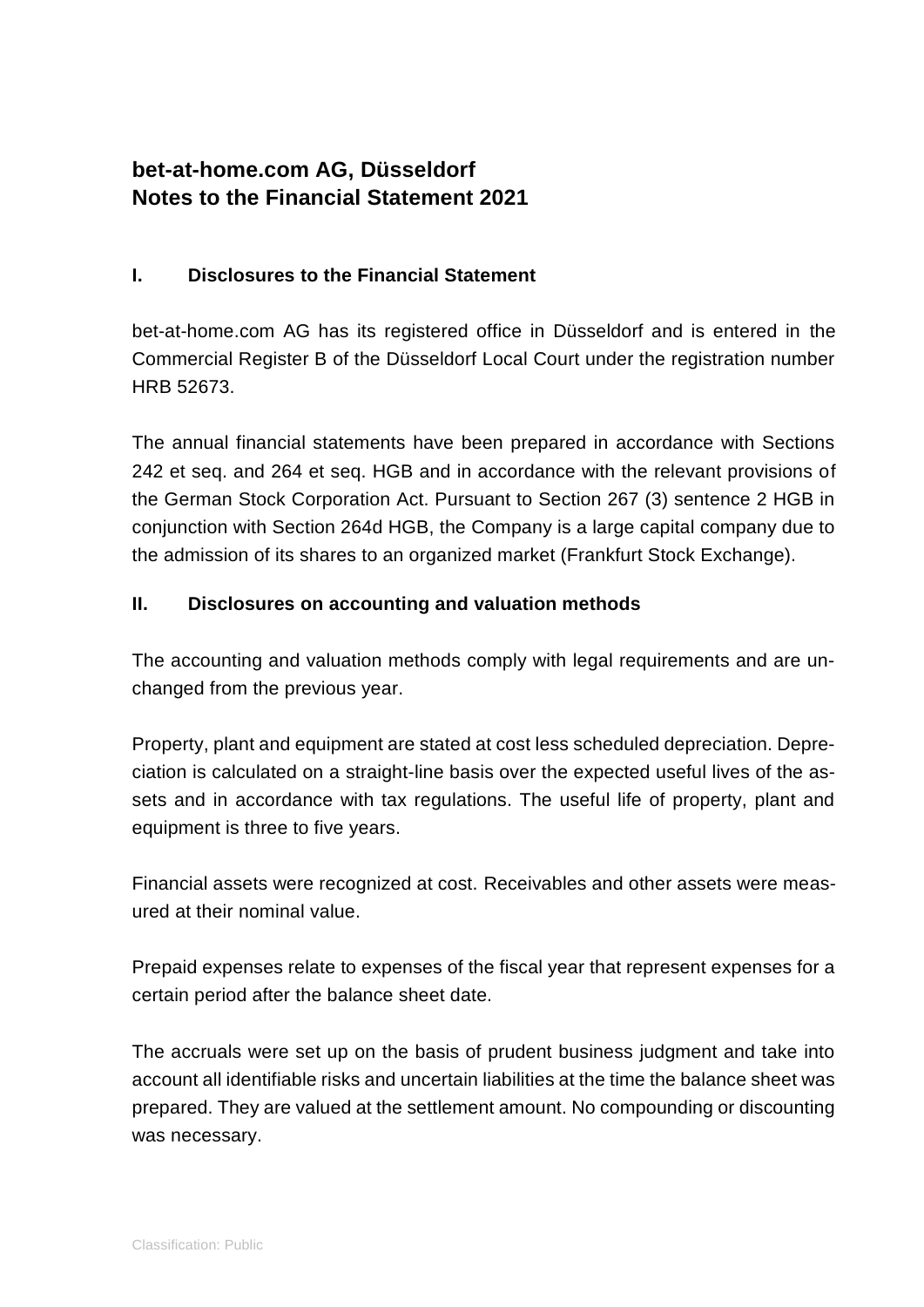# bet-at-home.com AG, Düsseldorf
# Notes to the Financial Statement 2021

## I. Disclosures to the Financial Statement

bet-at-home.com AG has its registered office in Düsseldorf and is entered in the Commercial Register B of the Düsseldorf Local Court under the registration number HRB 52673.

The annual financial statements have been prepared in accordance with Sections 242 et seq. and 264 et seq. HGB and in accordance with the relevant provisions of the German Stock Corporation Act. Pursuant to Section 267 (3) sentence 2 HGB in conjunction with Section 264d HGB, the Company is a large capital company due to the admission of its shares to an organized market (Frankfurt Stock Exchange).

## II. Disclosures on accounting and valuation methods

The accounting and valuation methods comply with legal requirements and are unchanged from the previous year.

Property, plant and equipment are stated at cost less scheduled depreciation. Depreciation is calculated on a straight-line basis over the expected useful lives of the assets and in accordance with tax regulations. The useful life of property, plant and equipment is three to five years.

Financial assets were recognized at cost. Receivables and other assets were measured at their nominal value.

Prepaid expenses relate to expenses of the fiscal year that represent expenses for a certain period after the balance sheet date.

The accruals were set up on the basis of prudent business judgment and take into account all identifiable risks and uncertain liabilities at the time the balance sheet was prepared. They are valued at the settlement amount. No compounding or discounting was necessary.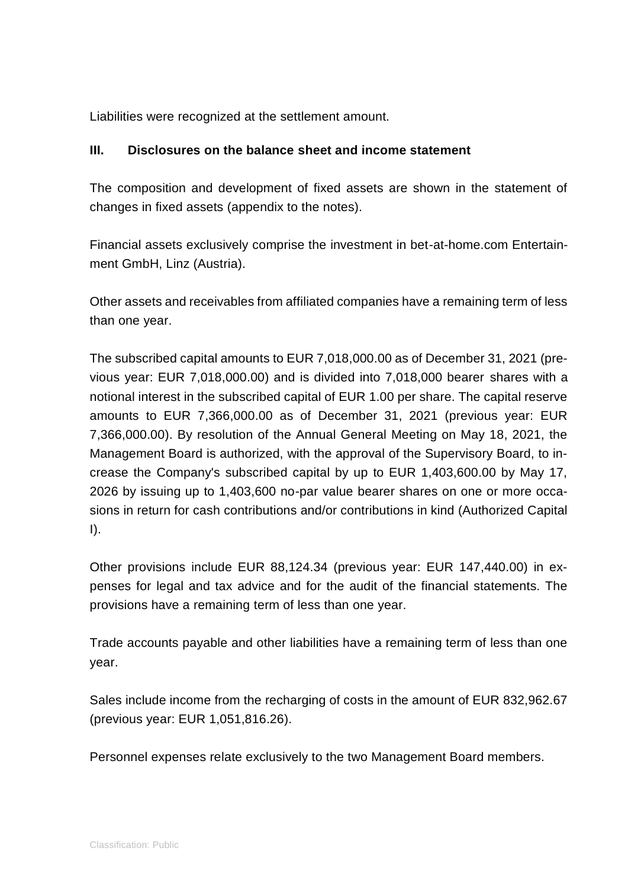Liabilities were recognized at the settlement amount.

### III. Disclosures on the balance sheet and income statement

The composition and development of fixed assets are shown in the statement of changes in fixed assets (appendix to the notes).

Financial assets exclusively comprise the investment in bet-at-home.com Entertainment GmbH, Linz (Austria).

Other assets and receivables from affiliated companies have a remaining term of less than one year.

The subscribed capital amounts to EUR 7,018,000.00 as of December 31, 2021 (previous year: EUR 7,018,000.00) and is divided into 7,018,000 bearer shares with a notional interest in the subscribed capital of EUR 1.00 per share. The capital reserve amounts to EUR 7,366,000.00 as of December 31, 2021 (previous year: EUR 7,366,000.00). By resolution of the Annual General Meeting on May 18, 2021, the Management Board is authorized, with the approval of the Supervisory Board, to increase the Company's subscribed capital by up to EUR 1,403,600.00 by May 17, 2026 by issuing up to 1,403,600 no-par value bearer shares on one or more occasions in return for cash contributions and/or contributions in kind (Authorized Capital I).

Other provisions include EUR 88,124.34 (previous year: EUR 147,440.00) in expenses for legal and tax advice and for the audit of the financial statements. The provisions have a remaining term of less than one year.

Trade accounts payable and other liabilities have a remaining term of less than one year.

Sales include income from the recharging of costs in the amount of EUR 832,962.67 (previous year: EUR 1,051,816.26).

Personnel expenses relate exclusively to the two Management Board members.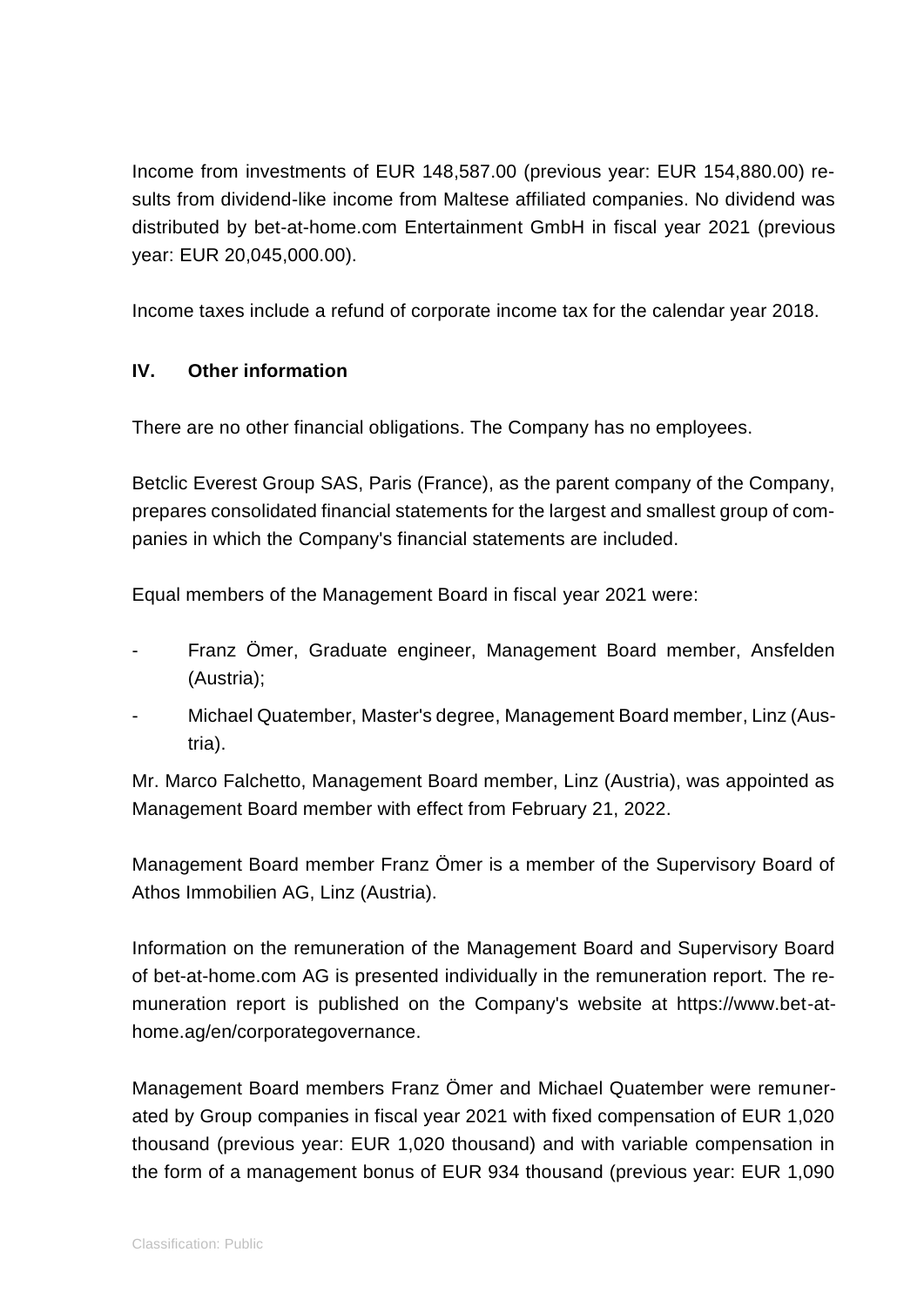Income from investments of EUR 148,587.00 (previous year: EUR 154,880.00) results from dividend-like income from Maltese affiliated companies. No dividend was distributed by bet-at-home.com Entertainment GmbH in fiscal year 2021 (previous year: EUR 20,045,000.00).

Income taxes include a refund of corporate income tax for the calendar year 2018.

## IV. Other information

There are no other financial obligations. The Company has no employees.

Betclic Everest Group SAS, Paris (France), as the parent company of the Company, prepares consolidated financial statements for the largest and smallest group of companies in which the Company's financial statements are included.

Equal members of the Management Board in fiscal year 2021 were:

- Franz Ömer, Graduate engineer, Management Board member, Ansfelden (Austria);
- Michael Quatember, Master's degree, Management Board member, Linz (Austria).

Mr. Marco Falchetto, Management Board member, Linz (Austria), was appointed as Management Board member with effect from February 21, 2022.

Management Board member Franz Ömer is a member of the Supervisory Board of Athos Immobilien AG, Linz (Austria).

Information on the remuneration of the Management Board and Supervisory Board of bet-at-home.com AG is presented individually in the remuneration report. The remuneration report is published on the Company's website at https://www.bet-at-home.ag/en/corporategovernance.

Management Board members Franz Ömer and Michael Quatember were remunerated by Group companies in fiscal year 2021 with fixed compensation of EUR 1,020 thousand (previous year: EUR 1,020 thousand) and with variable compensation in the form of a management bonus of EUR 934 thousand (previous year: EUR 1,090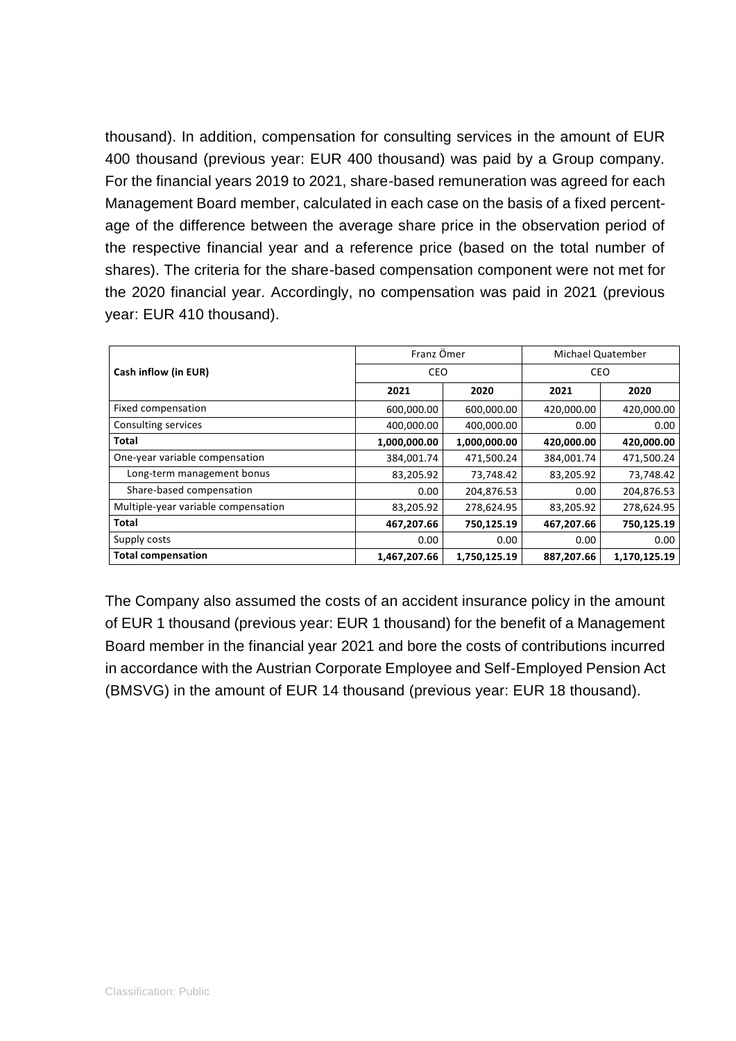thousand). In addition, compensation for consulting services in the amount of EUR 400 thousand (previous year: EUR 400 thousand) was paid by a Group company. For the financial years 2019 to 2021, share-based remuneration was agreed for each Management Board member, calculated in each case on the basis of a fixed percentage of the difference between the average share price in the observation period of the respective financial year and a reference price (based on the total number of shares). The criteria for the share-based compensation component were not met for the 2020 financial year. Accordingly, no compensation was paid in 2021 (previous year: EUR 410 thousand).

| Cash inflow (in EUR) | Franz Ömer | | Michael Quatember | |
|---|---|---|---|---|
| | CEO | | CEO | |
| | **2021** | **2020** | **2021** | **2020** |
| Fixed compensation | 600,000.00 | 600,000.00 | 420,000.00 | 420,000.00 |
| Consulting services | 400,000.00 | 400,000.00 | 0.00 | 0.00 |
| **Total** | **1,000,000.00** | **1,000,000.00** | **420,000.00** | **420,000.00** |
| One-year variable compensation | 384,001.74 | 471,500.24 | 384,001.74 | 471,500.24 |
| Long-term management bonus | 83,205.92 | 73,748.42 | 83,205.92 | 73,748.42 |
| Share-based compensation | 0.00 | 204,876.53 | 0.00 | 204,876.53 |
| Multiple-year variable compensation | 83,205.92 | 278,624.95 | 83,205.92 | 278,624.95 |
| **Total** | **467,207.66** | **750,125.19** | **467,207.66** | **750,125.19** |
| Supply costs | 0.00 | 0.00 | 0.00 | 0.00 |
| **Total compensation** | **1,467,207.66** | **1,750,125.19** | **887,207.66** | **1,170,125.19** |

The Company also assumed the costs of an accident insurance policy in the amount of EUR 1 thousand (previous year: EUR 1 thousand) for the benefit of a Management Board member in the financial year 2021 and bore the costs of contributions incurred in accordance with the Austrian Corporate Employee and Self-Employed Pension Act (BMSVG) in the amount of EUR 14 thousand (previous year: EUR 18 thousand).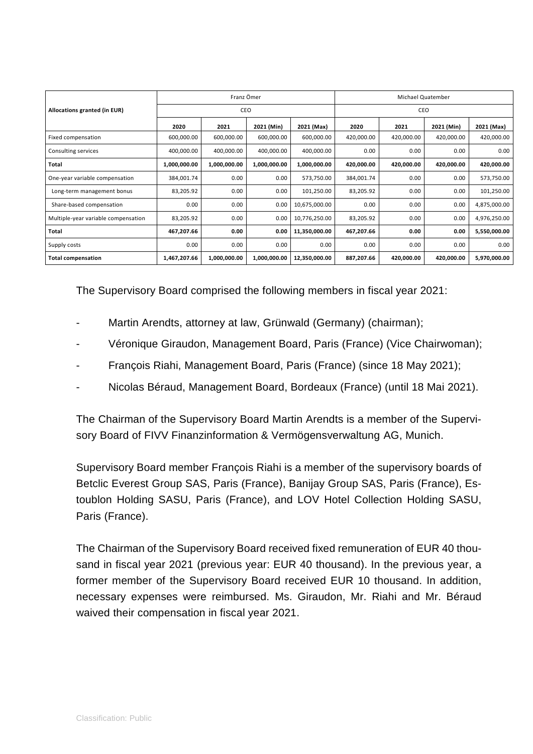| Allocations granted (in EUR) | Franz Ömer | | | | Michael Quatember | | | |
|---|---|---|---|---|---|---|---|---|
| | CEO | | | | CEO | | | |
| | **2020** | **2021** | **2021 (Min)** | **2021 (Max)** | **2020** | **2021** | **2021 (Min)** | **2021 (Max)** |
| Fixed compensation | 600,000.00 | 600,000.00 | 600,000.00 | 600,000.00 | 420,000.00 | 420,000.00 | 420,000.00 | 420,000.00 |
| Consulting services | 400,000.00 | 400,000.00 | 400,000.00 | 400,000.00 | 0.00 | 0.00 | 0.00 | 0.00 |
| **Total** | **1,000,000.00** | **1,000,000.00** | **1,000,000.00** | **1,000,000.00** | **420,000.00** | **420,000.00** | **420,000.00** | **420,000.00** |
| One-year variable compensation | 384,001.74 | 0.00 | 0.00 | 573,750.00 | 384,001.74 | 0.00 | 0.00 | 573,750.00 |
| Long-term management bonus | 83,205.92 | 0.00 | 0.00 | 101,250.00 | 83,205.92 | 0.00 | 0.00 | 101,250.00 |
| Share-based compensation | 0.00 | 0.00 | 0.00 | 10,675,000.00 | 0.00 | 0.00 | 0.00 | 4,875,000.00 |
| Multiple-year variable compensation | 83,205.92 | 0.00 | 0.00 | 10,776,250.00 | 83,205.92 | 0.00 | 0.00 | 4,976,250.00 |
| **Total** | **467,207.66** | **0.00** | **0.00** | **11,350,000.00** | **467,207.66** | **0.00** | **0.00** | **5,550,000.00** |
| Supply costs | 0.00 | 0.00 | 0.00 | 0.00 | 0.00 | 0.00 | 0.00 | 0.00 |
| **Total compensation** | **1,467,207.66** | **1,000,000.00** | **1,000,000.00** | **12,350,000.00** | **887,207.66** | **420,000.00** | **420,000.00** | **5,970,000.00** |

The Supervisory Board comprised the following members in fiscal year 2021:

- Martin Arendts, attorney at law, Grünwald (Germany) (chairman);
- Véronique Giraudon, Management Board, Paris (France) (Vice Chairwoman);
- François Riahi, Management Board, Paris (France) (since 18 May 2021);
- Nicolas Béraud, Management Board, Bordeaux (France) (until 18 Mai 2021).

The Chairman of the Supervisory Board Martin Arendts is a member of the Supervisory Board of FIVV Finanzinformation & Vermögensverwaltung AG, Munich.

Supervisory Board member François Riahi is a member of the supervisory boards of Betclic Everest Group SAS, Paris (France), Banijay Group SAS, Paris (France), Estoublon Holding SASU, Paris (France), and LOV Hotel Collection Holding SASU, Paris (France).

The Chairman of the Supervisory Board received fixed remuneration of EUR 40 thousand in fiscal year 2021 (previous year: EUR 40 thousand). In the previous year, a former member of the Supervisory Board received EUR 10 thousand. In addition, necessary expenses were reimbursed. Ms. Giraudon, Mr. Riahi and Mr. Béraud waived their compensation in fiscal year 2021.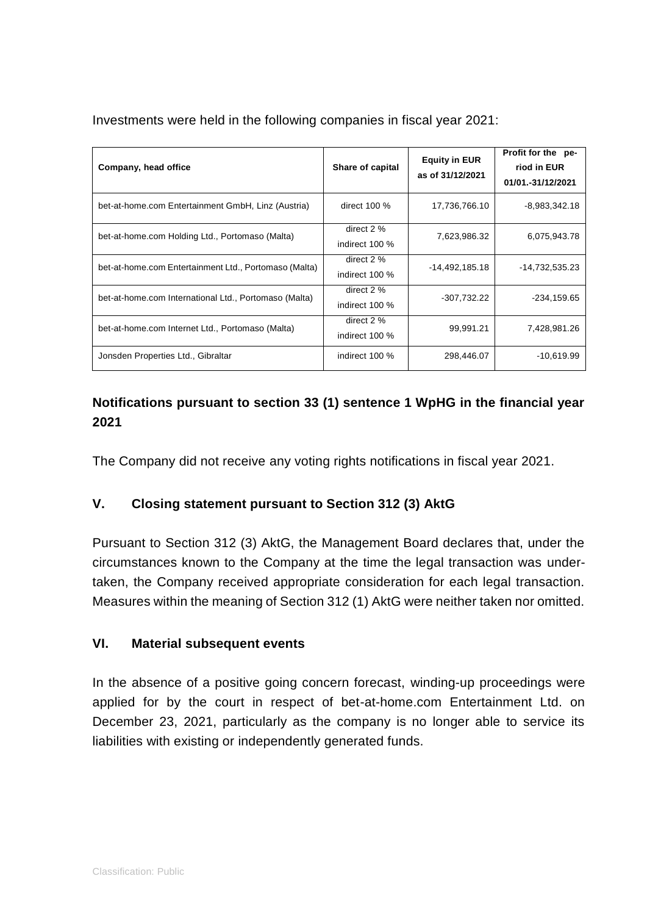Investments were held in the following companies in fiscal year 2021:

| Company, head office | Share of capital | Equity in EUR as of 31/12/2021 | Profit for the period in EUR 01/01.-31/12/2021 |
|---|---|---|---|
| bet-at-home.com Entertainment GmbH, Linz (Austria) | direct 100 % | 17,736,766.10 | -8,983,342.18 |
| bet-at-home.com Holding Ltd., Portomaso (Malta) | direct 2 %<br>indirect 100 % | 7,623,986.32 | 6,075,943.78 |
| bet-at-home.com Entertainment Ltd., Portomaso (Malta) | direct 2 %<br>indirect 100 % | -14,492,185.18 | -14,732,535.23 |
| bet-at-home.com International Ltd., Portomaso (Malta) | direct 2 %<br>indirect 100 % | -307,732.22 | -234,159.65 |
| bet-at-home.com Internet Ltd., Portomaso (Malta) | direct 2 %<br>indirect 100 % | 99,991.21 | 7,428,981.26 |
| Jonsden Properties Ltd., Gibraltar | indirect 100 % | 298,446.07 | -10,619.99 |

## Notifications pursuant to section 33 (1) sentence 1 WpHG in the financial year 2021

The Company did not receive any voting rights notifications in fiscal year 2021.

## V. Closing statement pursuant to Section 312 (3) AktG

Pursuant to Section 312 (3) AktG, the Management Board declares that, under the circumstances known to the Company at the time the legal transaction was undertaken, the Company received appropriate consideration for each legal transaction. Measures within the meaning of Section 312 (1) AktG were neither taken nor omitted.

## VI. Material subsequent events

In the absence of a positive going concern forecast, winding-up proceedings were applied for by the court in respect of bet-at-home.com Entertainment Ltd. on December 23, 2021, particularly as the company is no longer able to service its liabilities with existing or independently generated funds.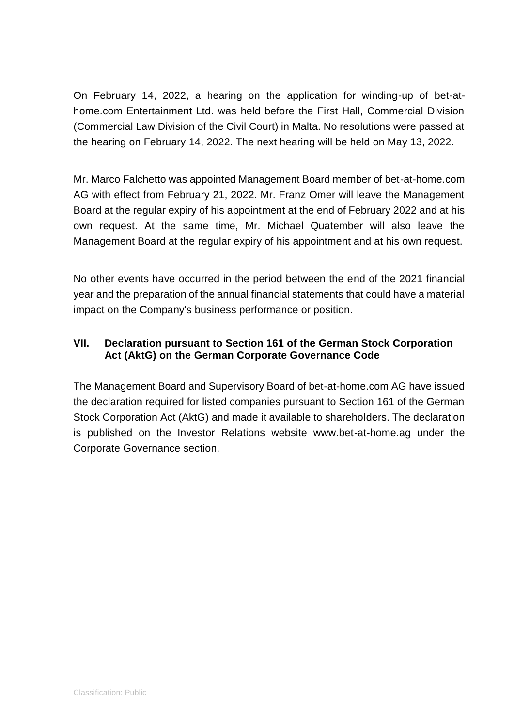On February 14, 2022, a hearing on the application for winding-up of bet-at-home.com Entertainment Ltd. was held before the First Hall, Commercial Division (Commercial Law Division of the Civil Court) in Malta. No resolutions were passed at the hearing on February 14, 2022. The next hearing will be held on May 13, 2022.

Mr. Marco Falchetto was appointed Management Board member of bet-at-home.com AG with effect from February 21, 2022. Mr. Franz Ömer will leave the Management Board at the regular expiry of his appointment at the end of February 2022 and at his own request. At the same time, Mr. Michael Quatember will also leave the Management Board at the regular expiry of his appointment and at his own request.

No other events have occurred in the period between the end of the 2021 financial year and the preparation of the annual financial statements that could have a material impact on the Company's business performance or position.

## VII. Declaration pursuant to Section 161 of the German Stock Corporation Act (AktG) on the German Corporate Governance Code

The Management Board and Supervisory Board of bet-at-home.com AG have issued the declaration required for listed companies pursuant to Section 161 of the German Stock Corporation Act (AktG) and made it available to shareholders. The declaration is published on the Investor Relations website www.bet-at-home.ag under the Corporate Governance section.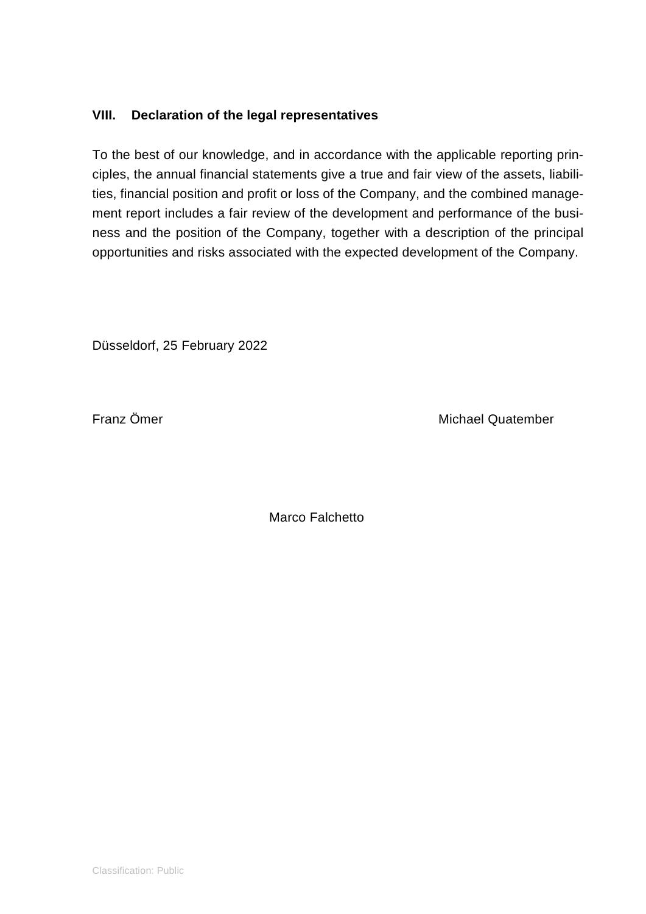## VIII. Declaration of the legal representatives

To the best of our knowledge, and in accordance with the applicable reporting principles, the annual financial statements give a true and fair view of the assets, liabilities, financial position and profit or loss of the Company, and the combined management report includes a fair review of the development and performance of the business and the position of the Company, together with a description of the principal opportunities and risks associated with the expected development of the Company.

Düsseldorf, 25 February 2022

Franz Ömer

Michael Quatember

Marco Falchetto

Classification: Public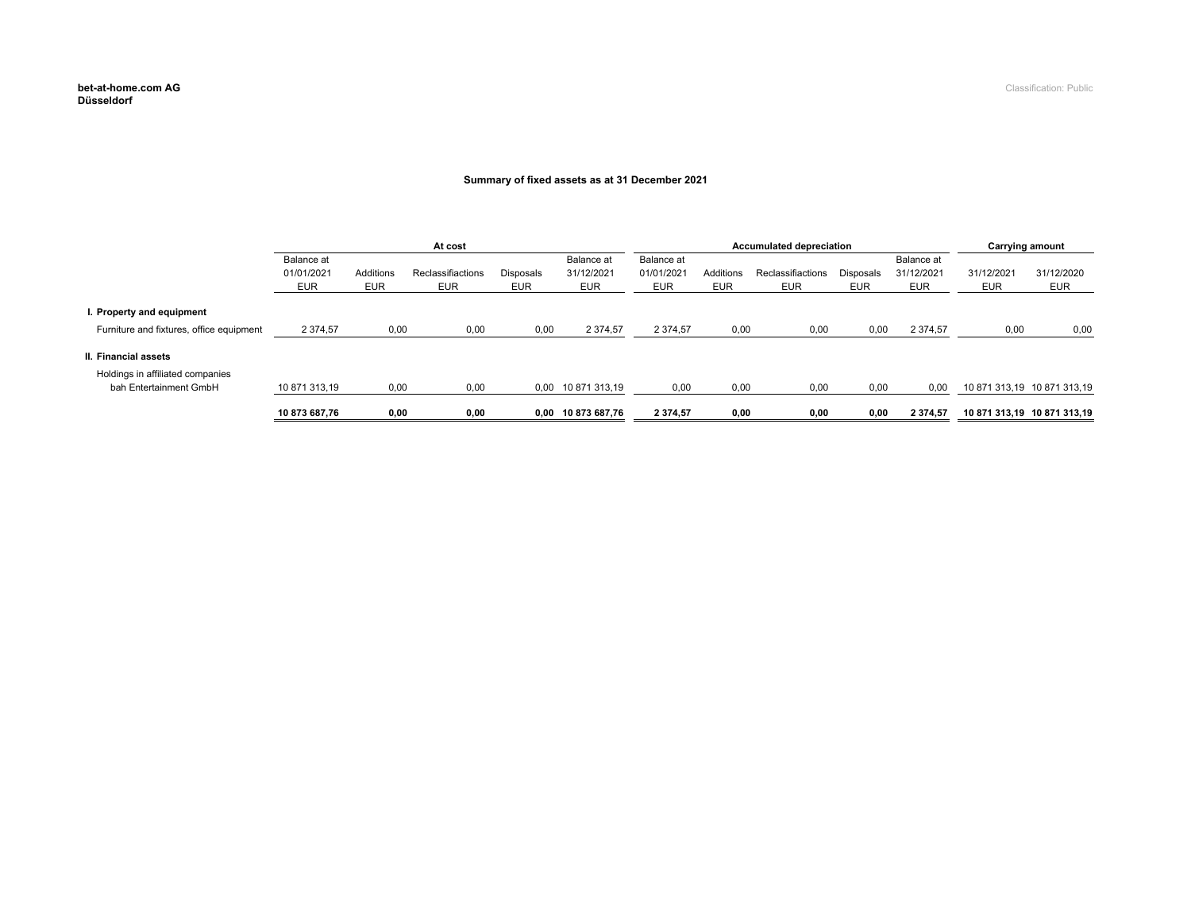**bet-at-home.com AG**
**Düsseldorf**

Classification: Public

### Summary of fixed assets as at 31 December 2021

| | At cost | | | | | Accumulated depreciation | | | | | Carrying amount | |
|---|---|---|---|---|---|---|---|---|---|---|---|---|
| | Balance at 01/01/2021 EUR | Additions EUR | Reclassifiactions EUR | Disposals EUR | Balance at 31/12/2021 EUR | Balance at 01/01/2021 EUR | Additions EUR | Reclassifiactions EUR | Disposals EUR | Balance at 31/12/2021 EUR | 31/12/2021 EUR | 31/12/2020 EUR |
| **I. Property and equipment** | | | | | | | | | | | | |
| Furniture and fixtures, office equipment | 2 374,57 | 0,00 | 0,00 | 0,00 | 2 374,57 | 2 374,57 | 0,00 | 0,00 | 0,00 | 2 374,57 | 0,00 | 0,00 |
| **II. Financial assets** | | | | | | | | | | | | |
| Holdings in affiliated companies bah Entertainment GmbH | 10 871 313,19 | 0,00 | 0,00 | 0,00 | 10 871 313,19 | 0,00 | 0,00 | 0,00 | 0,00 | 0,00 | 10 871 313,19 | 10 871 313,19 |
| | **10 873 687,76** | **0,00** | **0,00** | **0,00** | **10 873 687,76** | **2 374,57** | **0,00** | **0,00** | **0,00** | **2 374,57** | **10 871 313,19** | **10 871 313,19** |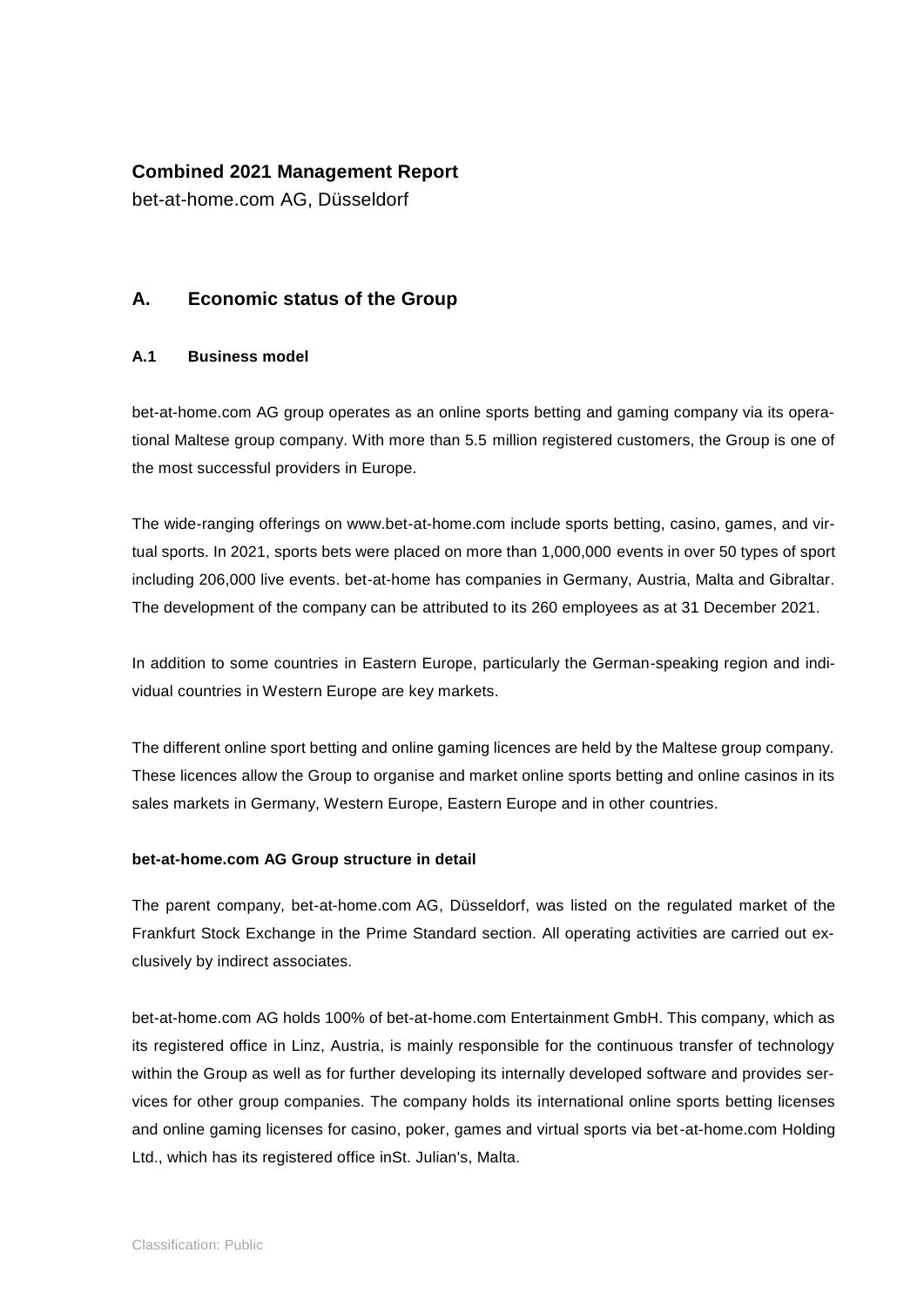**Combined 2021 Management Report**

bet-at-home.com AG, Düsseldorf

## A. Economic status of the Group

### A.1 Business model

bet-at-home.com AG group operates as an online sports betting and gaming company via its operational Maltese group company. With more than 5.5 million registered customers, the Group is one of the most successful providers in Europe.

The wide-ranging offerings on www.bet-at-home.com include sports betting, casino, games, and virtual sports. In 2021, sports bets were placed on more than 1,000,000 events in over 50 types of sport including 206,000 live events. bet-at-home has companies in Germany, Austria, Malta and Gibraltar. The development of the company can be attributed to its 260 employees as at 31 December 2021.

In addition to some countries in Eastern Europe, particularly the German-speaking region and individual countries in Western Europe are key markets.

The different online sport betting and online gaming licences are held by the Maltese group company. These licences allow the Group to organise and market online sports betting and online casinos in its sales markets in Germany, Western Europe, Eastern Europe and in other countries.

**bet-at-home.com AG Group structure in detail**

The parent company, bet-at-home.com AG, Düsseldorf, was listed on the regulated market of the Frankfurt Stock Exchange in the Prime Standard section. All operating activities are carried out exclusively by indirect associates.

bet-at-home.com AG holds 100% of bet-at-home.com Entertainment GmbH. This company, which as its registered office in Linz, Austria, is mainly responsible for the continuous transfer of technology within the Group as well as for further developing its internally developed software and provides services for other group companies. The company holds its international online sports betting licenses and online gaming licenses for casino, poker, games and virtual sports via bet-at-home.com Holding Ltd., which has its registered office inSt. Julian's, Malta.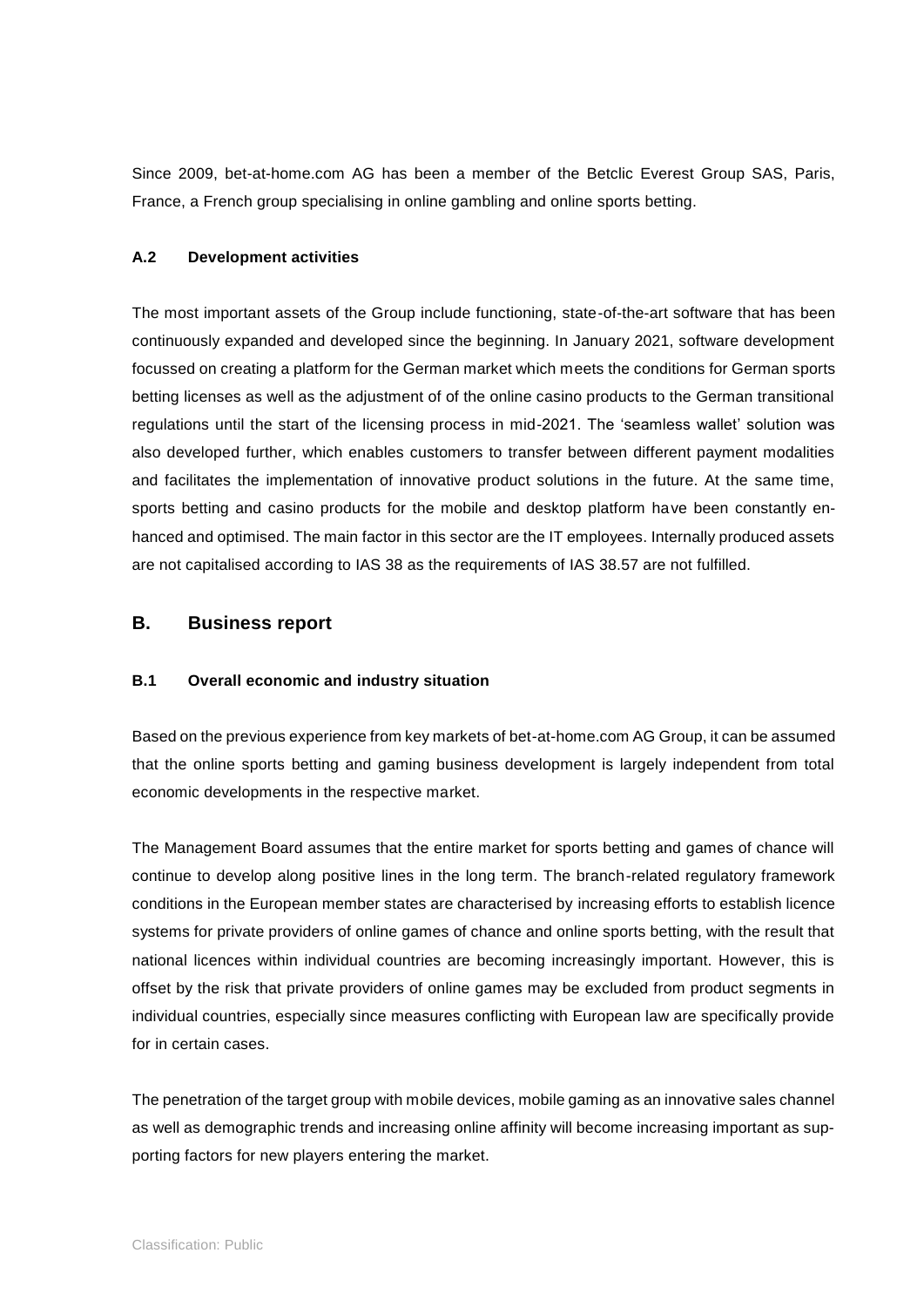Since 2009, bet-at-home.com AG has been a member of the Betclic Everest Group SAS, Paris, France, a French group specialising in online gambling and online sports betting.

### A.2 Development activities

The most important assets of the Group include functioning, state-of-the-art software that has been continuously expanded and developed since the beginning. In January 2021, software development focussed on creating a platform for the German market which meets the conditions for German sports betting licenses as well as the adjustment of of the online casino products to the German transitional regulations until the start of the licensing process in mid-2021. The 'seamless wallet' solution was also developed further, which enables customers to transfer between different payment modalities and facilitates the implementation of innovative product solutions in the future. At the same time, sports betting and casino products for the mobile and desktop platform have been constantly enhanced and optimised. The main factor in this sector are the IT employees. Internally produced assets are not capitalised according to IAS 38 as the requirements of IAS 38.57 are not fulfilled.

## B. Business report

### B.1 Overall economic and industry situation

Based on the previous experience from key markets of bet-at-home.com AG Group, it can be assumed that the online sports betting and gaming business development is largely independent from total economic developments in the respective market.

The Management Board assumes that the entire market for sports betting and games of chance will continue to develop along positive lines in the long term. The branch-related regulatory framework conditions in the European member states are characterised by increasing efforts to establish licence systems for private providers of online games of chance and online sports betting, with the result that national licences within individual countries are becoming increasingly important. However, this is offset by the risk that private providers of online games may be excluded from product segments in individual countries, especially since measures conflicting with European law are specifically provide for in certain cases.

The penetration of the target group with mobile devices, mobile gaming as an innovative sales channel as well as demographic trends and increasing online affinity will become increasing important as supporting factors for new players entering the market.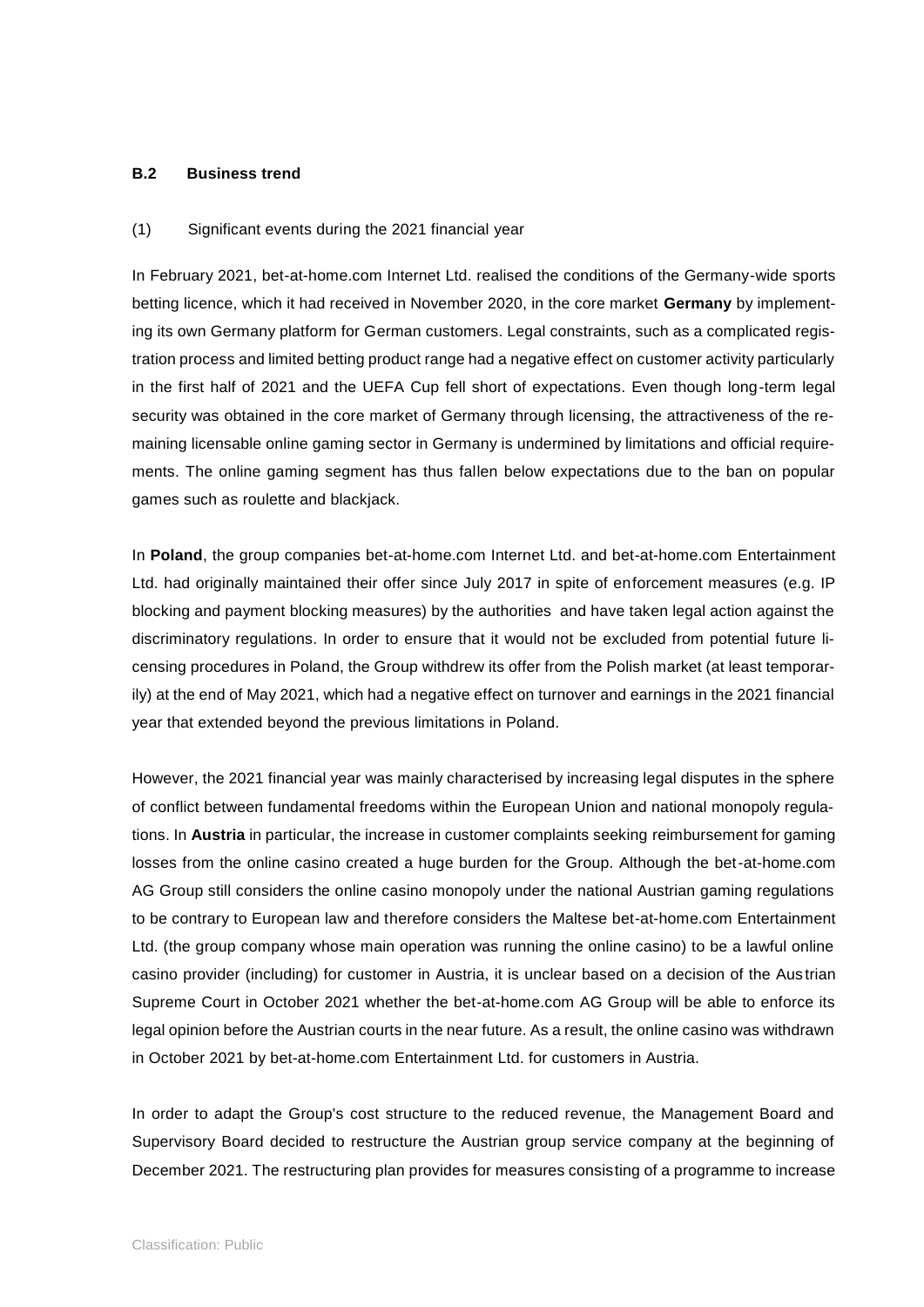### B.2 Business trend

(1) Significant events during the 2021 financial year

In February 2021, bet-at-home.com Internet Ltd. realised the conditions of the Germany-wide sports betting licence, which it had received in November 2020, in the core market **Germany** by implementing its own Germany platform for German customers. Legal constraints, such as a complicated registration process and limited betting product range had a negative effect on customer activity particularly in the first half of 2021 and the UEFA Cup fell short of expectations. Even though long-term legal security was obtained in the core market of Germany through licensing, the attractiveness of the remaining licensable online gaming sector in Germany is undermined by limitations and official requirements. The online gaming segment has thus fallen below expectations due to the ban on popular games such as roulette and blackjack.

In **Poland**, the group companies bet-at-home.com Internet Ltd. and bet-at-home.com Entertainment Ltd. had originally maintained their offer since July 2017 in spite of enforcement measures (e.g. IP blocking and payment blocking measures) by the authorities and have taken legal action against the discriminatory regulations. In order to ensure that it would not be excluded from potential future licensing procedures in Poland, the Group withdrew its offer from the Polish market (at least temporarily) at the end of May 2021, which had a negative effect on turnover and earnings in the 2021 financial year that extended beyond the previous limitations in Poland.

However, the 2021 financial year was mainly characterised by increasing legal disputes in the sphere of conflict between fundamental freedoms within the European Union and national monopoly regulations. In **Austria** in particular, the increase in customer complaints seeking reimbursement for gaming losses from the online casino created a huge burden for the Group. Although the bet-at-home.com AG Group still considers the online casino monopoly under the national Austrian gaming regulations to be contrary to European law and therefore considers the Maltese bet-at-home.com Entertainment Ltd. (the group company whose main operation was running the online casino) to be a lawful online casino provider (including) for customer in Austria, it is unclear based on a decision of the Austrian Supreme Court in October 2021 whether the bet-at-home.com AG Group will be able to enforce its legal opinion before the Austrian courts in the near future. As a result, the online casino was withdrawn in October 2021 by bet-at-home.com Entertainment Ltd. for customers in Austria.

In order to adapt the Group's cost structure to the reduced revenue, the Management Board and Supervisory Board decided to restructure the Austrian group service company at the beginning of December 2021. The restructuring plan provides for measures consisting of a programme to increase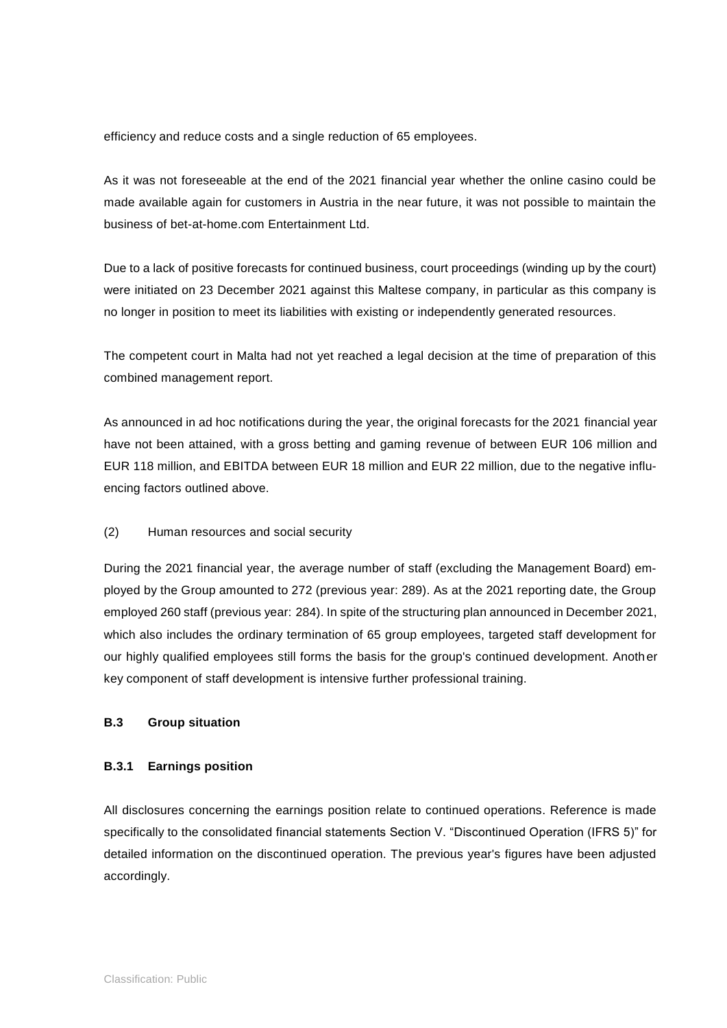efficiency and reduce costs and a single reduction of 65 employees.

As it was not foreseeable at the end of the 2021 financial year whether the online casino could be made available again for customers in Austria in the near future, it was not possible to maintain the business of bet-at-home.com Entertainment Ltd.

Due to a lack of positive forecasts for continued business, court proceedings (winding up by the court) were initiated on 23 December 2021 against this Maltese company, in particular as this company is no longer in position to meet its liabilities with existing or independently generated resources.

The competent court in Malta had not yet reached a legal decision at the time of preparation of this combined management report.

As announced in ad hoc notifications during the year, the original forecasts for the 2021 financial year have not been attained, with a gross betting and gaming revenue of between EUR 106 million and EUR 118 million, and EBITDA between EUR 18 million and EUR 22 million, due to the negative influencing factors outlined above.

(2) Human resources and social security

During the 2021 financial year, the average number of staff (excluding the Management Board) employed by the Group amounted to 272 (previous year: 289). As at the 2021 reporting date, the Group employed 260 staff (previous year: 284). In spite of the structuring plan announced in December 2021, which also includes the ordinary termination of 65 group employees, targeted staff development for our highly qualified employees still forms the basis for the group's continued development. Another key component of staff development is intensive further professional training.

## B.3 Group situation

### B.3.1 Earnings position

All disclosures concerning the earnings position relate to continued operations. Reference is made specifically to the consolidated financial statements Section V. "Discontinued Operation (IFRS 5)" for detailed information on the discontinued operation. The previous year's figures have been adjusted accordingly.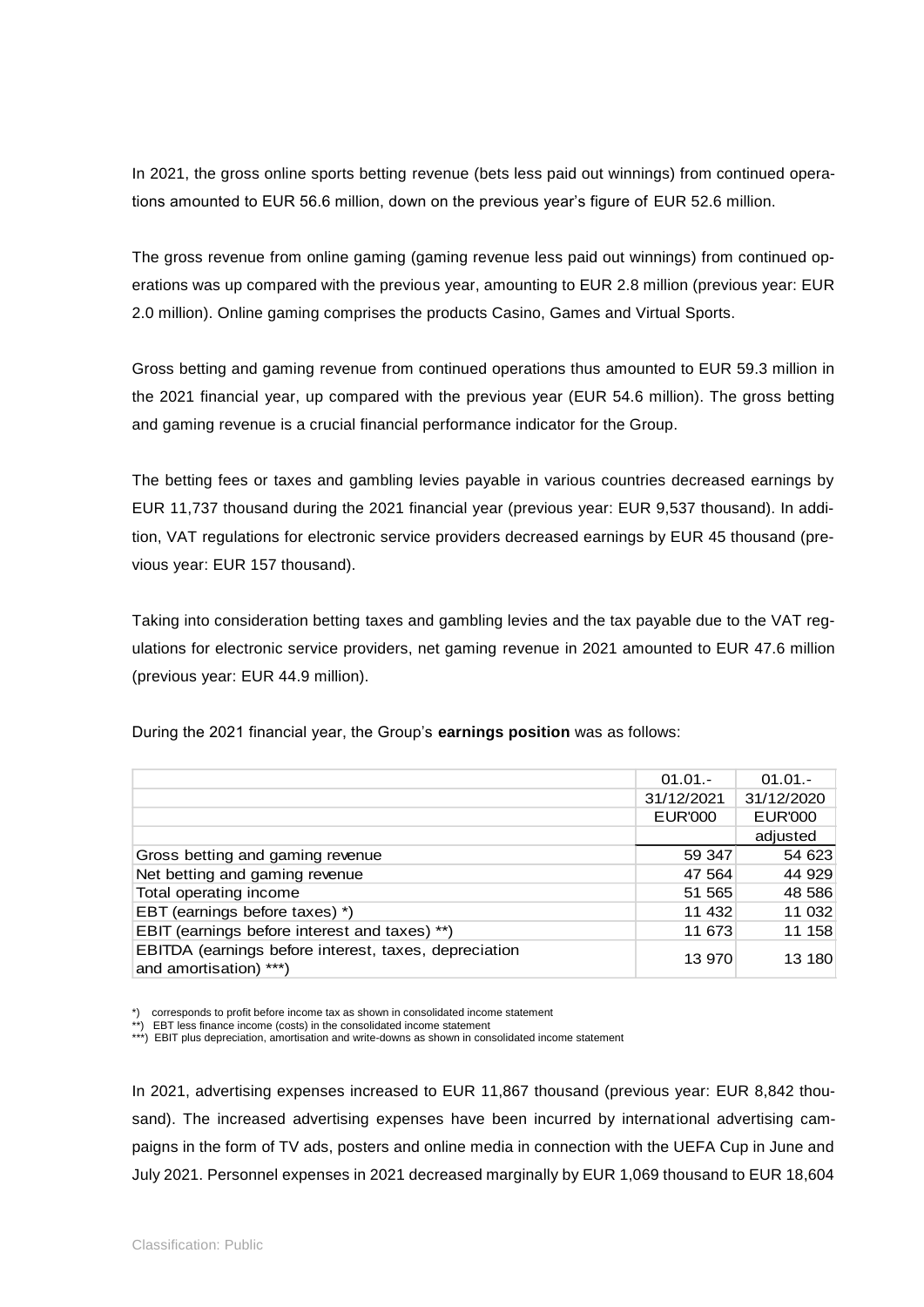In 2021, the gross online sports betting revenue (bets less paid out winnings) from continued operations amounted to EUR 56.6 million, down on the previous year's figure of EUR 52.6 million.

The gross revenue from online gaming (gaming revenue less paid out winnings) from continued operations was up compared with the previous year, amounting to EUR 2.8 million (previous year: EUR 2.0 million). Online gaming comprises the products Casino, Games and Virtual Sports.

Gross betting and gaming revenue from continued operations thus amounted to EUR 59.3 million in the 2021 financial year, up compared with the previous year (EUR 54.6 million). The gross betting and gaming revenue is a crucial financial performance indicator for the Group.

The betting fees or taxes and gambling levies payable in various countries decreased earnings by EUR 11,737 thousand during the 2021 financial year (previous year: EUR 9,537 thousand). In addition, VAT regulations for electronic service providers decreased earnings by EUR 45 thousand (previous year: EUR 157 thousand).

Taking into consideration betting taxes and gambling levies and the tax payable due to the VAT regulations for electronic service providers, net gaming revenue in 2021 amounted to EUR 47.6 million (previous year: EUR 44.9 million).

During the 2021 financial year, the Group's **earnings position** was as follows:

| | 01.01.-<br>31/12/2021<br>EUR'000 | 01.01.-<br>31/12/2020<br>EUR'000<br>adjusted |
|---|---|---|
| Gross betting and gaming revenue | 59 347 | 54 623 |
| Net betting and gaming revenue | 47 564 | 44 929 |
| Total operating income | 51 565 | 48 586 |
| EBT (earnings before taxes) *) | 11 432 | 11 032 |
| EBIT (earnings before interest and taxes) **) | 11 673 | 11 158 |
| EBITDA (earnings before interest, taxes, depreciation and amortisation) ***) | 13 970 | 13 180 |

*) corresponds to profit before income tax as shown in consolidated income statement
**) EBT less finance income (costs) in the consolidated income statement
***) EBIT plus depreciation, amortisation and write-downs as shown in consolidated income statement

In 2021, advertising expenses increased to EUR 11,867 thousand (previous year: EUR 8,842 thousand). The increased advertising expenses have been incurred by international advertising campaigns in the form of TV ads, posters and online media in connection with the UEFA Cup in June and July 2021. Personnel expenses in 2021 decreased marginally by EUR 1,069 thousand to EUR 18,604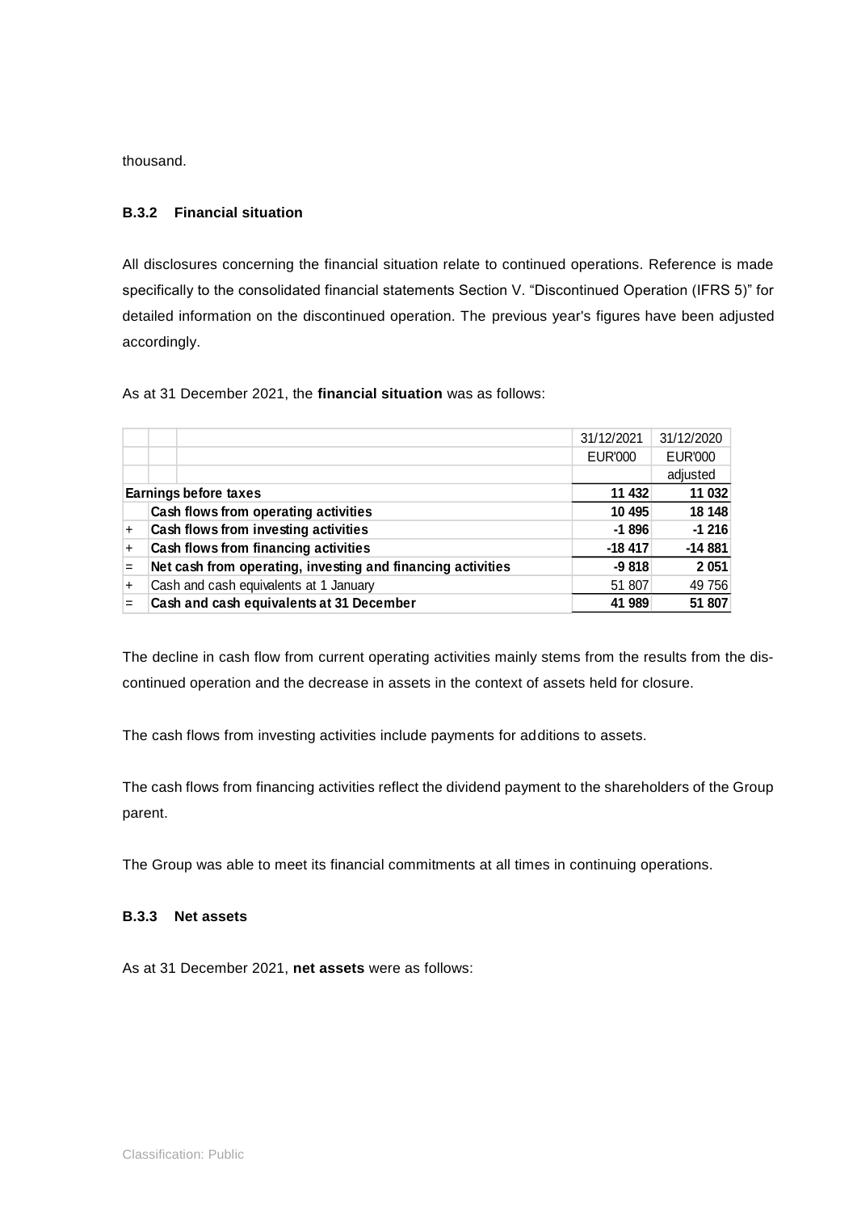thousand.

### B.3.2 Financial situation

All disclosures concerning the financial situation relate to continued operations. Reference is made specifically to the consolidated financial statements Section V. “Discontinued Operation (IFRS 5)” for detailed information on the discontinued operation. The previous year's figures have been adjusted accordingly.

As at 31 December 2021, the **financial situation** was as follows:

| | | 31/12/2021 | 31/12/2020 |
|---|---|---|---|
| | | EUR'000 | EUR'000 |
| | | | adjusted |
| **Earnings before taxes** | | **11 432** | **11 032** |
| | **Cash flows from operating activities** | **10 495** | **18 148** |
| + | **Cash flows from investing activities** | **-1 896** | **-1 216** |
| + | **Cash flows from financing activities** | **-18 417** | **-14 881** |
| = | **Net cash from operating, investing and financing activities** | **-9 818** | **2 051** |
| + | Cash and cash equivalents at 1 January | 51 807 | 49 756 |
| = | **Cash and cash equivalents at 31 December** | **41 989** | **51 807** |

The decline in cash flow from current operating activities mainly stems from the results from the discontinued operation and the decrease in assets in the context of assets held for closure.

The cash flows from investing activities include payments for additions to assets.

The cash flows from financing activities reflect the dividend payment to the shareholders of the Group parent.

The Group was able to meet its financial commitments at all times in continuing operations.

### B.3.3 Net assets

As at 31 December 2021, **net assets** were as follows: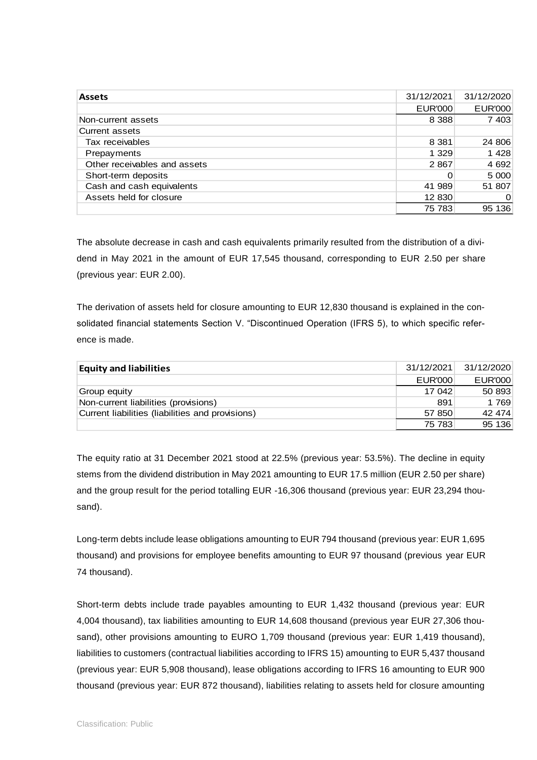| **Assets** | 31/12/2021 | 31/12/2020 |
|---|---|---|
| | EUR'000 | EUR'000 |
| Non-current assets | 8 388 | 7 403 |
| Current assets | | |
| Tax receivables | 8 381 | 24 806 |
| Prepayments | 1 329 | 1 428 |
| Other receivables and assets | 2 867 | 4 692 |
| Short-term deposits | 0 | 5 000 |
| Cash and cash equivalents | 41 989 | 51 807 |
| Assets held for closure | 12 830 | 0 |
| | 75 783 | 95 136 |

The absolute decrease in cash and cash equivalents primarily resulted from the distribution of a dividend in May 2021 in the amount of EUR 17,545 thousand, corresponding to EUR 2.50 per share (previous year: EUR 2.00).

The derivation of assets held for closure amounting to EUR 12,830 thousand is explained in the consolidated financial statements Section V. "Discontinued Operation (IFRS 5), to which specific reference is made.

| **Equity and liabilities** | 31/12/2021 | 31/12/2020 |
|---|---|---|
| | EUR'000 | EUR'000 |
| Group equity | 17 042 | 50 893 |
| Non-current liabilities (provisions) | 891 | 1 769 |
| Current liabilities (liabilities and provisions) | 57 850 | 42 474 |
| | 75 783 | 95 136 |

The equity ratio at 31 December 2021 stood at 22.5% (previous year: 53.5%). The decline in equity stems from the dividend distribution in May 2021 amounting to EUR 17.5 million (EUR 2.50 per share) and the group result for the period totalling EUR -16,306 thousand (previous year: EUR 23,294 thousand).

Long-term debts include lease obligations amounting to EUR 794 thousand (previous year: EUR 1,695 thousand) and provisions for employee benefits amounting to EUR 97 thousand (previous year EUR 74 thousand).

Short-term debts include trade payables amounting to EUR 1,432 thousand (previous year: EUR 4,004 thousand), tax liabilities amounting to EUR 14,608 thousand (previous year EUR 27,306 thousand), other provisions amounting to EURO 1,709 thousand (previous year: EUR 1,419 thousand), liabilities to customers (contractual liabilities according to IFRS 15) amounting to EUR 5,437 thousand (previous year: EUR 5,908 thousand), lease obligations according to IFRS 16 amounting to EUR 900 thousand (previous year: EUR 872 thousand), liabilities relating to assets held for closure amounting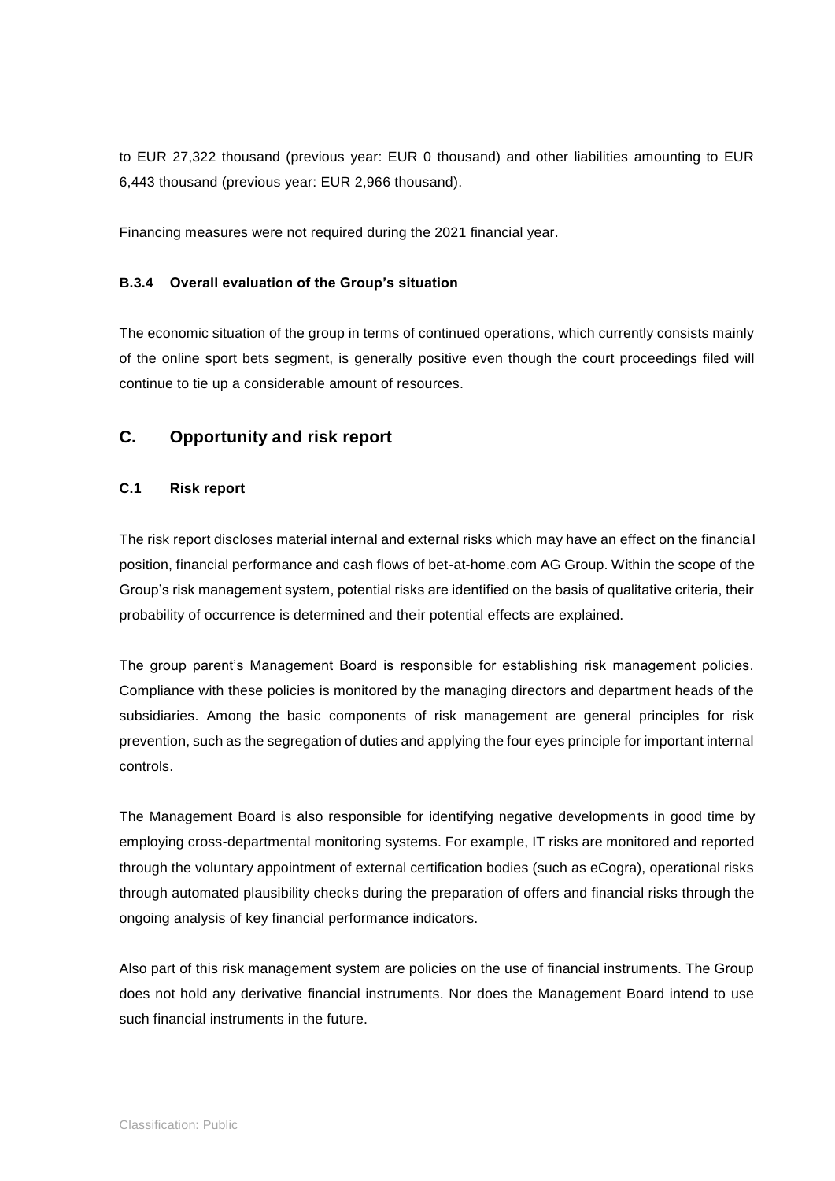to EUR 27,322 thousand (previous year: EUR 0 thousand) and other liabilities amounting to EUR 6,443 thousand (previous year: EUR 2,966 thousand).

Financing measures were not required during the 2021 financial year.

### B.3.4 Overall evaluation of the Group's situation

The economic situation of the group in terms of continued operations, which currently consists mainly of the online sport bets segment, is generally positive even though the court proceedings filed will continue to tie up a considerable amount of resources.

## C. Opportunity and risk report

### C.1 Risk report

The risk report discloses material internal and external risks which may have an effect on the financial position, financial performance and cash flows of bet-at-home.com AG Group. Within the scope of the Group's risk management system, potential risks are identified on the basis of qualitative criteria, their probability of occurrence is determined and their potential effects are explained.

The group parent's Management Board is responsible for establishing risk management policies. Compliance with these policies is monitored by the managing directors and department heads of the subsidiaries. Among the basic components of risk management are general principles for risk prevention, such as the segregation of duties and applying the four eyes principle for important internal controls.

The Management Board is also responsible for identifying negative developments in good time by employing cross-departmental monitoring systems. For example, IT risks are monitored and reported through the voluntary appointment of external certification bodies (such as eCogra), operational risks through automated plausibility checks during the preparation of offers and financial risks through the ongoing analysis of key financial performance indicators.

Also part of this risk management system are policies on the use of financial instruments. The Group does not hold any derivative financial instruments. Nor does the Management Board intend to use such financial instruments in the future.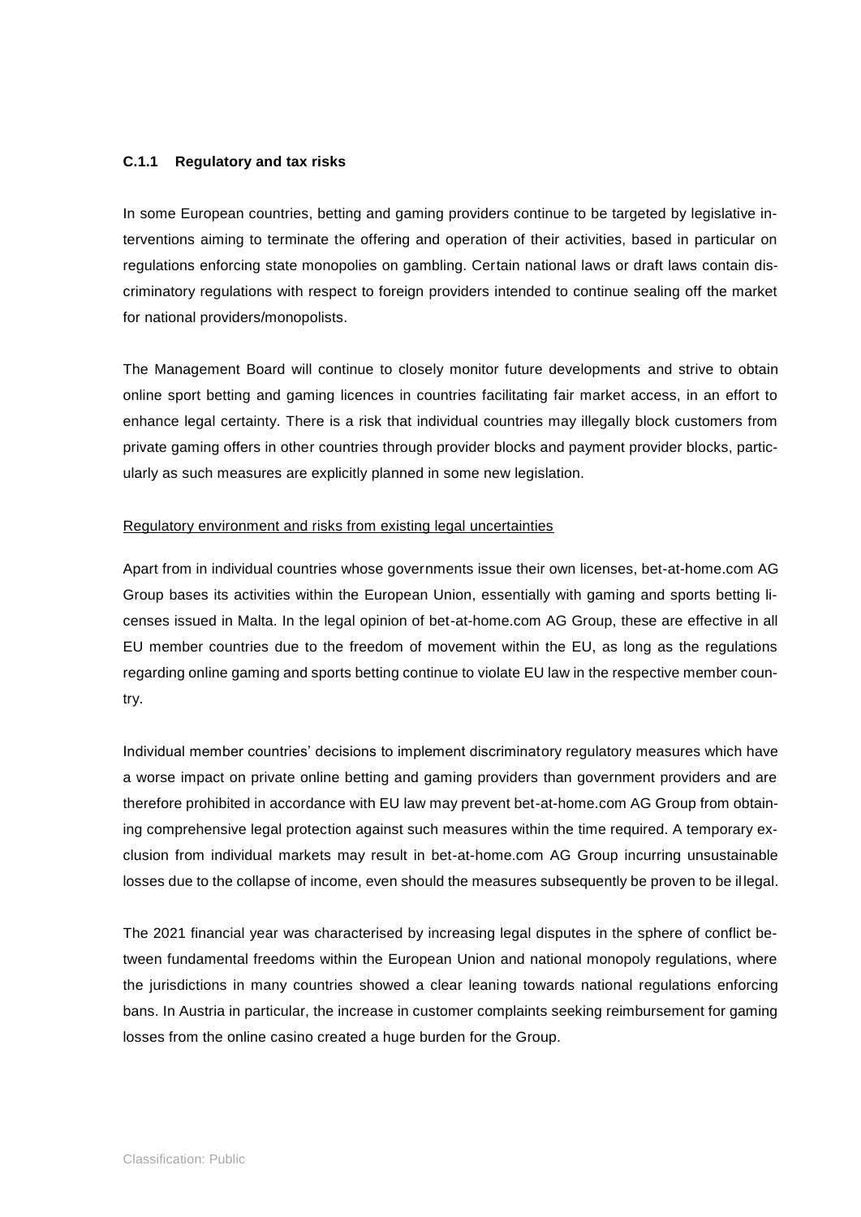### C.1.1 Regulatory and tax risks

In some European countries, betting and gaming providers continue to be targeted by legislative interventions aiming to terminate the offering and operation of their activities, based in particular on regulations enforcing state monopolies on gambling. Certain national laws or draft laws contain discriminatory regulations with respect to foreign providers intended to continue sealing off the market for national providers/monopolists.

The Management Board will continue to closely monitor future developments and strive to obtain online sport betting and gaming licences in countries facilitating fair market access, in an effort to enhance legal certainty. There is a risk that individual countries may illegally block customers from private gaming offers in other countries through provider blocks and payment provider blocks, particularly as such measures are explicitly planned in some new legislation.

Regulatory environment and risks from existing legal uncertainties

Apart from in individual countries whose governments issue their own licenses, bet-at-home.com AG Group bases its activities within the European Union, essentially with gaming and sports betting licenses issued in Malta. In the legal opinion of bet-at-home.com AG Group, these are effective in all EU member countries due to the freedom of movement within the EU, as long as the regulations regarding online gaming and sports betting continue to violate EU law in the respective member country.

Individual member countries' decisions to implement discriminatory regulatory measures which have a worse impact on private online betting and gaming providers than government providers and are therefore prohibited in accordance with EU law may prevent bet-at-home.com AG Group from obtaining comprehensive legal protection against such measures within the time required. A temporary exclusion from individual markets may result in bet-at-home.com AG Group incurring unsustainable losses due to the collapse of income, even should the measures subsequently be proven to be illegal.

The 2021 financial year was characterised by increasing legal disputes in the sphere of conflict between fundamental freedoms within the European Union and national monopoly regulations, where the jurisdictions in many countries showed a clear leaning towards national regulations enforcing bans. In Austria in particular, the increase in customer complaints seeking reimbursement for gaming losses from the online casino created a huge burden for the Group.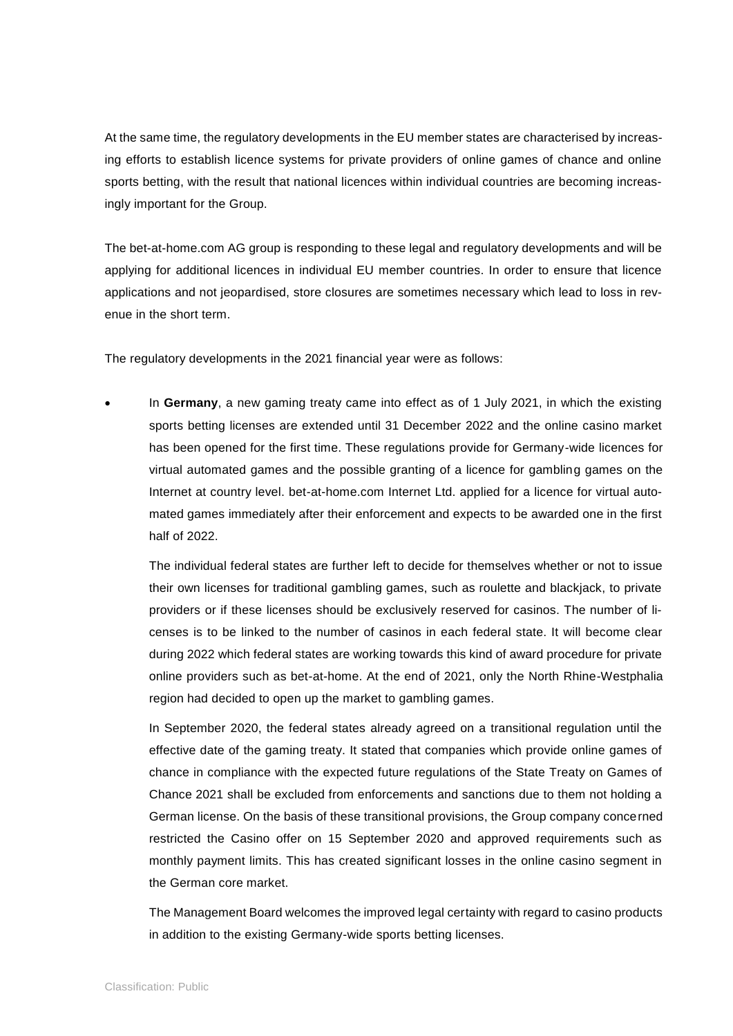At the same time, the regulatory developments in the EU member states are characterised by increasing efforts to establish licence systems for private providers of online games of chance and online sports betting, with the result that national licences within individual countries are becoming increasingly important for the Group.

The bet-at-home.com AG group is responding to these legal and regulatory developments and will be applying for additional licences in individual EU member countries. In order to ensure that licence applications and not jeopardised, store closures are sometimes necessary which lead to loss in revenue in the short term.

The regulatory developments in the 2021 financial year were as follows:

- In **Germany**, a new gaming treaty came into effect as of 1 July 2021, in which the existing sports betting licenses are extended until 31 December 2022 and the online casino market has been opened for the first time. These regulations provide for Germany-wide licences for virtual automated games and the possible granting of a licence for gambling games on the Internet at country level. bet-at-home.com Internet Ltd. applied for a licence for virtual automated games immediately after their enforcement and expects to be awarded one in the first half of 2022.

  The individual federal states are further left to decide for themselves whether or not to issue their own licenses for traditional gambling games, such as roulette and blackjack, to private providers or if these licenses should be exclusively reserved for casinos. The number of licenses is to be linked to the number of casinos in each federal state. It will become clear during 2022 which federal states are working towards this kind of award procedure for private online providers such as bet-at-home. At the end of 2021, only the North Rhine-Westphalia region had decided to open up the market to gambling games.

  In September 2020, the federal states already agreed on a transitional regulation until the effective date of the gaming treaty. It stated that companies which provide online games of chance in compliance with the expected future regulations of the State Treaty on Games of Chance 2021 shall be excluded from enforcements and sanctions due to them not holding a German license. On the basis of these transitional provisions, the Group company concerned restricted the Casino offer on 15 September 2020 and approved requirements such as monthly payment limits. This has created significant losses in the online casino segment in the German core market.

  The Management Board welcomes the improved legal certainty with regard to casino products in addition to the existing Germany-wide sports betting licenses.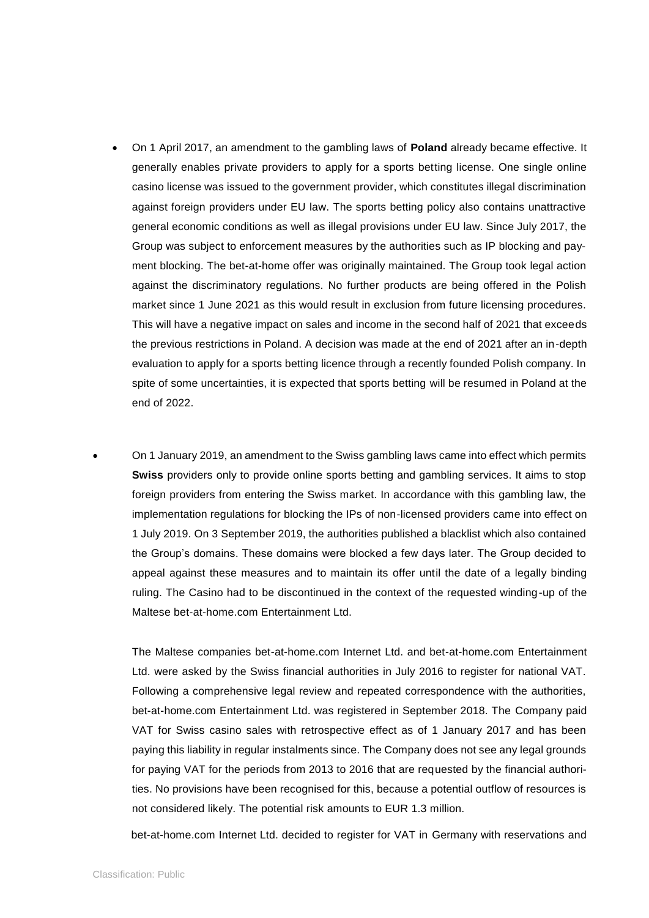- On 1 April 2017, an amendment to the gambling laws of **Poland** already became effective. It generally enables private providers to apply for a sports betting license. One single online casino license was issued to the government provider, which constitutes illegal discrimination against foreign providers under EU law. The sports betting policy also contains unattractive general economic conditions as well as illegal provisions under EU law. Since July 2017, the Group was subject to enforcement measures by the authorities such as IP blocking and payment blocking. The bet-at-home offer was originally maintained. The Group took legal action against the discriminatory regulations. No further products are being offered in the Polish market since 1 June 2021 as this would result in exclusion from future licensing procedures. This will have a negative impact on sales and income in the second half of 2021 that exceeds the previous restrictions in Poland. A decision was made at the end of 2021 after an in-depth evaluation to apply for a sports betting licence through a recently founded Polish company. In spite of some uncertainties, it is expected that sports betting will be resumed in Poland at the end of 2022.

- On 1 January 2019, an amendment to the Swiss gambling laws came into effect which permits **Swiss** providers only to provide online sports betting and gambling services. It aims to stop foreign providers from entering the Swiss market. In accordance with this gambling law, the implementation regulations for blocking the IPs of non-licensed providers came into effect on 1 July 2019. On 3 September 2019, the authorities published a blacklist which also contained the Group's domains. These domains were blocked a few days later. The Group decided to appeal against these measures and to maintain its offer until the date of a legally binding ruling. The Casino had to be discontinued in the context of the requested winding-up of the Maltese bet-at-home.com Entertainment Ltd.

  The Maltese companies bet-at-home.com Internet Ltd. and bet-at-home.com Entertainment Ltd. were asked by the Swiss financial authorities in July 2016 to register for national VAT. Following a comprehensive legal review and repeated correspondence with the authorities, bet-at-home.com Entertainment Ltd. was registered in September 2018. The Company paid VAT for Swiss casino sales with retrospective effect as of 1 January 2017 and has been paying this liability in regular instalments since. The Company does not see any legal grounds for paying VAT for the periods from 2013 to 2016 that are requested by the financial authorities. No provisions have been recognised for this, because a potential outflow of resources is not considered likely. The potential risk amounts to EUR 1.3 million.

  bet-at-home.com Internet Ltd. decided to register for VAT in Germany with reservations and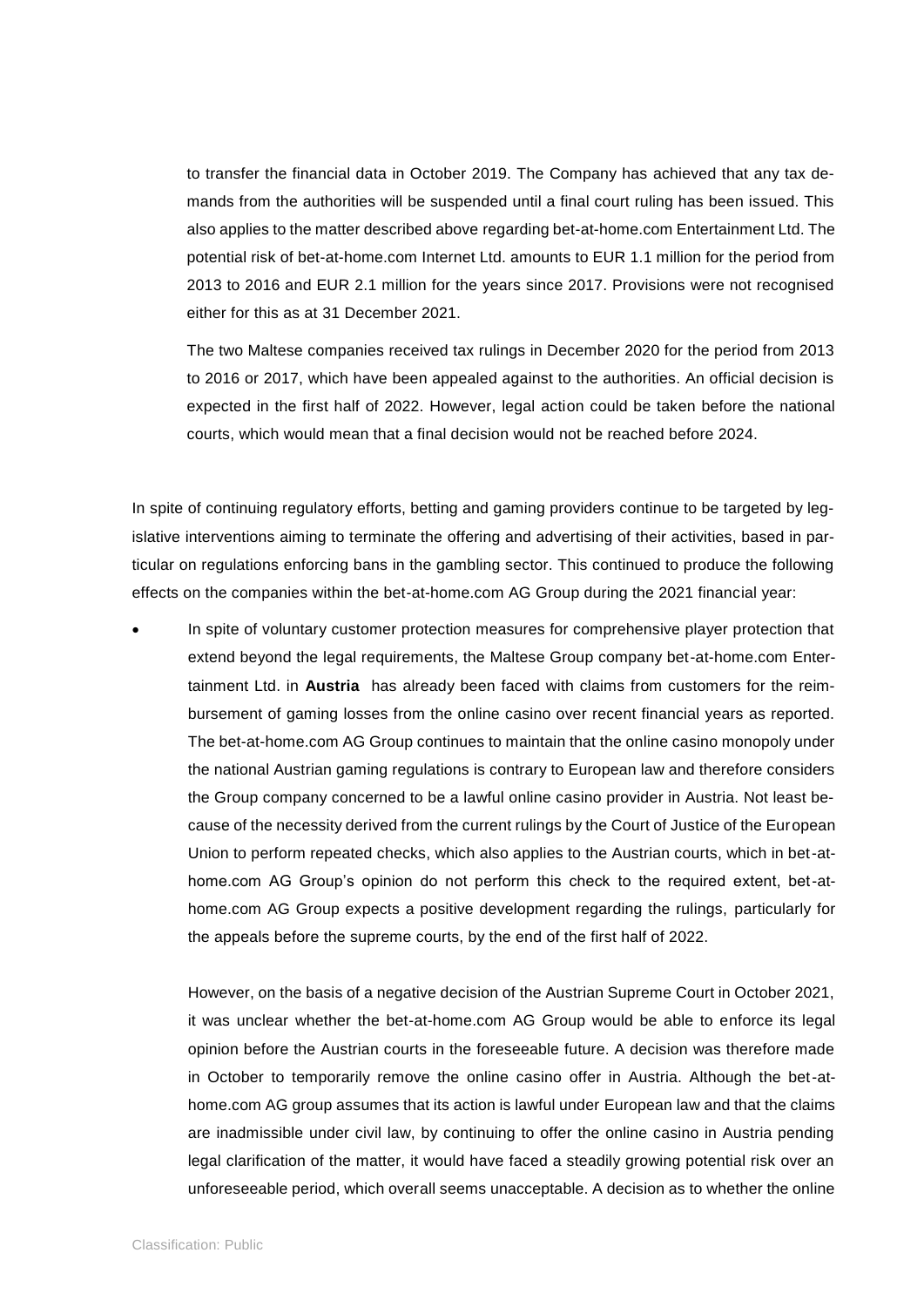to transfer the financial data in October 2019. The Company has achieved that any tax demands from the authorities will be suspended until a final court ruling has been issued. This also applies to the matter described above regarding bet-at-home.com Entertainment Ltd. The potential risk of bet-at-home.com Internet Ltd. amounts to EUR 1.1 million for the period from 2013 to 2016 and EUR 2.1 million for the years since 2017. Provisions were not recognised either for this as at 31 December 2021.

The two Maltese companies received tax rulings in December 2020 for the period from 2013 to 2016 or 2017, which have been appealed against to the authorities. An official decision is expected in the first half of 2022. However, legal action could be taken before the national courts, which would mean that a final decision would not be reached before 2024.

In spite of continuing regulatory efforts, betting and gaming providers continue to be targeted by legislative interventions aiming to terminate the offering and advertising of their activities, based in particular on regulations enforcing bans in the gambling sector. This continued to produce the following effects on the companies within the bet-at-home.com AG Group during the 2021 financial year:

- In spite of voluntary customer protection measures for comprehensive player protection that extend beyond the legal requirements, the Maltese Group company bet-at-home.com Entertainment Ltd. in **Austria** has already been faced with claims from customers for the reimbursement of gaming losses from the online casino over recent financial years as reported. The bet-at-home.com AG Group continues to maintain that the online casino monopoly under the national Austrian gaming regulations is contrary to European law and therefore considers the Group company concerned to be a lawful online casino provider in Austria. Not least because of the necessity derived from the current rulings by the Court of Justice of the European Union to perform repeated checks, which also applies to the Austrian courts, which in bet-at-home.com AG Group's opinion do not perform this check to the required extent, bet-at-home.com AG Group expects a positive development regarding the rulings, particularly for the appeals before the supreme courts, by the end of the first half of 2022.

  However, on the basis of a negative decision of the Austrian Supreme Court in October 2021, it was unclear whether the bet-at-home.com AG Group would be able to enforce its legal opinion before the Austrian courts in the foreseeable future. A decision was therefore made in October to temporarily remove the online casino offer in Austria. Although the bet-at-home.com AG group assumes that its action is lawful under European law and that the claims are inadmissible under civil law, by continuing to offer the online casino in Austria pending legal clarification of the matter, it would have faced a steadily growing potential risk over an unforeseeable period, which overall seems unacceptable. A decision as to whether the online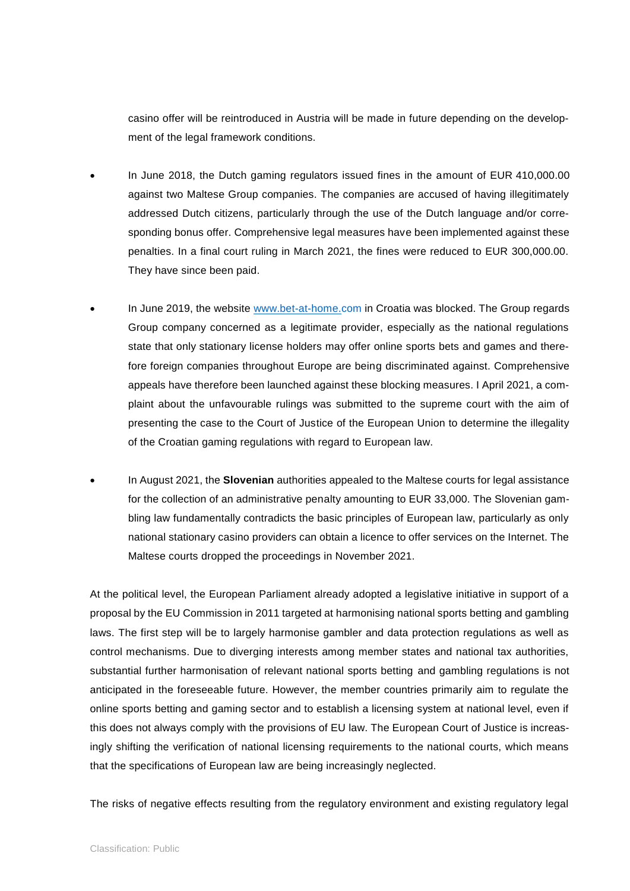casino offer will be reintroduced in Austria will be made in future depending on the development of the legal framework conditions.

- In June 2018, the Dutch gaming regulators issued fines in the amount of EUR 410,000.00 against two Maltese Group companies. The companies are accused of having illegitimately addressed Dutch citizens, particularly through the use of the Dutch language and/or corresponding bonus offer. Comprehensive legal measures have been implemented against these penalties. In a final court ruling in March 2021, the fines were reduced to EUR 300,000.00. They have since been paid.

- In June 2019, the website www.bet-at-home.com in Croatia was blocked. The Group regards Group company concerned as a legitimate provider, especially as the national regulations state that only stationary license holders may offer online sports bets and games and therefore foreign companies throughout Europe are being discriminated against. Comprehensive appeals have therefore been launched against these blocking measures. I April 2021, a complaint about the unfavourable rulings was submitted to the supreme court with the aim of presenting the case to the Court of Justice of the European Union to determine the illegality of the Croatian gaming regulations with regard to European law.

- In August 2021, the **Slovenian** authorities appealed to the Maltese courts for legal assistance for the collection of an administrative penalty amounting to EUR 33,000. The Slovenian gambling law fundamentally contradicts the basic principles of European law, particularly as only national stationary casino providers can obtain a licence to offer services on the Internet. The Maltese courts dropped the proceedings in November 2021.

At the political level, the European Parliament already adopted a legislative initiative in support of a proposal by the EU Commission in 2011 targeted at harmonising national sports betting and gambling laws. The first step will be to largely harmonise gambler and data protection regulations as well as control mechanisms. Due to diverging interests among member states and national tax authorities, substantial further harmonisation of relevant national sports betting and gambling regulations is not anticipated in the foreseeable future. However, the member countries primarily aim to regulate the online sports betting and gaming sector and to establish a licensing system at national level, even if this does not always comply with the provisions of EU law. The European Court of Justice is increasingly shifting the verification of national licensing requirements to the national courts, which means that the specifications of European law are being increasingly neglected.

The risks of negative effects resulting from the regulatory environment and existing regulatory legal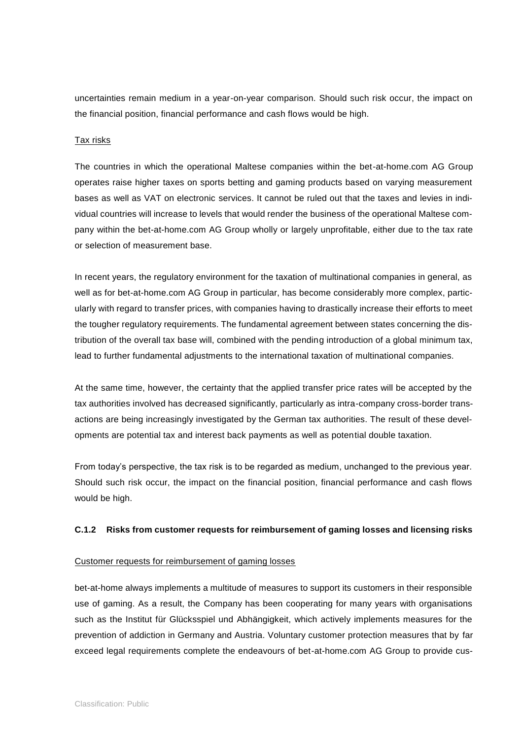uncertainties remain medium in a year-on-year comparison. Should such risk occur, the impact on the financial position, financial performance and cash flows would be high.

Tax risks

The countries in which the operational Maltese companies within the bet-at-home.com AG Group operates raise higher taxes on sports betting and gaming products based on varying measurement bases as well as VAT on electronic services. It cannot be ruled out that the taxes and levies in individual countries will increase to levels that would render the business of the operational Maltese company within the bet-at-home.com AG Group wholly or largely unprofitable, either due to the tax rate or selection of measurement base.

In recent years, the regulatory environment for the taxation of multinational companies in general, as well as for bet-at-home.com AG Group in particular, has become considerably more complex, particularly with regard to transfer prices, with companies having to drastically increase their efforts to meet the tougher regulatory requirements. The fundamental agreement between states concerning the distribution of the overall tax base will, combined with the pending introduction of a global minimum tax, lead to further fundamental adjustments to the international taxation of multinational companies.

At the same time, however, the certainty that the applied transfer price rates will be accepted by the tax authorities involved has decreased significantly, particularly as intra-company cross-border transactions are being increasingly investigated by the German tax authorities. The result of these developments are potential tax and interest back payments as well as potential double taxation.

From today's perspective, the tax risk is to be regarded as medium, unchanged to the previous year. Should such risk occur, the impact on the financial position, financial performance and cash flows would be high.

### C.1.2 Risks from customer requests for reimbursement of gaming losses and licensing risks

Customer requests for reimbursement of gaming losses

bet-at-home always implements a multitude of measures to support its customers in their responsible use of gaming. As a result, the Company has been cooperating for many years with organisations such as the Institut für Glücksspiel und Abhängigkeit, which actively implements measures for the prevention of addiction in Germany and Austria. Voluntary customer protection measures that by far exceed legal requirements complete the endeavours of bet-at-home.com AG Group to provide cus-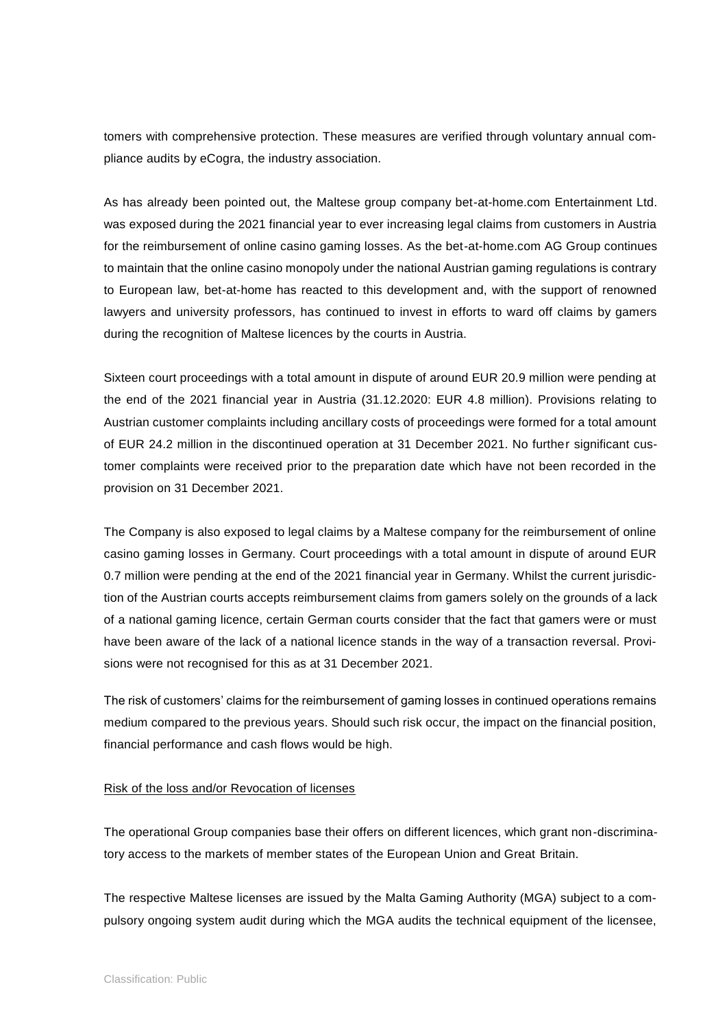tomers with comprehensive protection. These measures are verified through voluntary annual compliance audits by eCogra, the industry association.

As has already been pointed out, the Maltese group company bet-at-home.com Entertainment Ltd. was exposed during the 2021 financial year to ever increasing legal claims from customers in Austria for the reimbursement of online casino gaming losses. As the bet-at-home.com AG Group continues to maintain that the online casino monopoly under the national Austrian gaming regulations is contrary to European law, bet-at-home has reacted to this development and, with the support of renowned lawyers and university professors, has continued to invest in efforts to ward off claims by gamers during the recognition of Maltese licences by the courts in Austria.

Sixteen court proceedings with a total amount in dispute of around EUR 20.9 million were pending at the end of the 2021 financial year in Austria (31.12.2020: EUR 4.8 million). Provisions relating to Austrian customer complaints including ancillary costs of proceedings were formed for a total amount of EUR 24.2 million in the discontinued operation at 31 December 2021. No further significant customer complaints were received prior to the preparation date which have not been recorded in the provision on 31 December 2021.

The Company is also exposed to legal claims by a Maltese company for the reimbursement of online casino gaming losses in Germany. Court proceedings with a total amount in dispute of around EUR 0.7 million were pending at the end of the 2021 financial year in Germany. Whilst the current jurisdiction of the Austrian courts accepts reimbursement claims from gamers solely on the grounds of a lack of a national gaming licence, certain German courts consider that the fact that gamers were or must have been aware of the lack of a national licence stands in the way of a transaction reversal. Provisions were not recognised for this as at 31 December 2021.

The risk of customers' claims for the reimbursement of gaming losses in continued operations remains medium compared to the previous years. Should such risk occur, the impact on the financial position, financial performance and cash flows would be high.

Risk of the loss and/or Revocation of licenses

The operational Group companies base their offers on different licences, which grant non-discriminatory access to the markets of member states of the European Union and Great Britain.

The respective Maltese licenses are issued by the Malta Gaming Authority (MGA) subject to a compulsory ongoing system audit during which the MGA audits the technical equipment of the licensee,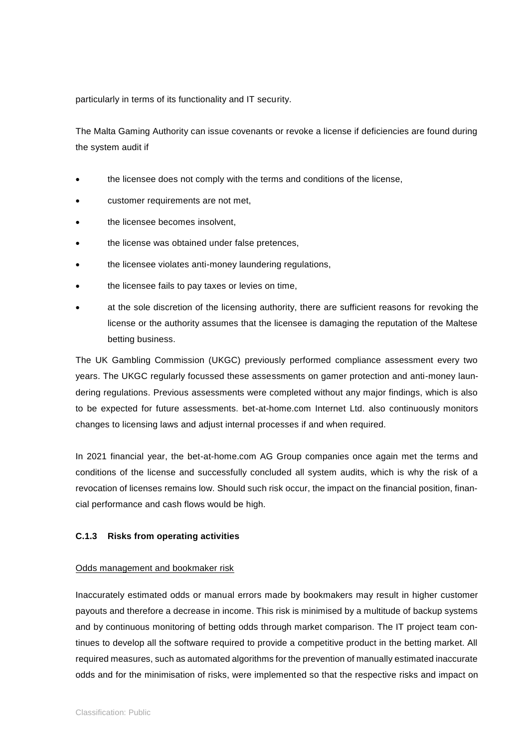particularly in terms of its functionality and IT security.

The Malta Gaming Authority can issue covenants or revoke a license if deficiencies are found during the system audit if

- the licensee does not comply with the terms and conditions of the license,
- customer requirements are not met,
- the licensee becomes insolvent,
- the license was obtained under false pretences,
- the licensee violates anti-money laundering regulations,
- the licensee fails to pay taxes or levies on time,
- at the sole discretion of the licensing authority, there are sufficient reasons for revoking the license or the authority assumes that the licensee is damaging the reputation of the Maltese betting business.

The UK Gambling Commission (UKGC) previously performed compliance assessment every two years. The UKGC regularly focussed these assessments on gamer protection and anti-money laundering regulations. Previous assessments were completed without any major findings, which is also to be expected for future assessments. bet-at-home.com Internet Ltd. also continuously monitors changes to licensing laws and adjust internal processes if and when required.

In 2021 financial year, the bet-at-home.com AG Group companies once again met the terms and conditions of the license and successfully concluded all system audits, which is why the risk of a revocation of licenses remains low. Should such risk occur, the impact on the financial position, financial performance and cash flows would be high.

### C.1.3 Risks from operating activities

Odds management and bookmaker risk

Inaccurately estimated odds or manual errors made by bookmakers may result in higher customer payouts and therefore a decrease in income. This risk is minimised by a multitude of backup systems and by continuous monitoring of betting odds through market comparison. The IT project team continues to develop all the software required to provide a competitive product in the betting market. All required measures, such as automated algorithms for the prevention of manually estimated inaccurate odds and for the minimisation of risks, were implemented so that the respective risks and impact on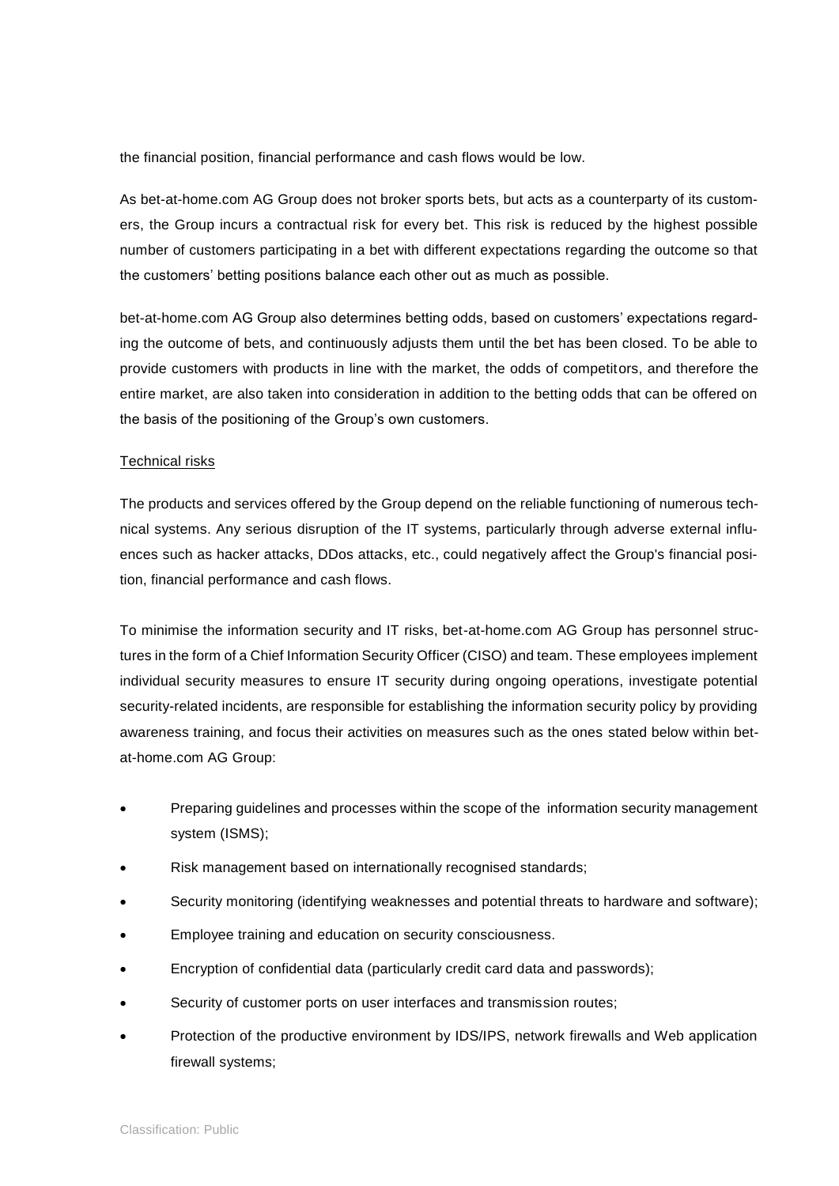the financial position, financial performance and cash flows would be low.

As bet-at-home.com AG Group does not broker sports bets, but acts as a counterparty of its customers, the Group incurs a contractual risk for every bet. This risk is reduced by the highest possible number of customers participating in a bet with different expectations regarding the outcome so that the customers' betting positions balance each other out as much as possible.

bet-at-home.com AG Group also determines betting odds, based on customers' expectations regarding the outcome of bets, and continuously adjusts them until the bet has been closed. To be able to provide customers with products in line with the market, the odds of competitors, and therefore the entire market, are also taken into consideration in addition to the betting odds that can be offered on the basis of the positioning of the Group's own customers.

Technical risks

The products and services offered by the Group depend on the reliable functioning of numerous technical systems. Any serious disruption of the IT systems, particularly through adverse external influences such as hacker attacks, DDos attacks, etc., could negatively affect the Group's financial position, financial performance and cash flows.

To minimise the information security and IT risks, bet-at-home.com AG Group has personnel structures in the form of a Chief Information Security Officer (CISO) and team. These employees implement individual security measures to ensure IT security during ongoing operations, investigate potential security-related incidents, are responsible for establishing the information security policy by providing awareness training, and focus their activities on measures such as the ones stated below within bet-at-home.com AG Group:

- Preparing guidelines and processes within the scope of the information security management system (ISMS);
- Risk management based on internationally recognised standards;
- Security monitoring (identifying weaknesses and potential threats to hardware and software);
- Employee training and education on security consciousness.
- Encryption of confidential data (particularly credit card data and passwords);
- Security of customer ports on user interfaces and transmission routes;
- Protection of the productive environment by IDS/IPS, network firewalls and Web application firewall systems;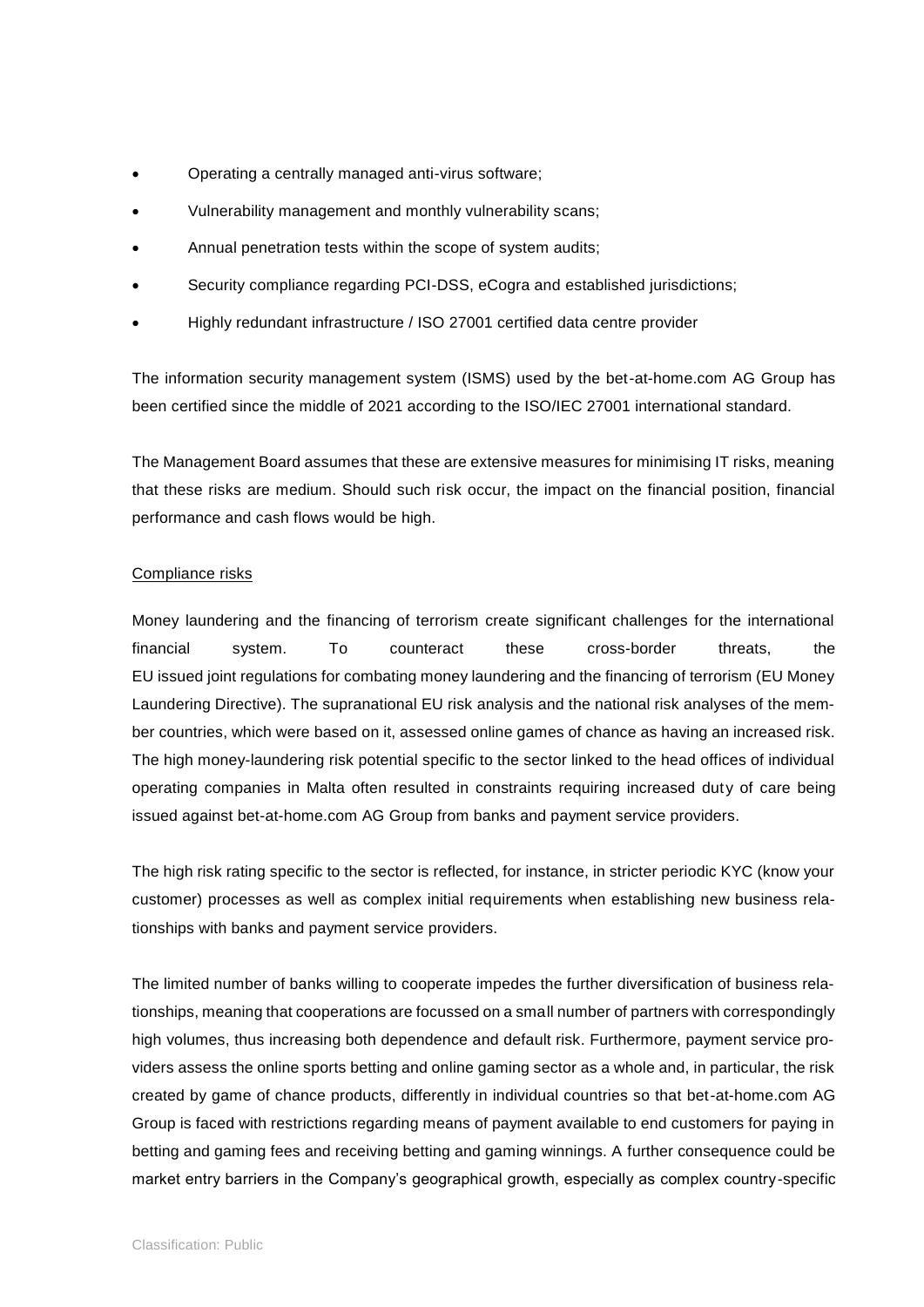- Operating a centrally managed anti-virus software;
- Vulnerability management and monthly vulnerability scans;
- Annual penetration tests within the scope of system audits;
- Security compliance regarding PCI-DSS, eCogra and established jurisdictions;
- Highly redundant infrastructure / ISO 27001 certified data centre provider

The information security management system (ISMS) used by the bet-at-home.com AG Group has been certified since the middle of 2021 according to the ISO/IEC 27001 international standard.

The Management Board assumes that these are extensive measures for minimising IT risks, meaning that these risks are medium. Should such risk occur, the impact on the financial position, financial performance and cash flows would be high.

Compliance risks

Money laundering and the financing of terrorism create significant challenges for the international financial system. To counteract these cross-border threats, the EU issued joint regulations for combating money laundering and the financing of terrorism (EU Money Laundering Directive). The supranational EU risk analysis and the national risk analyses of the member countries, which were based on it, assessed online games of chance as having an increased risk. The high money-laundering risk potential specific to the sector linked to the head offices of individual operating companies in Malta often resulted in constraints requiring increased duty of care being issued against bet-at-home.com AG Group from banks and payment service providers.

The high risk rating specific to the sector is reflected, for instance, in stricter periodic KYC (know your customer) processes as well as complex initial requirements when establishing new business relationships with banks and payment service providers.

The limited number of banks willing to cooperate impedes the further diversification of business relationships, meaning that cooperations are focussed on a small number of partners with correspondingly high volumes, thus increasing both dependence and default risk. Furthermore, payment service providers assess the online sports betting and online gaming sector as a whole and, in particular, the risk created by game of chance products, differently in individual countries so that bet-at-home.com AG Group is faced with restrictions regarding means of payment available to end customers for paying in betting and gaming fees and receiving betting and gaming winnings. A further consequence could be market entry barriers in the Company's geographical growth, especially as complex country-specific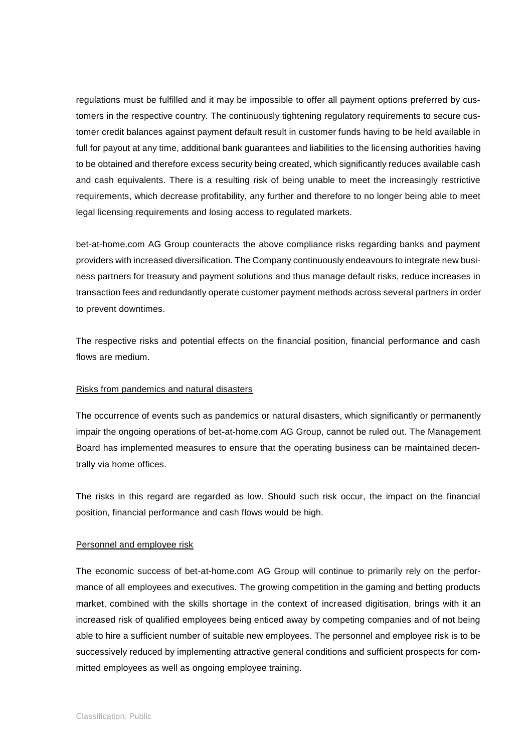regulations must be fulfilled and it may be impossible to offer all payment options preferred by customers in the respective country. The continuously tightening regulatory requirements to secure customer credit balances against payment default result in customer funds having to be held available in full for payout at any time, additional bank guarantees and liabilities to the licensing authorities having to be obtained and therefore excess security being created, which significantly reduces available cash and cash equivalents. There is a resulting risk of being unable to meet the increasingly restrictive requirements, which decrease profitability, any further and therefore to no longer being able to meet legal licensing requirements and losing access to regulated markets.

bet-at-home.com AG Group counteracts the above compliance risks regarding banks and payment providers with increased diversification. The Company continuously endeavours to integrate new business partners for treasury and payment solutions and thus manage default risks, reduce increases in transaction fees and redundantly operate customer payment methods across several partners in order to prevent downtimes.

The respective risks and potential effects on the financial position, financial performance and cash flows are medium.

Risks from pandemics and natural disasters

The occurrence of events such as pandemics or natural disasters, which significantly or permanently impair the ongoing operations of bet-at-home.com AG Group, cannot be ruled out. The Management Board has implemented measures to ensure that the operating business can be maintained decentrally via home offices.

The risks in this regard are regarded as low. Should such risk occur, the impact on the financial position, financial performance and cash flows would be high.

Personnel and employee risk

The economic success of bet-at-home.com AG Group will continue to primarily rely on the performance of all employees and executives. The growing competition in the gaming and betting products market, combined with the skills shortage in the context of increased digitisation, brings with it an increased risk of qualified employees being enticed away by competing companies and of not being able to hire a sufficient number of suitable new employees. The personnel and employee risk is to be successively reduced by implementing attractive general conditions and sufficient prospects for committed employees as well as ongoing employee training.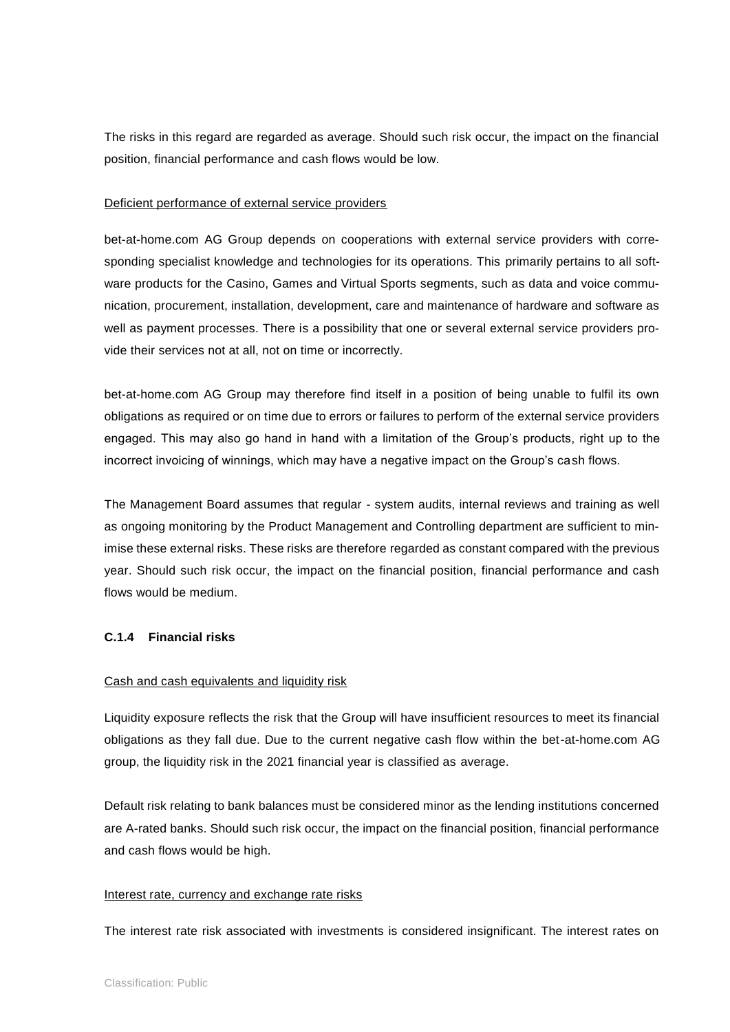The risks in this regard are regarded as average. Should such risk occur, the impact on the financial position, financial performance and cash flows would be low.

Deficient performance of external service providers

bet-at-home.com AG Group depends on cooperations with external service providers with corresponding specialist knowledge and technologies for its operations. This primarily pertains to all software products for the Casino, Games and Virtual Sports segments, such as data and voice communication, procurement, installation, development, care and maintenance of hardware and software as well as payment processes. There is a possibility that one or several external service providers provide their services not at all, not on time or incorrectly.

bet-at-home.com AG Group may therefore find itself in a position of being unable to fulfil its own obligations as required or on time due to errors or failures to perform of the external service providers engaged. This may also go hand in hand with a limitation of the Group's products, right up to the incorrect invoicing of winnings, which may have a negative impact on the Group's cash flows.

The Management Board assumes that regular - system audits, internal reviews and training as well as ongoing monitoring by the Product Management and Controlling department are sufficient to minimise these external risks. These risks are therefore regarded as constant compared with the previous year. Should such risk occur, the impact on the financial position, financial performance and cash flows would be medium.

#### C.1.4 Financial risks

Cash and cash equivalents and liquidity risk

Liquidity exposure reflects the risk that the Group will have insufficient resources to meet its financial obligations as they fall due. Due to the current negative cash flow within the bet-at-home.com AG group, the liquidity risk in the 2021 financial year is classified as average.

Default risk relating to bank balances must be considered minor as the lending institutions concerned are A-rated banks. Should such risk occur, the impact on the financial position, financial performance and cash flows would be high.

Interest rate, currency and exchange rate risks

The interest rate risk associated with investments is considered insignificant. The interest rates on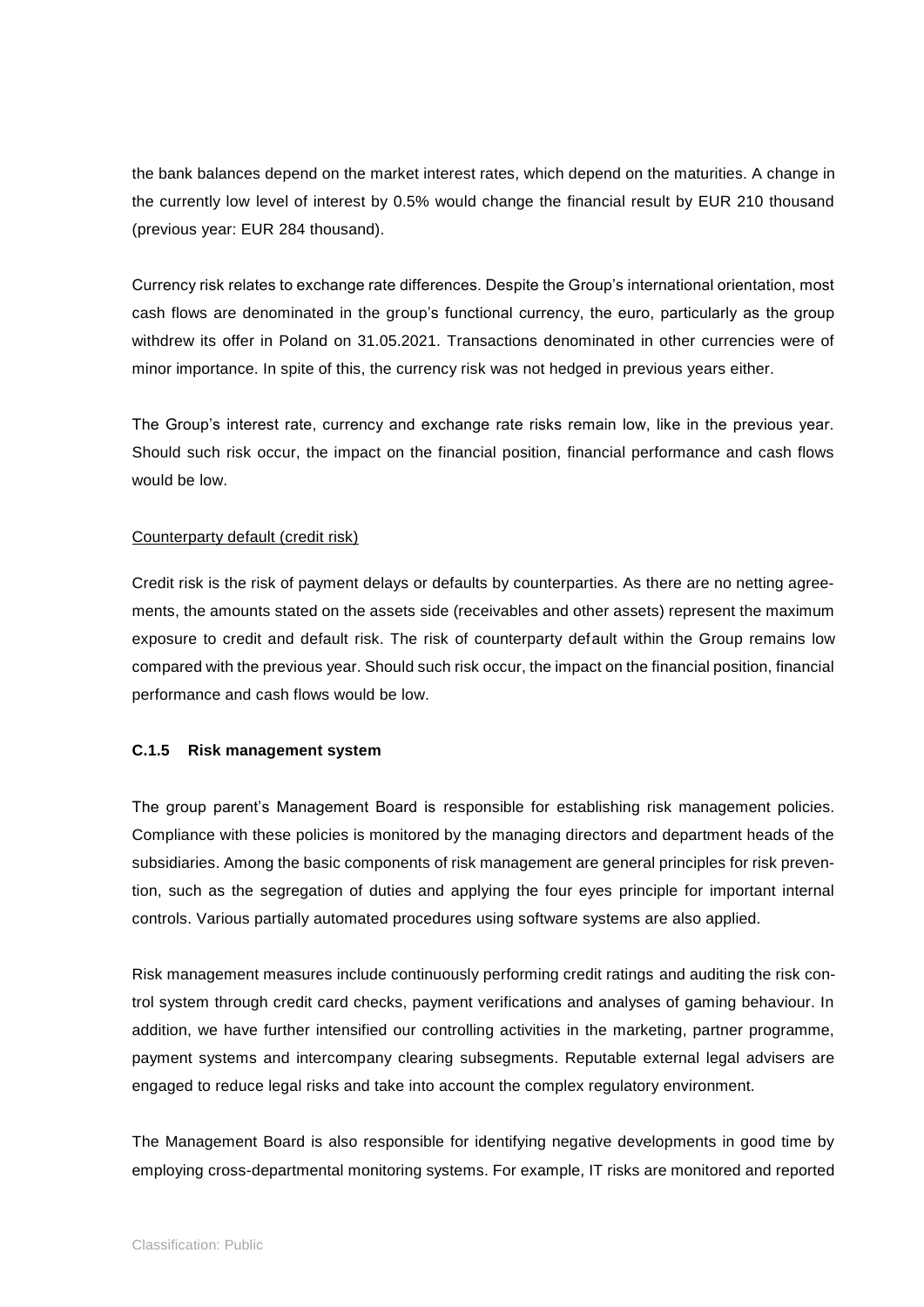the bank balances depend on the market interest rates, which depend on the maturities. A change in the currently low level of interest by 0.5% would change the financial result by EUR 210 thousand (previous year: EUR 284 thousand).

Currency risk relates to exchange rate differences. Despite the Group's international orientation, most cash flows are denominated in the group's functional currency, the euro, particularly as the group withdrew its offer in Poland on 31.05.2021. Transactions denominated in other currencies were of minor importance. In spite of this, the currency risk was not hedged in previous years either.

The Group's interest rate, currency and exchange rate risks remain low, like in the previous year. Should such risk occur, the impact on the financial position, financial performance and cash flows would be low.

Counterparty default (credit risk)

Credit risk is the risk of payment delays or defaults by counterparties. As there are no netting agreements, the amounts stated on the assets side (receivables and other assets) represent the maximum exposure to credit and default risk. The risk of counterparty default within the Group remains low compared with the previous year. Should such risk occur, the impact on the financial position, financial performance and cash flows would be low.

### C.1.5 Risk management system

The group parent's Management Board is responsible for establishing risk management policies. Compliance with these policies is monitored by the managing directors and department heads of the subsidiaries. Among the basic components of risk management are general principles for risk prevention, such as the segregation of duties and applying the four eyes principle for important internal controls. Various partially automated procedures using software systems are also applied.

Risk management measures include continuously performing credit ratings and auditing the risk control system through credit card checks, payment verifications and analyses of gaming behaviour. In addition, we have further intensified our controlling activities in the marketing, partner programme, payment systems and intercompany clearing subsegments. Reputable external legal advisers are engaged to reduce legal risks and take into account the complex regulatory environment.

The Management Board is also responsible for identifying negative developments in good time by employing cross-departmental monitoring systems. For example, IT risks are monitored and reported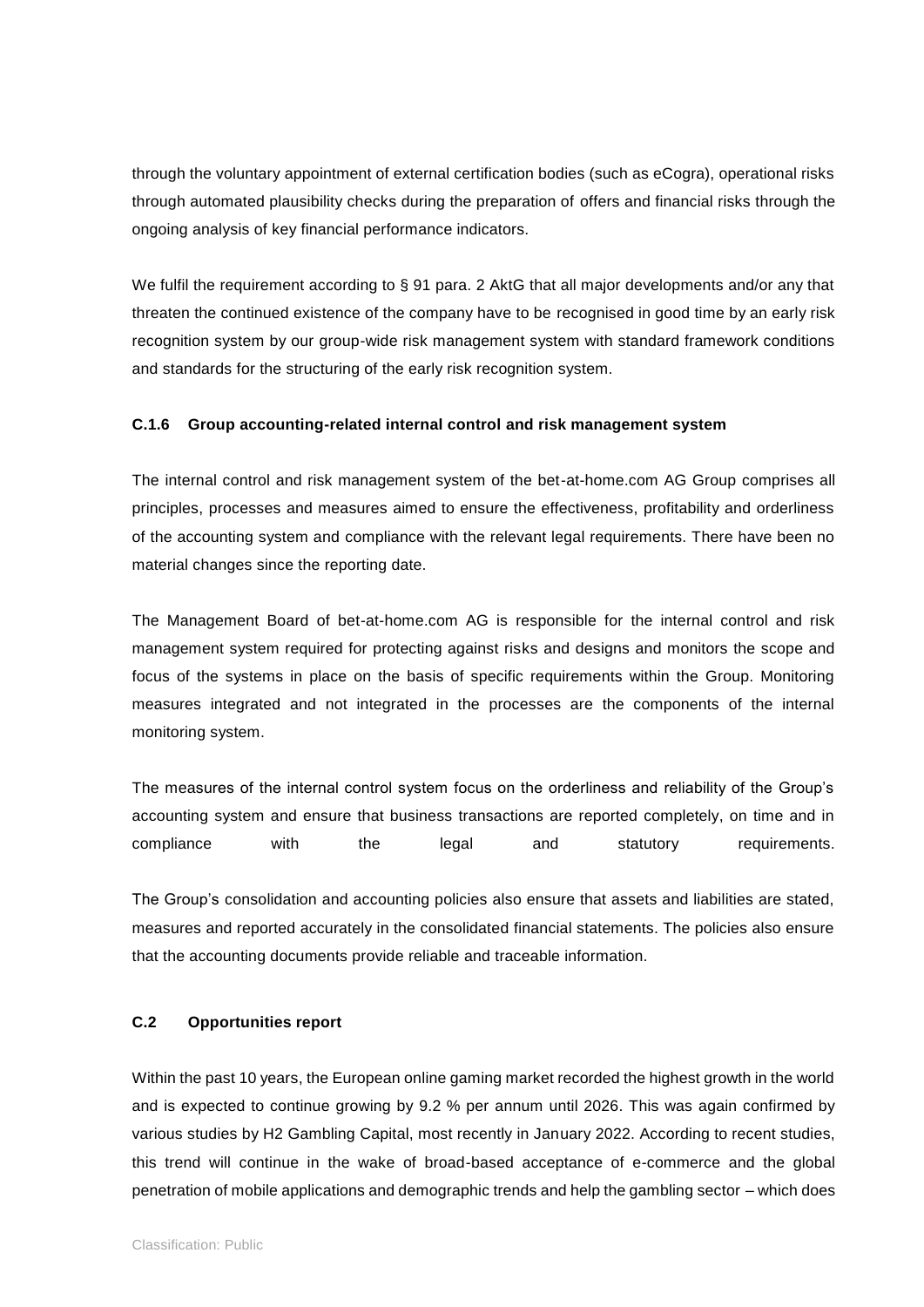through the voluntary appointment of external certification bodies (such as eCogra), operational risks through automated plausibility checks during the preparation of offers and financial risks through the ongoing analysis of key financial performance indicators.

We fulfil the requirement according to § 91 para. 2 AktG that all major developments and/or any that threaten the continued existence of the company have to be recognised in good time by an early risk recognition system by our group-wide risk management system with standard framework conditions and standards for the structuring of the early risk recognition system.

#### C.1.6 Group accounting-related internal control and risk management system

The internal control and risk management system of the bet-at-home.com AG Group comprises all principles, processes and measures aimed to ensure the effectiveness, profitability and orderliness of the accounting system and compliance with the relevant legal requirements. There have been no material changes since the reporting date.

The Management Board of bet-at-home.com AG is responsible for the internal control and risk management system required for protecting against risks and designs and monitors the scope and focus of the systems in place on the basis of specific requirements within the Group. Monitoring measures integrated and not integrated in the processes are the components of the internal monitoring system.

The measures of the internal control system focus on the orderliness and reliability of the Group's accounting system and ensure that business transactions are reported completely, on time and in compliance with the legal and statutory requirements.

The Group's consolidation and accounting policies also ensure that assets and liabilities are stated, measures and reported accurately in the consolidated financial statements. The policies also ensure that the accounting documents provide reliable and traceable information.

### C.2 Opportunities report

Within the past 10 years, the European online gaming market recorded the highest growth in the world and is expected to continue growing by 9.2 % per annum until 2026. This was again confirmed by various studies by H2 Gambling Capital, most recently in January 2022. According to recent studies, this trend will continue in the wake of broad-based acceptance of e-commerce and the global penetration of mobile applications and demographic trends and help the gambling sector – which does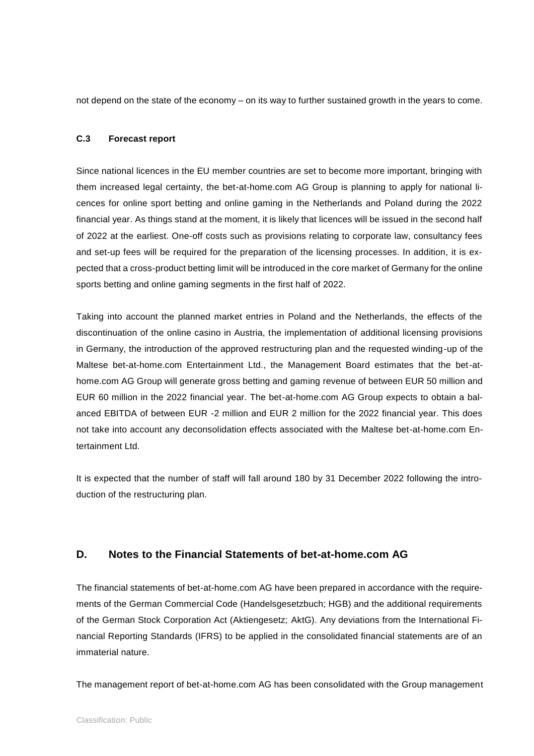not depend on the state of the economy – on its way to further sustained growth in the years to come.

### C.3 Forecast report

Since national licences in the EU member countries are set to become more important, bringing with them increased legal certainty, the bet-at-home.com AG Group is planning to apply for national licences for online sport betting and online gaming in the Netherlands and Poland during the 2022 financial year. As things stand at the moment, it is likely that licences will be issued in the second half of 2022 at the earliest. One-off costs such as provisions relating to corporate law, consultancy fees and set-up fees will be required for the preparation of the licensing processes. In addition, it is expected that a cross-product betting limit will be introduced in the core market of Germany for the online sports betting and online gaming segments in the first half of 2022.

Taking into account the planned market entries in Poland and the Netherlands, the effects of the discontinuation of the online casino in Austria, the implementation of additional licensing provisions in Germany, the introduction of the approved restructuring plan and the requested winding-up of the Maltese bet-at-home.com Entertainment Ltd., the Management Board estimates that the bet-at-home.com AG Group will generate gross betting and gaming revenue of between EUR 50 million and EUR 60 million in the 2022 financial year. The bet-at-home.com AG Group expects to obtain a balanced EBITDA of between EUR -2 million and EUR 2 million for the 2022 financial year. This does not take into account any deconsolidation effects associated with the Maltese bet-at-home.com Entertainment Ltd.

It is expected that the number of staff will fall around 180 by 31 December 2022 following the introduction of the restructuring plan.

## D. Notes to the Financial Statements of bet-at-home.com AG

The financial statements of bet-at-home.com AG have been prepared in accordance with the requirements of the German Commercial Code (Handelsgesetzbuch; HGB) and the additional requirements of the German Stock Corporation Act (Aktiengesetz; AktG). Any deviations from the International Financial Reporting Standards (IFRS) to be applied in the consolidated financial statements are of an immaterial nature.

The management report of bet-at-home.com AG has been consolidated with the Group management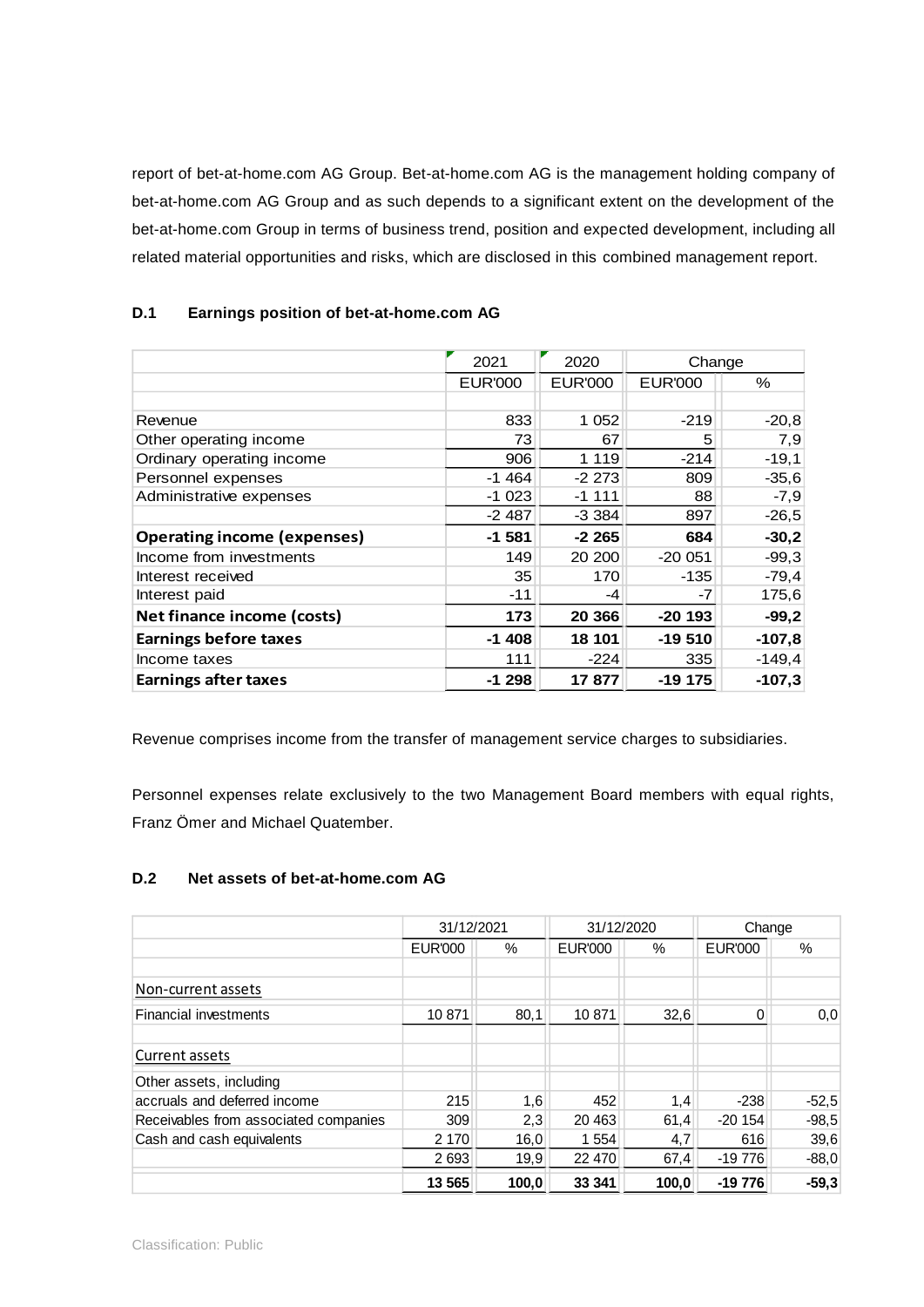report of bet-at-home.com AG Group. Bet-at-home.com AG is the management holding company of bet-at-home.com AG Group and as such depends to a significant extent on the development of the bet-at-home.com Group in terms of business trend, position and expected development, including all related material opportunities and risks, which are disclosed in this combined management report.

### D.1 Earnings position of bet-at-home.com AG

| | 2021 | 2020 | Change | |
|---|---|---|---|---|
| | EUR'000 | EUR'000 | EUR'000 | % |
| Revenue | 833 | 1 052 | -219 | -20,8 |
| Other operating income | 73 | 67 | 5 | 7,9 |
| Ordinary operating income | 906 | 1 119 | -214 | -19,1 |
| Personnel expenses | -1 464 | -2 273 | 809 | -35,6 |
| Administrative expenses | -1 023 | -1 111 | 88 | -7,9 |
| | -2 487 | -3 384 | 897 | -26,5 |
| **Operating income (expenses)** | **-1 581** | **-2 265** | **684** | **-30,2** |
| Income from investments | 149 | 20 200 | -20 051 | -99,3 |
| Interest received | 35 | 170 | -135 | -79,4 |
| Interest paid | -11 | -4 | -7 | 175,6 |
| **Net finance income (costs)** | **173** | **20 366** | **-20 193** | **-99,2** |
| **Earnings before taxes** | **-1 408** | **18 101** | **-19 510** | **-107,8** |
| Income taxes | 111 | -224 | 335 | -149,4 |
| **Earnings after taxes** | **-1 298** | **17 877** | **-19 175** | **-107,3** |

Revenue comprises income from the transfer of management service charges to subsidiaries.

Personnel expenses relate exclusively to the two Management Board members with equal rights, Franz Ömer and Michael Quatember.

### D.2 Net assets of bet-at-home.com AG

| | 31/12/2021 | | 31/12/2020 | | Change | |
|---|---|---|---|---|---|---|
| | EUR'000 | % | EUR'000 | % | EUR'000 | % |
| Non-current assets | | | | | | |
| Financial investments | 10 871 | 80,1 | 10 871 | 32,6 | 0 | 0,0 |
| Current assets | | | | | | |
| Other assets, including accruals and deferred income | 215 | 1,6 | 452 | 1,4 | -238 | -52,5 |
| Receivables from associated companies | 309 | 2,3 | 20 463 | 61,4 | -20 154 | -98,5 |
| Cash and cash equivalents | 2 170 | 16,0 | 1 554 | 4,7 | 616 | 39,6 |
| | 2 693 | 19,9 | 22 470 | 67,4 | -19 776 | -88,0 |
| | **13 565** | **100,0** | **33 341** | **100,0** | **-19 776** | **-59,3** |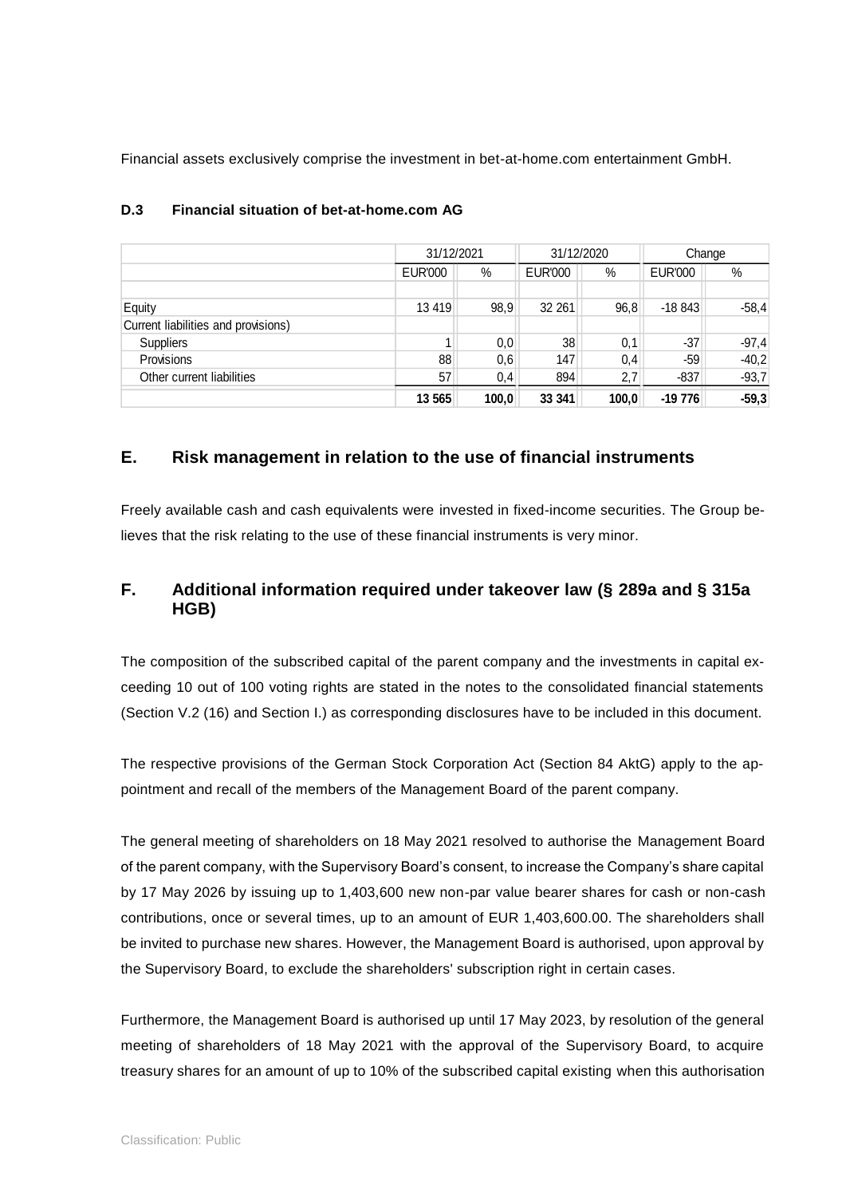Financial assets exclusively comprise the investment in bet-at-home.com entertainment GmbH.

### D.3 Financial situation of bet-at-home.com AG

| | 31/12/2021 | | 31/12/2020 | | Change | |
|---|---|---|---|---|---|---|
| | EUR'000 | % | EUR'000 | % | EUR'000 | % |
| Equity | 13 419 | 98,9 | 32 261 | 96,8 | -18 843 | -58,4 |
| Current liabilities and provisions) | | | | | | |
| Suppliers | 1 | 0,0 | 38 | 0,1 | -37 | -97,4 |
| Provisions | 88 | 0,6 | 147 | 0,4 | -59 | -40,2 |
| Other current liabilities | 57 | 0,4 | 894 | 2,7 | -837 | -93,7 |
| | **13 565** | **100,0** | **33 341** | **100,0** | **-19 776** | **-59,3** |

## E. Risk management in relation to the use of financial instruments

Freely available cash and cash equivalents were invested in fixed-income securities. The Group believes that the risk relating to the use of these financial instruments is very minor.

## F. Additional information required under takeover law (§ 289a and § 315a HGB)

The composition of the subscribed capital of the parent company and the investments in capital exceeding 10 out of 100 voting rights are stated in the notes to the consolidated financial statements (Section V.2 (16) and Section I.) as corresponding disclosures have to be included in this document.

The respective provisions of the German Stock Corporation Act (Section 84 AktG) apply to the appointment and recall of the members of the Management Board of the parent company.

The general meeting of shareholders on 18 May 2021 resolved to authorise the Management Board of the parent company, with the Supervisory Board's consent, to increase the Company's share capital by 17 May 2026 by issuing up to 1,403,600 new non-par value bearer shares for cash or non-cash contributions, once or several times, up to an amount of EUR 1,403,600.00. The shareholders shall be invited to purchase new shares. However, the Management Board is authorised, upon approval by the Supervisory Board, to exclude the shareholders' subscription right in certain cases.

Furthermore, the Management Board is authorised up until 17 May 2023, by resolution of the general meeting of shareholders of 18 May 2021 with the approval of the Supervisory Board, to acquire treasury shares for an amount of up to 10% of the subscribed capital existing when this authorisation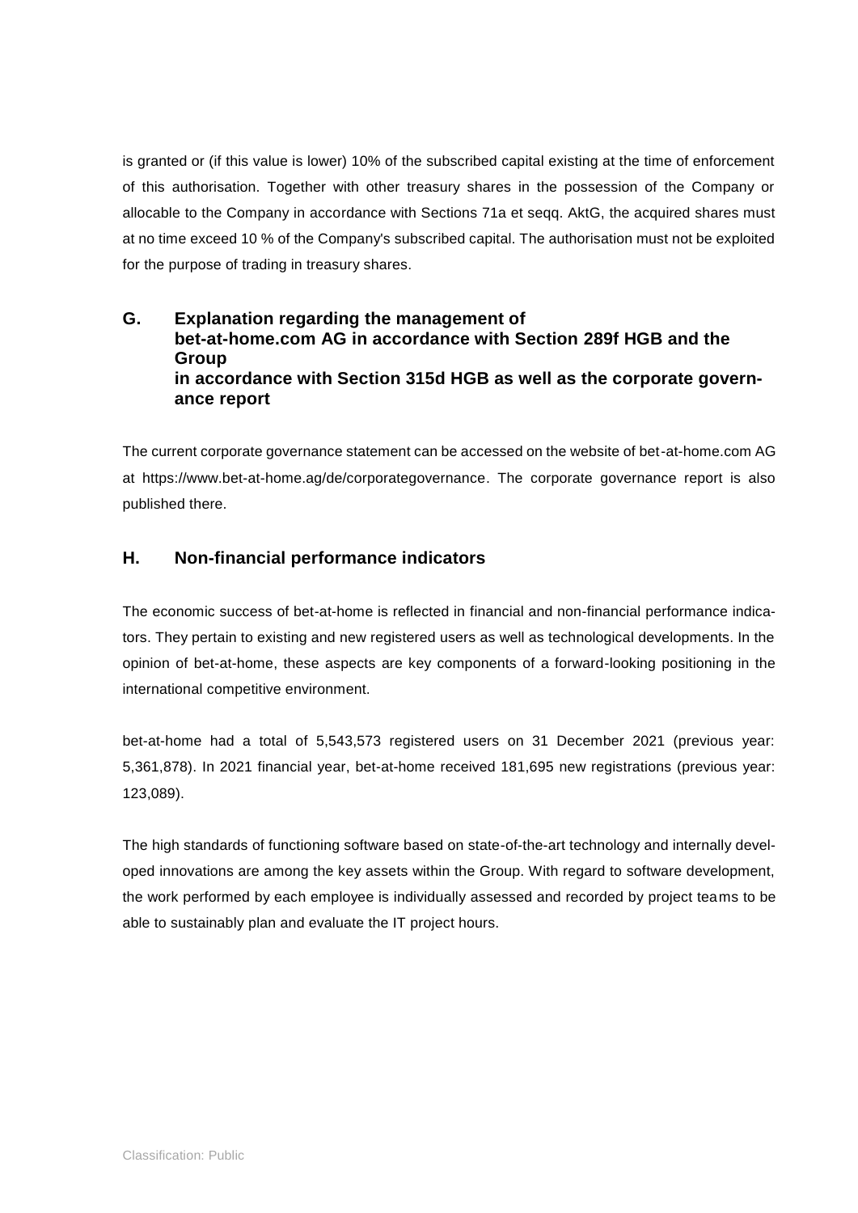is granted or (if this value is lower) 10% of the subscribed capital existing at the time of enforcement of this authorisation. Together with other treasury shares in the possession of the Company or allocable to the Company in accordance with Sections 71a et seqq. AktG, the acquired shares must at no time exceed 10 % of the Company's subscribed capital. The authorisation must not be exploited for the purpose of trading in treasury shares.

## G. Explanation regarding the management of bet-at-home.com AG in accordance with Section 289f HGB and the Group in accordance with Section 315d HGB as well as the corporate governance report

The current corporate governance statement can be accessed on the website of bet-at-home.com AG at https://www.bet-at-home.ag/de/corporategovernance. The corporate governance report is also published there.

## H. Non-financial performance indicators

The economic success of bet-at-home is reflected in financial and non-financial performance indicators. They pertain to existing and new registered users as well as technological developments. In the opinion of bet-at-home, these aspects are key components of a forward-looking positioning in the international competitive environment.

bet-at-home had a total of 5,543,573 registered users on 31 December 2021 (previous year: 5,361,878). In 2021 financial year, bet-at-home received 181,695 new registrations (previous year: 123,089).

The high standards of functioning software based on state-of-the-art technology and internally developed innovations are among the key assets within the Group. With regard to software development, the work performed by each employee is individually assessed and recorded by project teams to be able to sustainably plan and evaluate the IT project hours.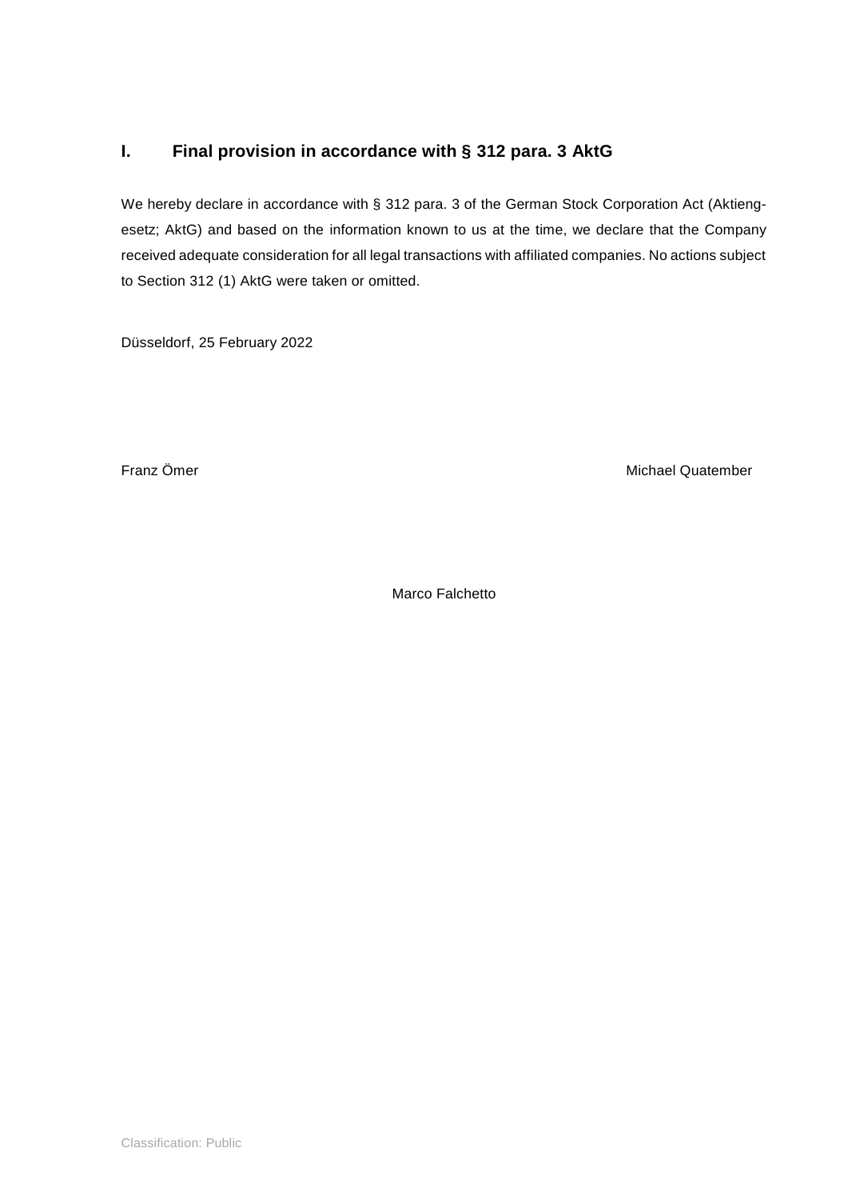## I. Final provision in accordance with § 312 para. 3 AktG

We hereby declare in accordance with § 312 para. 3 of the German Stock Corporation Act (Aktiengesetz; AktG) and based on the information known to us at the time, we declare that the Company received adequate consideration for all legal transactions with affiliated companies. No actions subject to Section 312 (1) AktG were taken or omitted.

Düsseldorf, 25 February 2022

Franz Ömer                                                                                                    Michael Quatember

Marco Falchetto

Classification: Public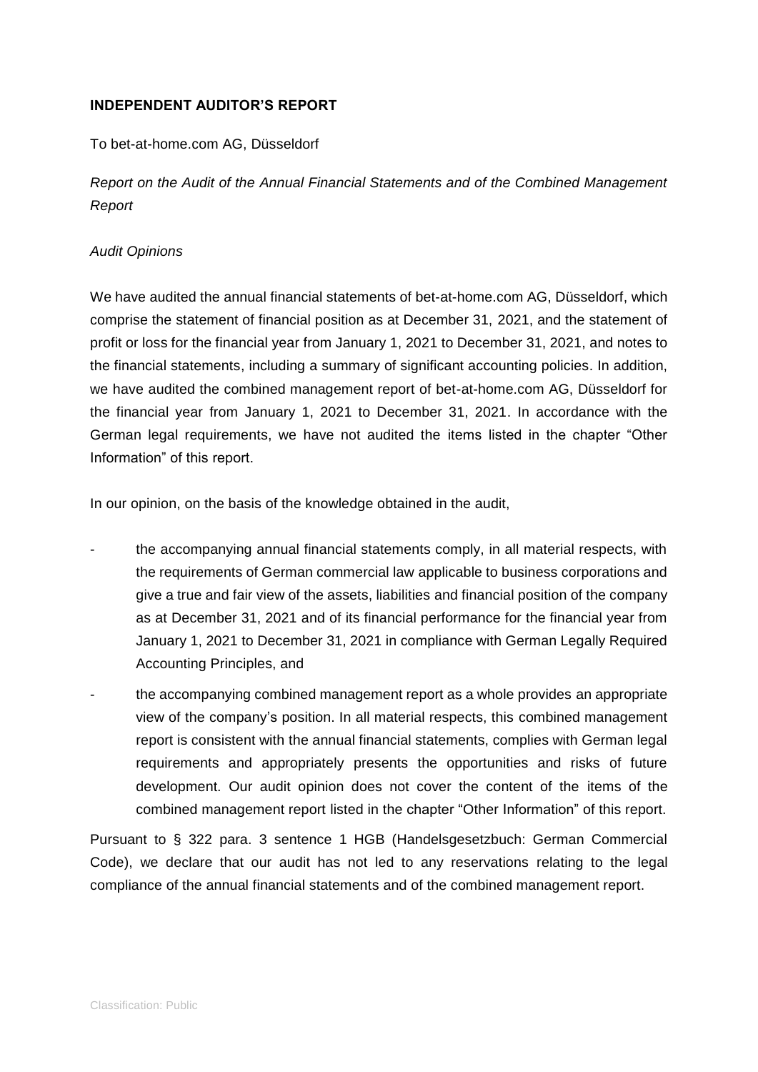## INDEPENDENT AUDITOR'S REPORT

To bet-at-home.com AG, Düsseldorf

*Report on the Audit of the Annual Financial Statements and of the Combined Management Report*

*Audit Opinions*

We have audited the annual financial statements of bet-at-home.com AG, Düsseldorf, which comprise the statement of financial position as at December 31, 2021, and the statement of profit or loss for the financial year from January 1, 2021 to December 31, 2021, and notes to the financial statements, including a summary of significant accounting policies. In addition, we have audited the combined management report of bet-at-home.com AG, Düsseldorf for the financial year from January 1, 2021 to December 31, 2021. In accordance with the German legal requirements, we have not audited the items listed in the chapter "Other Information" of this report.

In our opinion, on the basis of the knowledge obtained in the audit,

- the accompanying annual financial statements comply, in all material respects, with the requirements of German commercial law applicable to business corporations and give a true and fair view of the assets, liabilities and financial position of the company as at December 31, 2021 and of its financial performance for the financial year from January 1, 2021 to December 31, 2021 in compliance with German Legally Required Accounting Principles, and
- the accompanying combined management report as a whole provides an appropriate view of the company's position. In all material respects, this combined management report is consistent with the annual financial statements, complies with German legal requirements and appropriately presents the opportunities and risks of future development. Our audit opinion does not cover the content of the items of the combined management report listed in the chapter "Other Information" of this report.

Pursuant to § 322 para. 3 sentence 1 HGB (Handelsgesetzbuch: German Commercial Code), we declare that our audit has not led to any reservations relating to the legal compliance of the annual financial statements and of the combined management report.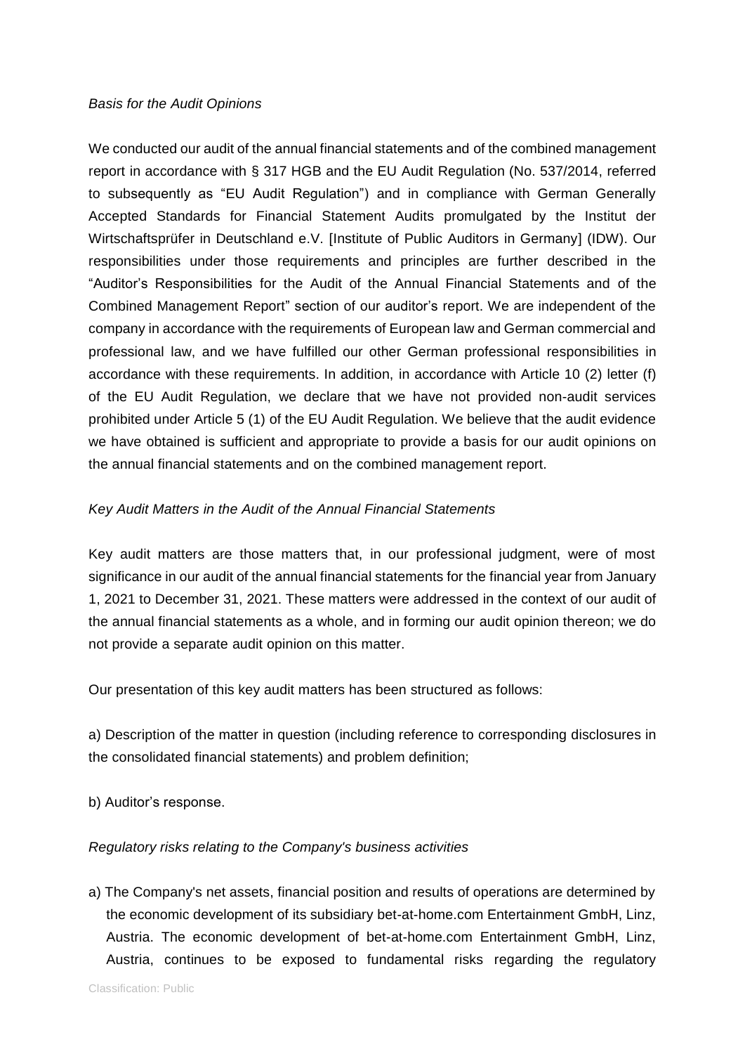*Basis for the Audit Opinions*

We conducted our audit of the annual financial statements and of the combined management report in accordance with § 317 HGB and the EU Audit Regulation (No. 537/2014, referred to subsequently as "EU Audit Regulation") and in compliance with German Generally Accepted Standards for Financial Statement Audits promulgated by the Institut der Wirtschaftsprüfer in Deutschland e.V. [Institute of Public Auditors in Germany] (IDW). Our responsibilities under those requirements and principles are further described in the "Auditor's Responsibilities for the Audit of the Annual Financial Statements and of the Combined Management Report" section of our auditor's report. We are independent of the company in accordance with the requirements of European law and German commercial and professional law, and we have fulfilled our other German professional responsibilities in accordance with these requirements. In addition, in accordance with Article 10 (2) letter (f) of the EU Audit Regulation, we declare that we have not provided non-audit services prohibited under Article 5 (1) of the EU Audit Regulation. We believe that the audit evidence we have obtained is sufficient and appropriate to provide a basis for our audit opinions on the annual financial statements and on the combined management report.

*Key Audit Matters in the Audit of the Annual Financial Statements*

Key audit matters are those matters that, in our professional judgment, were of most significance in our audit of the annual financial statements for the financial year from January 1, 2021 to December 31, 2021. These matters were addressed in the context of our audit of the annual financial statements as a whole, and in forming our audit opinion thereon; we do not provide a separate audit opinion on this matter.

Our presentation of this key audit matters has been structured as follows:

a) Description of the matter in question (including reference to corresponding disclosures in the consolidated financial statements) and problem definition;

b) Auditor's response.

*Regulatory risks relating to the Company's business activities*

a) The Company's net assets, financial position and results of operations are determined by the economic development of its subsidiary bet-at-home.com Entertainment GmbH, Linz, Austria. The economic development of bet-at-home.com Entertainment GmbH, Linz, Austria, continues to be exposed to fundamental risks regarding the regulatory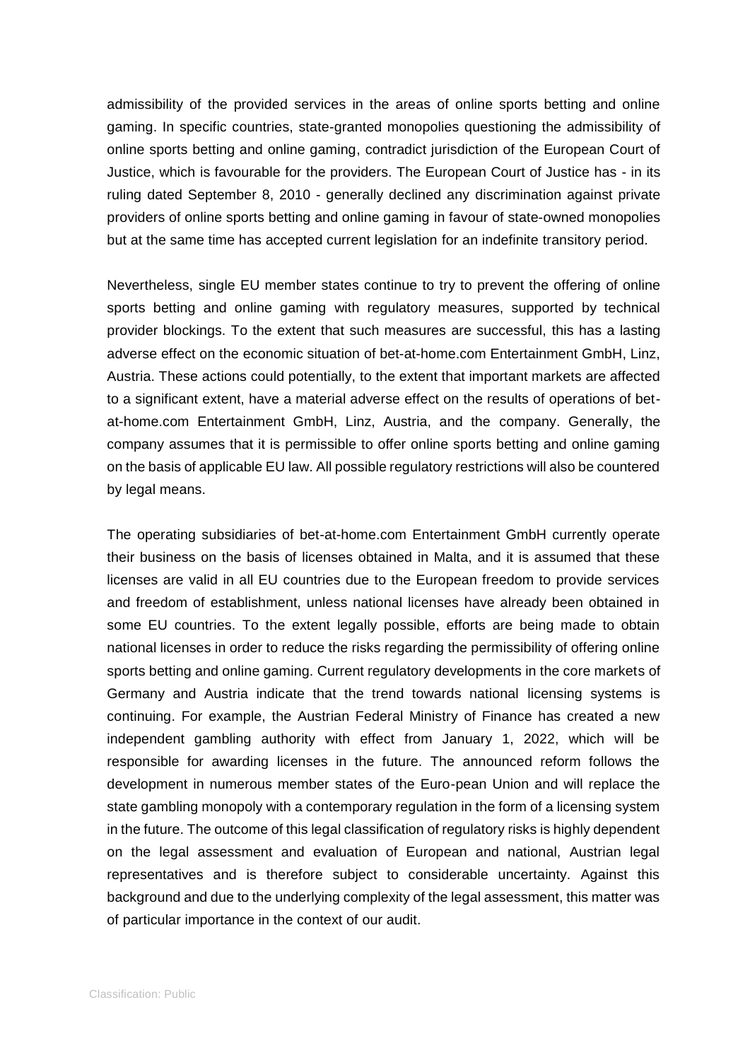admissibility of the provided services in the areas of online sports betting and online gaming. In specific countries, state-granted monopolies questioning the admissibility of online sports betting and online gaming, contradict jurisdiction of the European Court of Justice, which is favourable for the providers. The European Court of Justice has - in its ruling dated September 8, 2010 - generally declined any discrimination against private providers of online sports betting and online gaming in favour of state-owned monopolies but at the same time has accepted current legislation for an indefinite transitory period.

Nevertheless, single EU member states continue to try to prevent the offering of online sports betting and online gaming with regulatory measures, supported by technical provider blockings. To the extent that such measures are successful, this has a lasting adverse effect on the economic situation of bet-at-home.com Entertainment GmbH, Linz, Austria. These actions could potentially, to the extent that important markets are affected to a significant extent, have a material adverse effect on the results of operations of bet-at-home.com Entertainment GmbH, Linz, Austria, and the company. Generally, the company assumes that it is permissible to offer online sports betting and online gaming on the basis of applicable EU law. All possible regulatory restrictions will also be countered by legal means.

The operating subsidiaries of bet-at-home.com Entertainment GmbH currently operate their business on the basis of licenses obtained in Malta, and it is assumed that these licenses are valid in all EU countries due to the European freedom to provide services and freedom of establishment, unless national licenses have already been obtained in some EU countries. To the extent legally possible, efforts are being made to obtain national licenses in order to reduce the risks regarding the permissibility of offering online sports betting and online gaming. Current regulatory developments in the core markets of Germany and Austria indicate that the trend towards national licensing systems is continuing. For example, the Austrian Federal Ministry of Finance has created a new independent gambling authority with effect from January 1, 2022, which will be responsible for awarding licenses in the future. The announced reform follows the development in numerous member states of the Euro-pean Union and will replace the state gambling monopoly with a contemporary regulation in the form of a licensing system in the future. The outcome of this legal classification of regulatory risks is highly dependent on the legal assessment and evaluation of European and national, Austrian legal representatives and is therefore subject to considerable uncertainty. Against this background and due to the underlying complexity of the legal assessment, this matter was of particular importance in the context of our audit.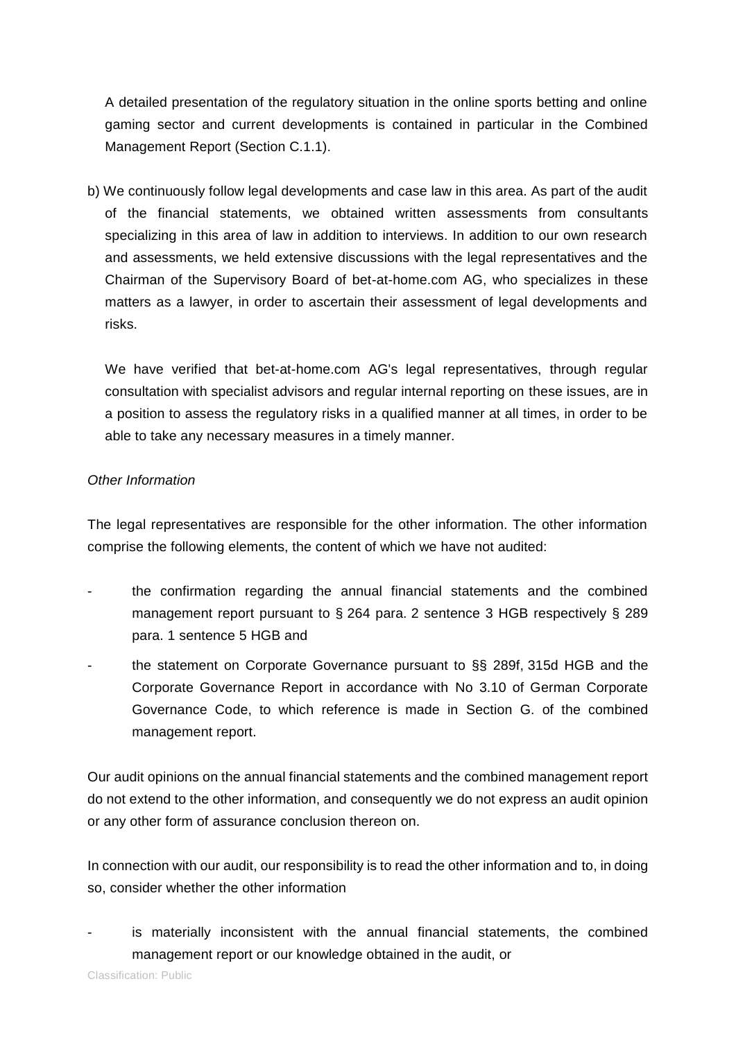A detailed presentation of the regulatory situation in the online sports betting and online gaming sector and current developments is contained in particular in the Combined Management Report (Section C.1.1).

b) We continuously follow legal developments and case law in this area. As part of the audit of the financial statements, we obtained written assessments from consultants specializing in this area of law in addition to interviews. In addition to our own research and assessments, we held extensive discussions with the legal representatives and the Chairman of the Supervisory Board of bet-at-home.com AG, who specializes in these matters as a lawyer, in order to ascertain their assessment of legal developments and risks.

We have verified that bet-at-home.com AG's legal representatives, through regular consultation with specialist advisors and regular internal reporting on these issues, are in a position to assess the regulatory risks in a qualified manner at all times, in order to be able to take any necessary measures in a timely manner.

*Other Information*

The legal representatives are responsible for the other information. The other information comprise the following elements, the content of which we have not audited:

- the confirmation regarding the annual financial statements and the combined management report pursuant to § 264 para. 2 sentence 3 HGB respectively § 289 para. 1 sentence 5 HGB and
- the statement on Corporate Governance pursuant to §§ 289f, 315d HGB and the Corporate Governance Report in accordance with No 3.10 of German Corporate Governance Code, to which reference is made in Section G. of the combined management report.

Our audit opinions on the annual financial statements and the combined management report do not extend to the other information, and consequently we do not express an audit opinion or any other form of assurance conclusion thereon on.

In connection with our audit, our responsibility is to read the other information and to, in doing so, consider whether the other information

- is materially inconsistent with the annual financial statements, the combined management report or our knowledge obtained in the audit, or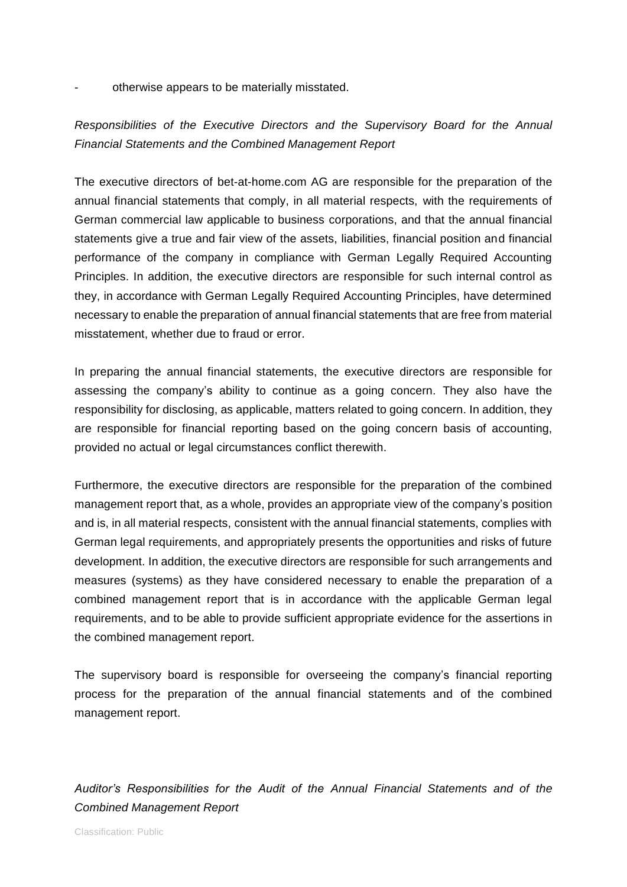- otherwise appears to be materially misstated.

*Responsibilities of the Executive Directors and the Supervisory Board for the Annual Financial Statements and the Combined Management Report*

The executive directors of bet-at-home.com AG are responsible for the preparation of the annual financial statements that comply, in all material respects, with the requirements of German commercial law applicable to business corporations, and that the annual financial statements give a true and fair view of the assets, liabilities, financial position and financial performance of the company in compliance with German Legally Required Accounting Principles. In addition, the executive directors are responsible for such internal control as they, in accordance with German Legally Required Accounting Principles, have determined necessary to enable the preparation of annual financial statements that are free from material misstatement, whether due to fraud or error.

In preparing the annual financial statements, the executive directors are responsible for assessing the company's ability to continue as a going concern. They also have the responsibility for disclosing, as applicable, matters related to going concern. In addition, they are responsible for financial reporting based on the going concern basis of accounting, provided no actual or legal circumstances conflict therewith.

Furthermore, the executive directors are responsible for the preparation of the combined management report that, as a whole, provides an appropriate view of the company's position and is, in all material respects, consistent with the annual financial statements, complies with German legal requirements, and appropriately presents the opportunities and risks of future development. In addition, the executive directors are responsible for such arrangements and measures (systems) as they have considered necessary to enable the preparation of a combined management report that is in accordance with the applicable German legal requirements, and to be able to provide sufficient appropriate evidence for the assertions in the combined management report.

The supervisory board is responsible for overseeing the company's financial reporting process for the preparation of the annual financial statements and of the combined management report.

*Auditor's Responsibilities for the Audit of the Annual Financial Statements and of the Combined Management Report*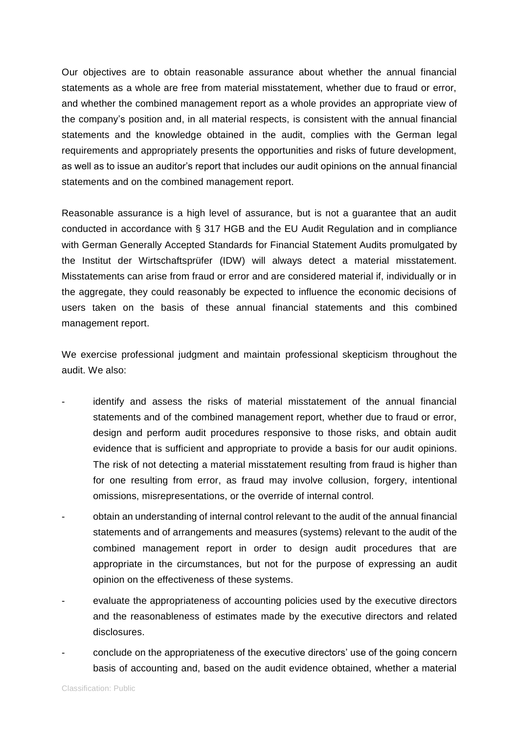Our objectives are to obtain reasonable assurance about whether the annual financial statements as a whole are free from material misstatement, whether due to fraud or error, and whether the combined management report as a whole provides an appropriate view of the company's position and, in all material respects, is consistent with the annual financial statements and the knowledge obtained in the audit, complies with the German legal requirements and appropriately presents the opportunities and risks of future development, as well as to issue an auditor's report that includes our audit opinions on the annual financial statements and on the combined management report.

Reasonable assurance is a high level of assurance, but is not a guarantee that an audit conducted in accordance with § 317 HGB and the EU Audit Regulation and in compliance with German Generally Accepted Standards for Financial Statement Audits promulgated by the Institut der Wirtschaftsprüfer (IDW) will always detect a material misstatement. Misstatements can arise from fraud or error and are considered material if, individually or in the aggregate, they could reasonably be expected to influence the economic decisions of users taken on the basis of these annual financial statements and this combined management report.

We exercise professional judgment and maintain professional skepticism throughout the audit. We also:

- identify and assess the risks of material misstatement of the annual financial statements and of the combined management report, whether due to fraud or error, design and perform audit procedures responsive to those risks, and obtain audit evidence that is sufficient and appropriate to provide a basis for our audit opinions. The risk of not detecting a material misstatement resulting from fraud is higher than for one resulting from error, as fraud may involve collusion, forgery, intentional omissions, misrepresentations, or the override of internal control.
- obtain an understanding of internal control relevant to the audit of the annual financial statements and of arrangements and measures (systems) relevant to the audit of the combined management report in order to design audit procedures that are appropriate in the circumstances, but not for the purpose of expressing an audit opinion on the effectiveness of these systems.
- evaluate the appropriateness of accounting policies used by the executive directors and the reasonableness of estimates made by the executive directors and related disclosures.
- conclude on the appropriateness of the executive directors' use of the going concern basis of accounting and, based on the audit evidence obtained, whether a material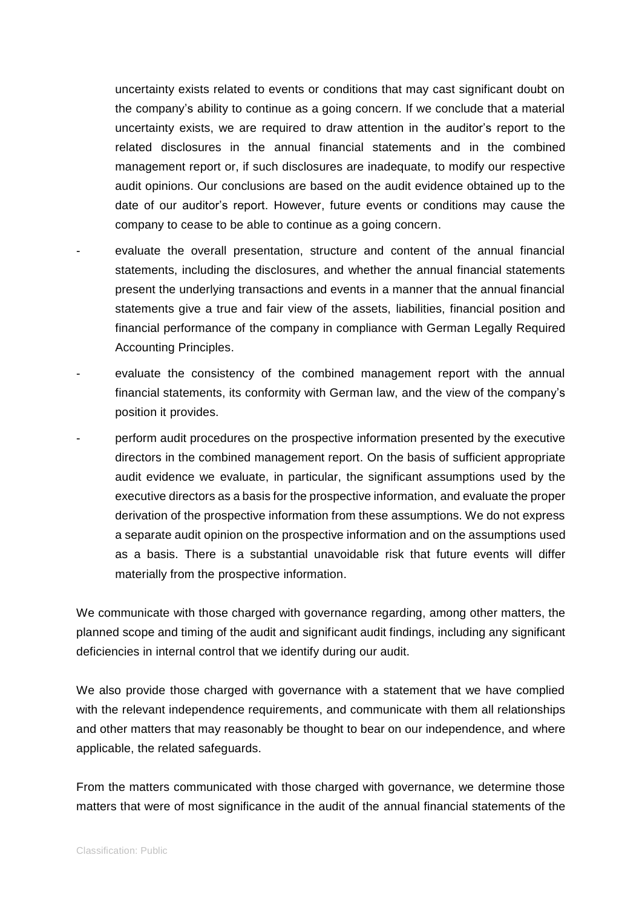uncertainty exists related to events or conditions that may cast significant doubt on the company's ability to continue as a going concern. If we conclude that a material uncertainty exists, we are required to draw attention in the auditor's report to the related disclosures in the annual financial statements and in the combined management report or, if such disclosures are inadequate, to modify our respective audit opinions. Our conclusions are based on the audit evidence obtained up to the date of our auditor's report. However, future events or conditions may cause the company to cease to be able to continue as a going concern.

- evaluate the overall presentation, structure and content of the annual financial statements, including the disclosures, and whether the annual financial statements present the underlying transactions and events in a manner that the annual financial statements give a true and fair view of the assets, liabilities, financial position and financial performance of the company in compliance with German Legally Required Accounting Principles.
- evaluate the consistency of the combined management report with the annual financial statements, its conformity with German law, and the view of the company's position it provides.
- perform audit procedures on the prospective information presented by the executive directors in the combined management report. On the basis of sufficient appropriate audit evidence we evaluate, in particular, the significant assumptions used by the executive directors as a basis for the prospective information, and evaluate the proper derivation of the prospective information from these assumptions. We do not express a separate audit opinion on the prospective information and on the assumptions used as a basis. There is a substantial unavoidable risk that future events will differ materially from the prospective information.

We communicate with those charged with governance regarding, among other matters, the planned scope and timing of the audit and significant audit findings, including any significant deficiencies in internal control that we identify during our audit.

We also provide those charged with governance with a statement that we have complied with the relevant independence requirements, and communicate with them all relationships and other matters that may reasonably be thought to bear on our independence, and where applicable, the related safeguards.

From the matters communicated with those charged with governance, we determine those matters that were of most significance in the audit of the annual financial statements of the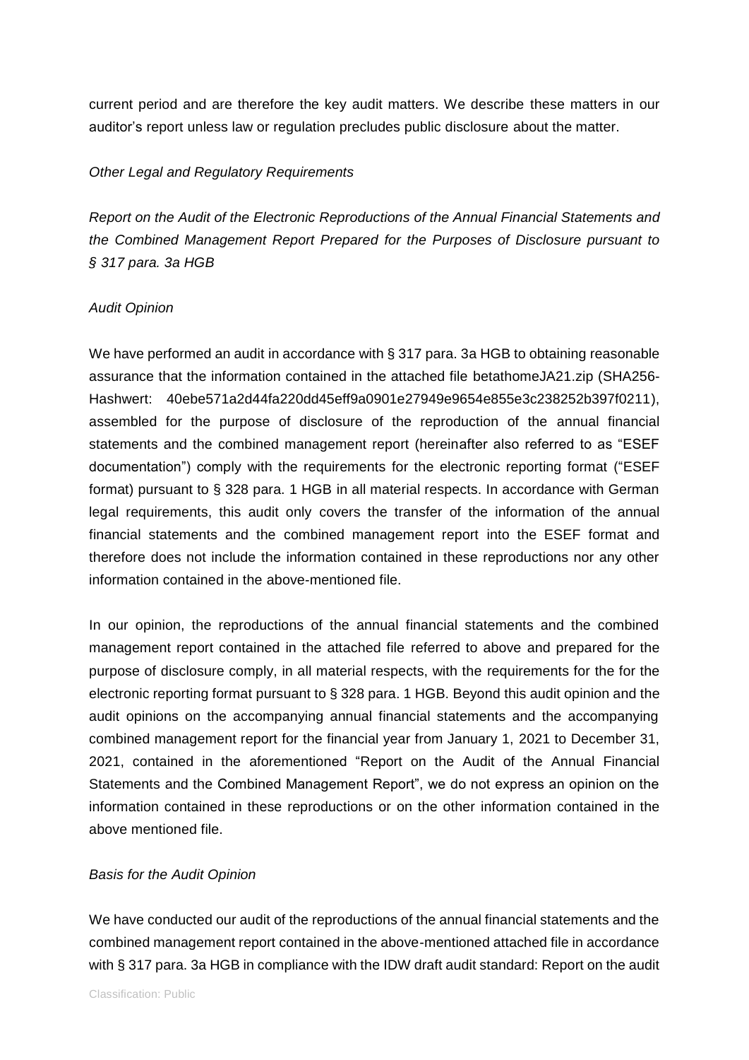current period and are therefore the key audit matters. We describe these matters in our auditor's report unless law or regulation precludes public disclosure about the matter.

*Other Legal and Regulatory Requirements*

*Report on the Audit of the Electronic Reproductions of the Annual Financial Statements and the Combined Management Report Prepared for the Purposes of Disclosure pursuant to § 317 para. 3a HGB*

*Audit Opinion*

We have performed an audit in accordance with § 317 para. 3a HGB to obtaining reasonable assurance that the information contained in the attached file betathomeJA21.zip (SHA256-Hashwert: 40ebe571a2d44fa220dd45eff9a0901e27949e9654e855e3c238252b397f0211), assembled for the purpose of disclosure of the reproduction of the annual financial statements and the combined management report (hereinafter also referred to as "ESEF documentation") comply with the requirements for the electronic reporting format ("ESEF format) pursuant to § 328 para. 1 HGB in all material respects. In accordance with German legal requirements, this audit only covers the transfer of the information of the annual financial statements and the combined management report into the ESEF format and therefore does not include the information contained in these reproductions nor any other information contained in the above-mentioned file.

In our opinion, the reproductions of the annual financial statements and the combined management report contained in the attached file referred to above and prepared for the purpose of disclosure comply, in all material respects, with the requirements for the for the electronic reporting format pursuant to § 328 para. 1 HGB. Beyond this audit opinion and the audit opinions on the accompanying annual financial statements and the accompanying combined management report for the financial year from January 1, 2021 to December 31, 2021, contained in the aforementioned "Report on the Audit of the Annual Financial Statements and the Combined Management Report", we do not express an opinion on the information contained in these reproductions or on the other information contained in the above mentioned file.

*Basis for the Audit Opinion*

We have conducted our audit of the reproductions of the annual financial statements and the combined management report contained in the above-mentioned attached file in accordance with § 317 para. 3a HGB in compliance with the IDW draft audit standard: Report on the audit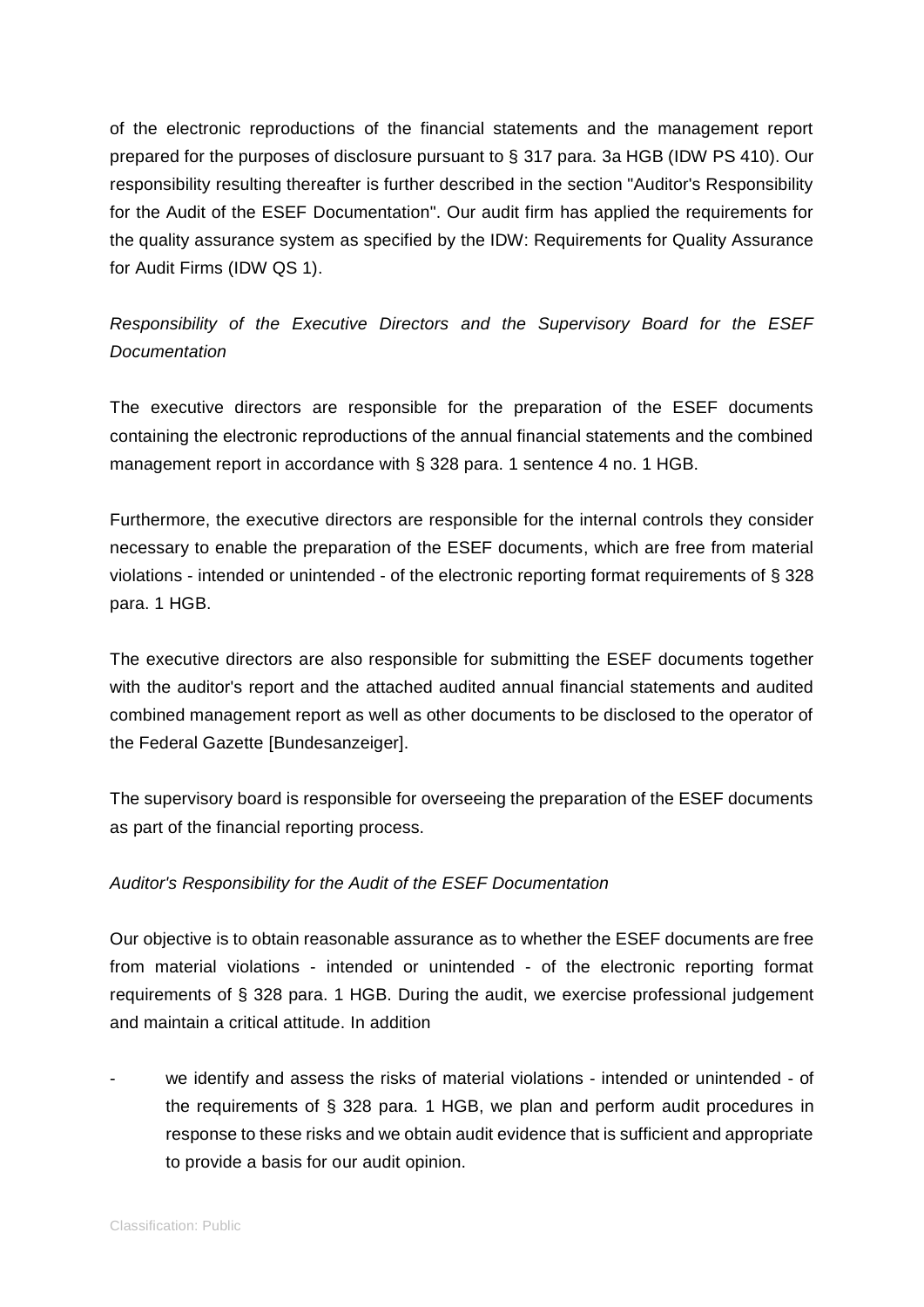of the electronic reproductions of the financial statements and the management report prepared for the purposes of disclosure pursuant to § 317 para. 3a HGB (IDW PS 410). Our responsibility resulting thereafter is further described in the section "Auditor's Responsibility for the Audit of the ESEF Documentation". Our audit firm has applied the requirements for the quality assurance system as specified by the IDW: Requirements for Quality Assurance for Audit Firms (IDW QS 1).

*Responsibility of the Executive Directors and the Supervisory Board for the ESEF Documentation*

The executive directors are responsible for the preparation of the ESEF documents containing the electronic reproductions of the annual financial statements and the combined management report in accordance with § 328 para. 1 sentence 4 no. 1 HGB.

Furthermore, the executive directors are responsible for the internal controls they consider necessary to enable the preparation of the ESEF documents, which are free from material violations - intended or unintended - of the electronic reporting format requirements of § 328 para. 1 HGB.

The executive directors are also responsible for submitting the ESEF documents together with the auditor's report and the attached audited annual financial statements and audited combined management report as well as other documents to be disclosed to the operator of the Federal Gazette [Bundesanzeiger].

The supervisory board is responsible for overseeing the preparation of the ESEF documents as part of the financial reporting process.

*Auditor's Responsibility for the Audit of the ESEF Documentation*

Our objective is to obtain reasonable assurance as to whether the ESEF documents are free from material violations - intended or unintended - of the electronic reporting format requirements of § 328 para. 1 HGB. During the audit, we exercise professional judgement and maintain a critical attitude. In addition

- we identify and assess the risks of material violations - intended or unintended - of the requirements of § 328 para. 1 HGB, we plan and perform audit procedures in response to these risks and we obtain audit evidence that is sufficient and appropriate to provide a basis for our audit opinion.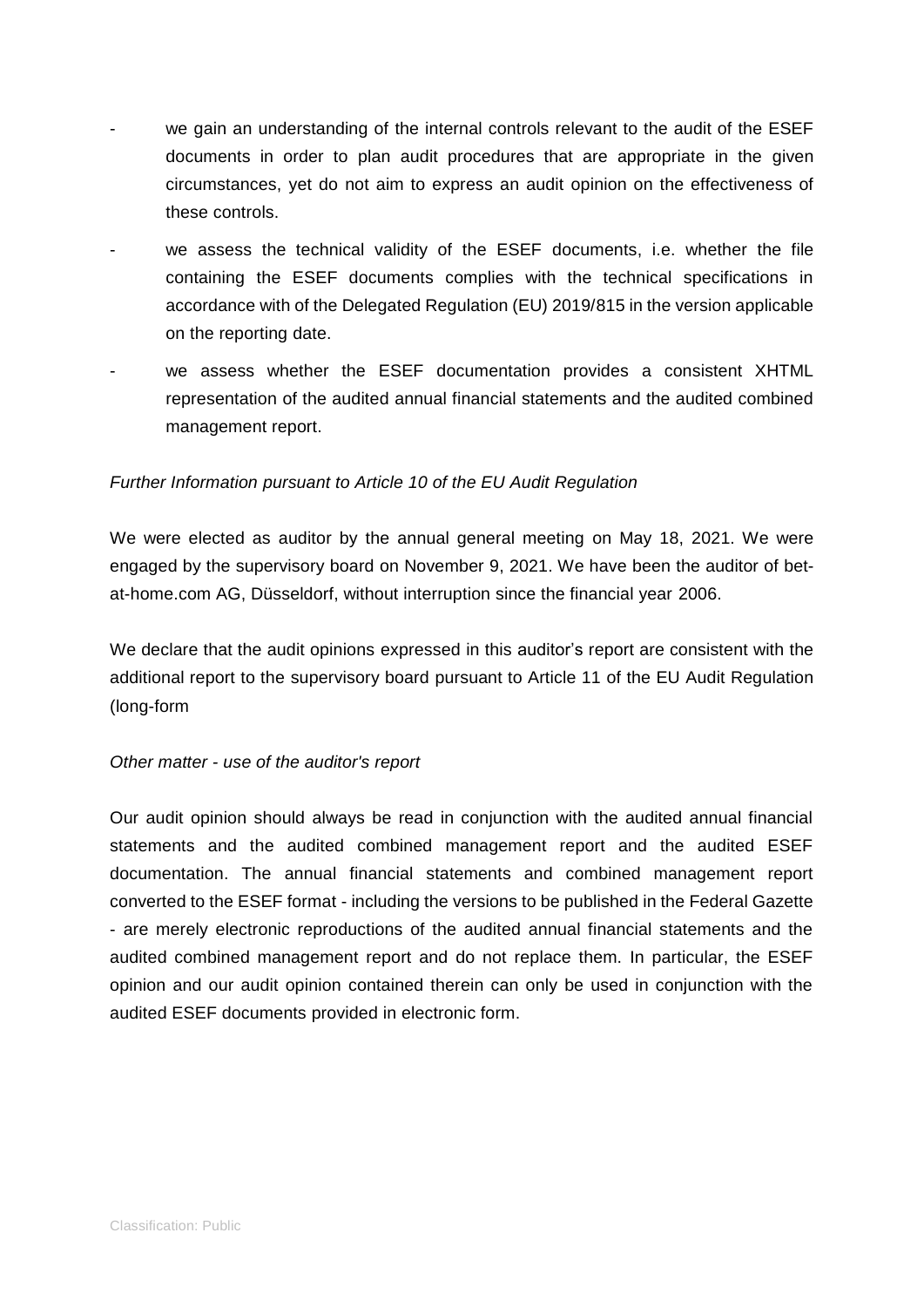- we gain an understanding of the internal controls relevant to the audit of the ESEF documents in order to plan audit procedures that are appropriate in the given circumstances, yet do not aim to express an audit opinion on the effectiveness of these controls.
- we assess the technical validity of the ESEF documents, i.e. whether the file containing the ESEF documents complies with the technical specifications in accordance with of the Delegated Regulation (EU) 2019/815 in the version applicable on the reporting date.
- we assess whether the ESEF documentation provides a consistent XHTML representation of the audited annual financial statements and the audited combined management report.

*Further Information pursuant to Article 10 of the EU Audit Regulation*

We were elected as auditor by the annual general meeting on May 18, 2021. We were engaged by the supervisory board on November 9, 2021. We have been the auditor of bet-at-home.com AG, Düsseldorf, without interruption since the financial year 2006.

We declare that the audit opinions expressed in this auditor's report are consistent with the additional report to the supervisory board pursuant to Article 11 of the EU Audit Regulation (long-form

*Other matter - use of the auditor's report*

Our audit opinion should always be read in conjunction with the audited annual financial statements and the audited combined management report and the audited ESEF documentation. The annual financial statements and combined management report converted to the ESEF format - including the versions to be published in the Federal Gazette - are merely electronic reproductions of the audited annual financial statements and the audited combined management report and do not replace them. In particular, the ESEF opinion and our audit opinion contained therein can only be used in conjunction with the audited ESEF documents provided in electronic form.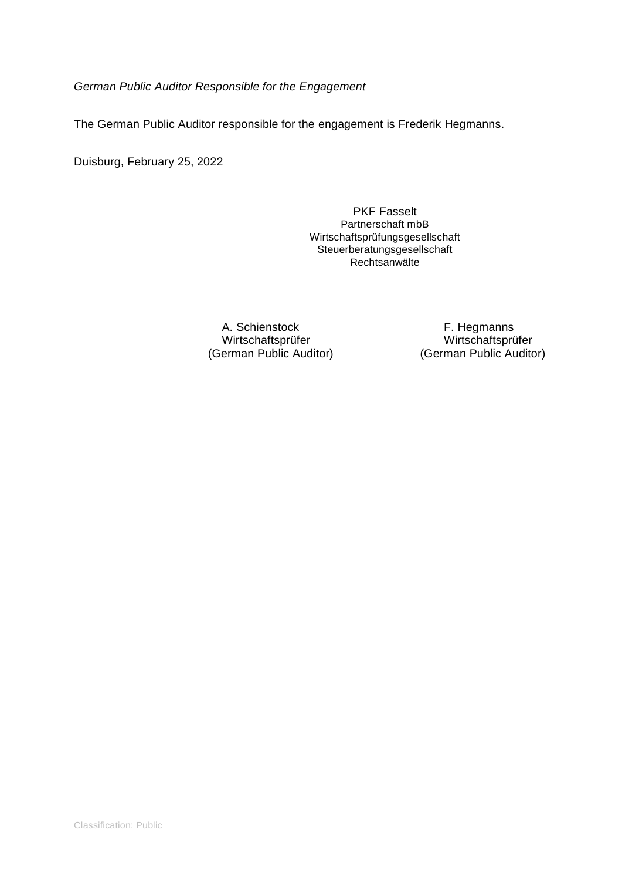*German Public Auditor Responsible for the Engagement*

The German Public Auditor responsible for the engagement is Frederik Hegmanns.

Duisburg, February 25, 2022

PKF Fasselt
Partnerschaft mbB
Wirtschaftsprüfungsgesellschaft
Steuerberatungsgesellschaft
Rechtsanwälte

| | |
|---|---|
| A. Schienstock | F. Hegmanns |
| Wirtschaftsprüfer | Wirtschaftsprüfer |
| (German Public Auditor) | (German Public Auditor) |

Classification: Public